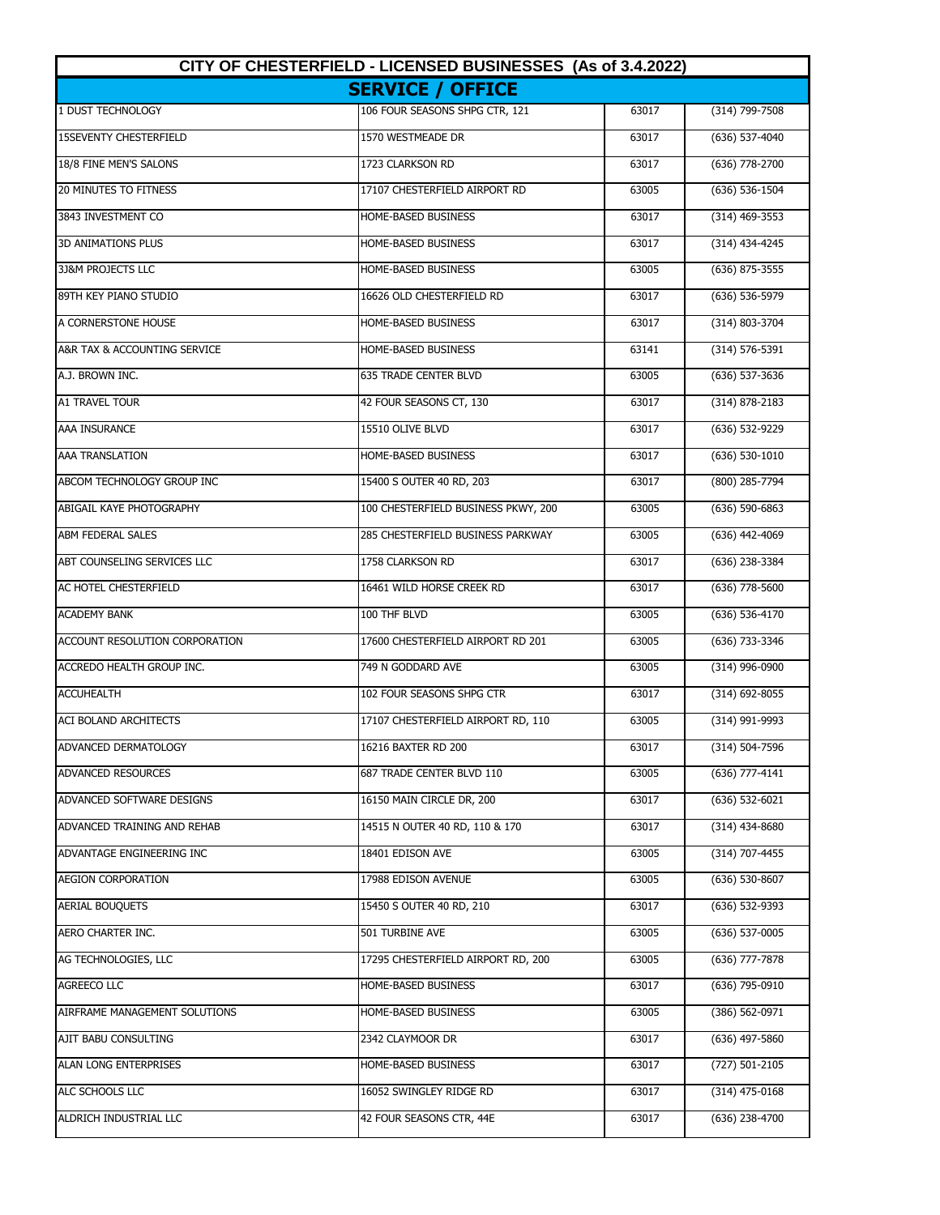# CITY OF CHESTERFIELD - LICENSED BUSINESSES (As of 3.4.2022)

## SERVICE / OFFICE

| | | | |
|---|---|---|---|
| 1 DUST TECHNOLOGY | 106 FOUR SEASONS SHPG CTR, 121 | 63017 | (314) 799-7508 |
| 15SEVENTY CHESTERFIELD | 1570 WESTMEADE DR | 63017 | (636) 537-4040 |
| 18/8 FINE MEN'S SALONS | 1723 CLARKSON RD | 63017 | (636) 778-2700 |
| 20 MINUTES TO FITNESS | 17107 CHESTERFIELD AIRPORT RD | 63005 | (636) 536-1504 |
| 3843 INVESTMENT CO | HOME-BASED BUSINESS | 63017 | (314) 469-3553 |
| 3D ANIMATIONS PLUS | HOME-BASED BUSINESS | 63017 | (314) 434-4245 |
| 3J&M PROJECTS LLC | HOME-BASED BUSINESS | 63005 | (636) 875-3555 |
| 89TH KEY PIANO STUDIO | 16626 OLD CHESTERFIELD RD | 63017 | (636) 536-5979 |
| A CORNERSTONE HOUSE | HOME-BASED BUSINESS | 63017 | (314) 803-3704 |
| A&R TAX & ACCOUNTING SERVICE | HOME-BASED BUSINESS | 63141 | (314) 576-5391 |
| A.J. BROWN INC. | 635 TRADE CENTER BLVD | 63005 | (636) 537-3636 |
| A1 TRAVEL TOUR | 42 FOUR SEASONS CT, 130 | 63017 | (314) 878-2183 |
| AAA INSURANCE | 15510 OLIVE BLVD | 63017 | (636) 532-9229 |
| AAA TRANSLATION | HOME-BASED BUSINESS | 63017 | (636) 530-1010 |
| ABCOM TECHNOLOGY GROUP INC | 15400 S OUTER 40 RD, 203 | 63017 | (800) 285-7794 |
| ABIGAIL KAYE PHOTOGRAPHY | 100 CHESTERFIELD BUSINESS PKWY, 200 | 63005 | (636) 590-6863 |
| ABM FEDERAL SALES | 285 CHESTERFIELD BUSINESS PARKWAY | 63005 | (636) 442-4069 |
| ABT COUNSELING SERVICES LLC | 1758 CLARKSON RD | 63017 | (636) 238-3384 |
| AC HOTEL CHESTERFIELD | 16461 WILD HORSE CREEK RD | 63017 | (636) 778-5600 |
| ACADEMY BANK | 100 THF BLVD | 63005 | (636) 536-4170 |
| ACCOUNT RESOLUTION CORPORATION | 17600 CHESTERFIELD AIRPORT RD 201 | 63005 | (636) 733-3346 |
| ACCREDO HEALTH GROUP INC. | 749 N GODDARD AVE | 63005 | (314) 996-0900 |
| ACCUHEALTH | 102 FOUR SEASONS SHPG CTR | 63017 | (314) 692-8055 |
| ACI BOLAND ARCHITECTS | 17107 CHESTERFIELD AIRPORT RD, 110 | 63005 | (314) 991-9993 |
| ADVANCED DERMATOLOGY | 16216 BAXTER RD 200 | 63017 | (314) 504-7596 |
| ADVANCED RESOURCES | 687 TRADE CENTER BLVD 110 | 63005 | (636) 777-4141 |
| ADVANCED SOFTWARE DESIGNS | 16150 MAIN CIRCLE DR, 200 | 63017 | (636) 532-6021 |
| ADVANCED TRAINING AND REHAB | 14515 N OUTER 40 RD, 110 & 170 | 63017 | (314) 434-8680 |
| ADVANTAGE ENGINEERING INC | 18401 EDISON AVE | 63005 | (314) 707-4455 |
| AEGION CORPORATION | 17988 EDISON AVENUE | 63005 | (636) 530-8607 |
| AERIAL BOUQUETS | 15450 S OUTER 40 RD, 210 | 63017 | (636) 532-9393 |
| AERO CHARTER INC. | 501 TURBINE AVE | 63005 | (636) 537-0005 |
| AG TECHNOLOGIES, LLC | 17295 CHESTERFIELD AIRPORT RD, 200 | 63005 | (636) 777-7878 |
| AGREECO LLC | HOME-BASED BUSINESS | 63017 | (636) 795-0910 |
| AIRFRAME MANAGEMENT SOLUTIONS | HOME-BASED BUSINESS | 63005 | (386) 562-0971 |
| AJIT BABU CONSULTING | 2342 CLAYMOOR DR | 63017 | (636) 497-5860 |
| ALAN LONG ENTERPRISES | HOME-BASED BUSINESS | 63017 | (727) 501-2105 |
| ALC SCHOOLS LLC | 16052 SWINGLEY RIDGE RD | 63017 | (314) 475-0168 |
| ALDRICH INDUSTRIAL LLC | 42 FOUR SEASONS CTR, 44E | 63017 | (636) 238-4700 |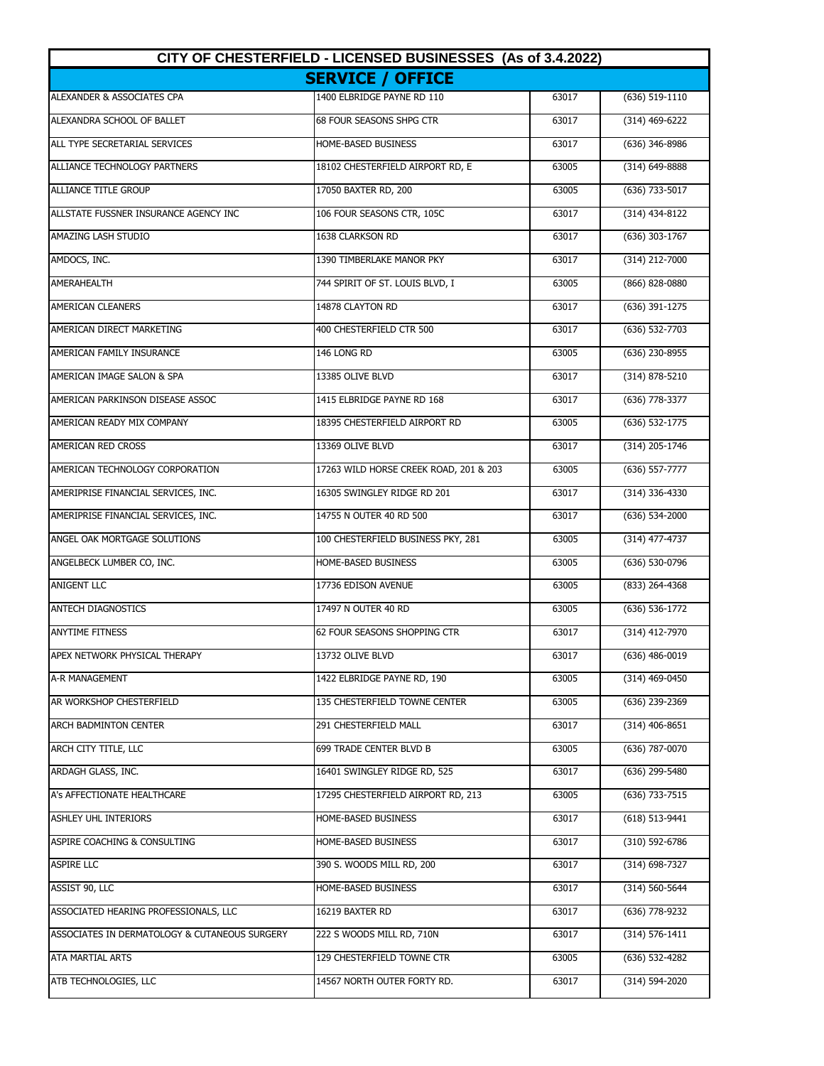# CITY OF CHESTERFIELD - LICENSED BUSINESSES (As of 3.4.2022)

## SERVICE / OFFICE

| | | | |
|---|---|---|---|
| ALEXANDER & ASSOCIATES CPA | 1400 ELBRIDGE PAYNE RD 110 | 63017 | (636) 519-1110 |
| ALEXANDRA SCHOOL OF BALLET | 68 FOUR SEASONS SHPG CTR | 63017 | (314) 469-6222 |
| ALL TYPE SECRETARIAL SERVICES | HOME-BASED BUSINESS | 63017 | (636) 346-8986 |
| ALLIANCE TECHNOLOGY PARTNERS | 18102 CHESTERFIELD AIRPORT RD, E | 63005 | (314) 649-8888 |
| ALLIANCE TITLE GROUP | 17050 BAXTER RD, 200 | 63005 | (636) 733-5017 |
| ALLSTATE FUSSNER INSURANCE AGENCY INC | 106 FOUR SEASONS CTR, 105C | 63017 | (314) 434-8122 |
| AMAZING LASH STUDIO | 1638 CLARKSON RD | 63017 | (636) 303-1767 |
| AMDOCS, INC. | 1390 TIMBERLAKE MANOR PKY | 63017 | (314) 212-7000 |
| AMERAHEALTH | 744 SPIRIT OF ST. LOUIS BLVD, I | 63005 | (866) 828-0880 |
| AMERICAN CLEANERS | 14878 CLAYTON RD | 63017 | (636) 391-1275 |
| AMERICAN DIRECT MARKETING | 400 CHESTERFIELD CTR 500 | 63017 | (636) 532-7703 |
| AMERICAN FAMILY INSURANCE | 146 LONG RD | 63005 | (636) 230-8955 |
| AMERICAN IMAGE SALON & SPA | 13385 OLIVE BLVD | 63017 | (314) 878-5210 |
| AMERICAN PARKINSON DISEASE ASSOC | 1415 ELBRIDGE PAYNE RD 168 | 63017 | (636) 778-3377 |
| AMERICAN READY MIX COMPANY | 18395 CHESTERFIELD AIRPORT RD | 63005 | (636) 532-1775 |
| AMERICAN RED CROSS | 13369 OLIVE BLVD | 63017 | (314) 205-1746 |
| AMERICAN TECHNOLOGY CORPORATION | 17263 WILD HORSE CREEK ROAD, 201 & 203 | 63005 | (636) 557-7777 |
| AMERIPRISE FINANCIAL SERVICES, INC. | 16305 SWINGLEY RIDGE RD 201 | 63017 | (314) 336-4330 |
| AMERIPRISE FINANCIAL SERVICES, INC. | 14755 N OUTER 40 RD 500 | 63017 | (636) 534-2000 |
| ANGEL OAK MORTGAGE SOLUTIONS | 100 CHESTERFIELD BUSINESS PKY, 281 | 63005 | (314) 477-4737 |
| ANGELBECK LUMBER CO, INC. | HOME-BASED BUSINESS | 63005 | (636) 530-0796 |
| ANIGENT LLC | 17736 EDISON AVENUE | 63005 | (833) 264-4368 |
| ANTECH DIAGNOSTICS | 17497 N OUTER 40 RD | 63005 | (636) 536-1772 |
| ANYTIME FITNESS | 62 FOUR SEASONS SHOPPING CTR | 63017 | (314) 412-7970 |
| APEX NETWORK PHYSICAL THERAPY | 13732 OLIVE BLVD | 63017 | (636) 486-0019 |
| A-R MANAGEMENT | 1422 ELBRIDGE PAYNE RD, 190 | 63005 | (314) 469-0450 |
| AR WORKSHOP CHESTERFIELD | 135 CHESTERFIELD TOWNE CENTER | 63005 | (636) 239-2369 |
| ARCH BADMINTON CENTER | 291 CHESTERFIELD MALL | 63017 | (314) 406-8651 |
| ARCH CITY TITLE, LLC | 699 TRADE CENTER BLVD B | 63005 | (636) 787-0070 |
| ARDAGH GLASS, INC. | 16401 SWINGLEY RIDGE RD, 525 | 63017 | (636) 299-5480 |
| A's AFFECTIONATE HEALTHCARE | 17295 CHESTERFIELD AIRPORT RD, 213 | 63005 | (636) 733-7515 |
| ASHLEY UHL INTERIORS | HOME-BASED BUSINESS | 63017 | (618) 513-9441 |
| ASPIRE COACHING & CONSULTING | HOME-BASED BUSINESS | 63017 | (310) 592-6786 |
| ASPIRE LLC | 390 S. WOODS MILL RD, 200 | 63017 | (314) 698-7327 |
| ASSIST 90, LLC | HOME-BASED BUSINESS | 63017 | (314) 560-5644 |
| ASSOCIATED HEARING PROFESSIONALS, LLC | 16219 BAXTER RD | 63017 | (636) 778-9232 |
| ASSOCIATES IN DERMATOLOGY & CUTANEOUS SURGERY | 222 S WOODS MILL RD, 710N | 63017 | (314) 576-1411 |
| ATA MARTIAL ARTS | 129 CHESTERFIELD TOWNE CTR | 63005 | (636) 532-4282 |
| ATB TECHNOLOGIES, LLC | 14567 NORTH OUTER FORTY RD. | 63017 | (314) 594-2020 |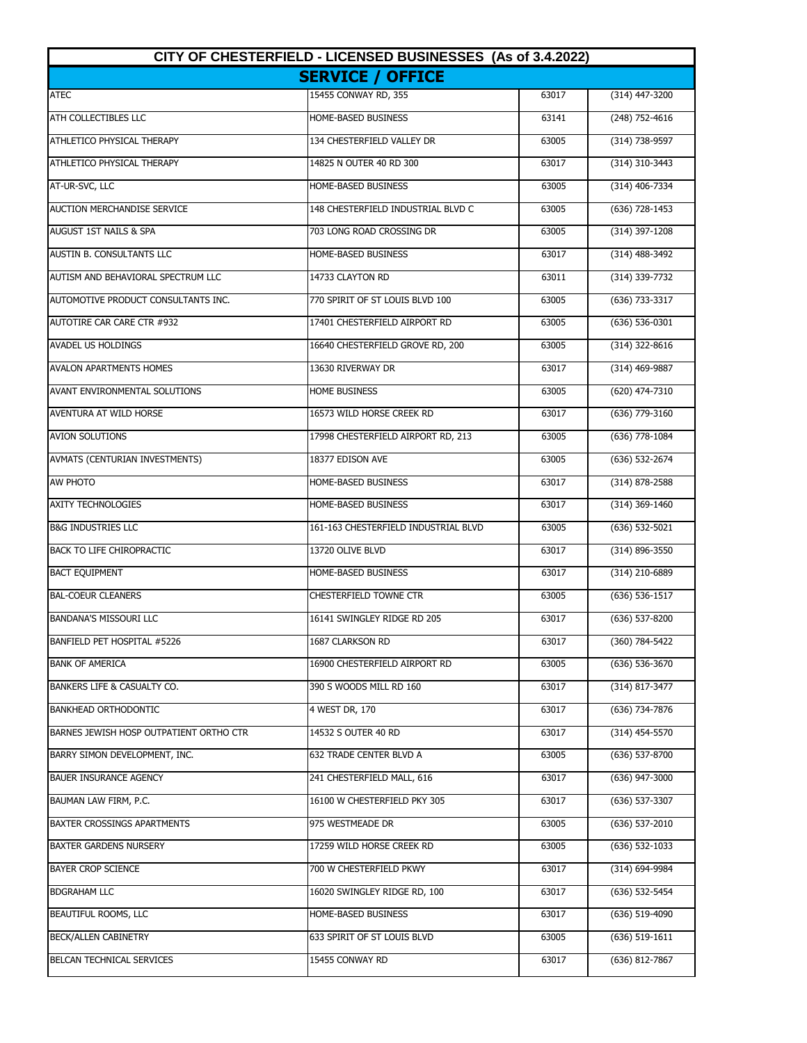## CITY OF CHESTERFIELD - LICENSED BUSINESSES (As of 3.4.2022)

### SERVICE / OFFICE

| | | | |
|---|---|---|---|
| ATEC | 15455 CONWAY RD, 355 | 63017 | (314) 447-3200 |
| ATH COLLECTIBLES LLC | HOME-BASED BUSINESS | 63141 | (248) 752-4616 |
| ATHLETICO PHYSICAL THERAPY | 134 CHESTERFIELD VALLEY DR | 63005 | (314) 738-9597 |
| ATHLETICO PHYSICAL THERAPY | 14825 N OUTER 40 RD 300 | 63017 | (314) 310-3443 |
| AT-UR-SVC, LLC | HOME-BASED BUSINESS | 63005 | (314) 406-7334 |
| AUCTION MERCHANDISE SERVICE | 148 CHESTERFIELD INDUSTRIAL BLVD C | 63005 | (636) 728-1453 |
| AUGUST 1ST NAILS & SPA | 703 LONG ROAD CROSSING DR | 63005 | (314) 397-1208 |
| AUSTIN B. CONSULTANTS LLC | HOME-BASED BUSINESS | 63017 | (314) 488-3492 |
| AUTISM AND BEHAVIORAL SPECTRUM LLC | 14733 CLAYTON RD | 63011 | (314) 339-7732 |
| AUTOMOTIVE PRODUCT CONSULTANTS INC. | 770 SPIRIT OF ST LOUIS BLVD 100 | 63005 | (636) 733-3317 |
| AUTOTIRE CAR CARE CTR #932 | 17401 CHESTERFIELD AIRPORT RD | 63005 | (636) 536-0301 |
| AVADEL US HOLDINGS | 16640 CHESTERFIELD GROVE RD, 200 | 63005 | (314) 322-8616 |
| AVALON APARTMENTS HOMES | 13630 RIVERWAY DR | 63017 | (314) 469-9887 |
| AVANT ENVIRONMENTAL SOLUTIONS | HOME BUSINESS | 63005 | (620) 474-7310 |
| AVENTURA AT WILD HORSE | 16573 WILD HORSE CREEK RD | 63017 | (636) 779-3160 |
| AVION SOLUTIONS | 17998 CHESTERFIELD AIRPORT RD, 213 | 63005 | (636) 778-1084 |
| AVMATS (CENTURIAN INVESTMENTS) | 18377 EDISON AVE | 63005 | (636) 532-2674 |
| AW PHOTO | HOME-BASED BUSINESS | 63017 | (314) 878-2588 |
| AXITY TECHNOLOGIES | HOME-BASED BUSINESS | 63017 | (314) 369-1460 |
| B&G INDUSTRIES LLC | 161-163 CHESTERFIELD INDUSTRIAL BLVD | 63005 | (636) 532-5021 |
| BACK TO LIFE CHIROPRACTIC | 13720 OLIVE BLVD | 63017 | (314) 896-3550 |
| BACT EQUIPMENT | HOME-BASED BUSINESS | 63017 | (314) 210-6889 |
| BAL-COEUR CLEANERS | CHESTERFIELD TOWNE CTR | 63005 | (636) 536-1517 |
| BANDANA'S MISSOURI LLC | 16141 SWINGLEY RIDGE RD 205 | 63017 | (636) 537-8200 |
| BANFIELD PET HOSPITAL #5226 | 1687 CLARKSON RD | 63017 | (360) 784-5422 |
| BANK OF AMERICA | 16900 CHESTERFIELD AIRPORT RD | 63005 | (636) 536-3670 |
| BANKERS LIFE & CASUALTY CO. | 390 S WOODS MILL RD 160 | 63017 | (314) 817-3477 |
| BANKHEAD ORTHODONTIC | 4 WEST DR, 170 | 63017 | (636) 734-7876 |
| BARNES JEWISH HOSP OUTPATIENT ORTHO CTR | 14532 S OUTER 40 RD | 63017 | (314) 454-5570 |
| BARRY SIMON DEVELOPMENT, INC. | 632 TRADE CENTER BLVD A | 63005 | (636) 537-8700 |
| BAUER INSURANCE AGENCY | 241 CHESTERFIELD MALL, 616 | 63017 | (636) 947-3000 |
| BAUMAN LAW FIRM, P.C. | 16100 W CHESTERFIELD PKY 305 | 63017 | (636) 537-3307 |
| BAXTER CROSSINGS APARTMENTS | 975 WESTMEADE DR | 63005 | (636) 537-2010 |
| BAXTER GARDENS NURSERY | 17259 WILD HORSE CREEK RD | 63005 | (636) 532-1033 |
| BAYER CROP SCIENCE | 700 W CHESTERFIELD PKWY | 63017 | (314) 694-9984 |
| BDGRAHAM LLC | 16020 SWINGLEY RIDGE RD, 100 | 63017 | (636) 532-5454 |
| BEAUTIFUL ROOMS, LLC | HOME-BASED BUSINESS | 63017 | (636) 519-4090 |
| BECK/ALLEN CABINETRY | 633 SPIRIT OF ST LOUIS BLVD | 63005 | (636) 519-1611 |
| BELCAN TECHNICAL SERVICES | 15455 CONWAY RD | 63017 | (636) 812-7867 |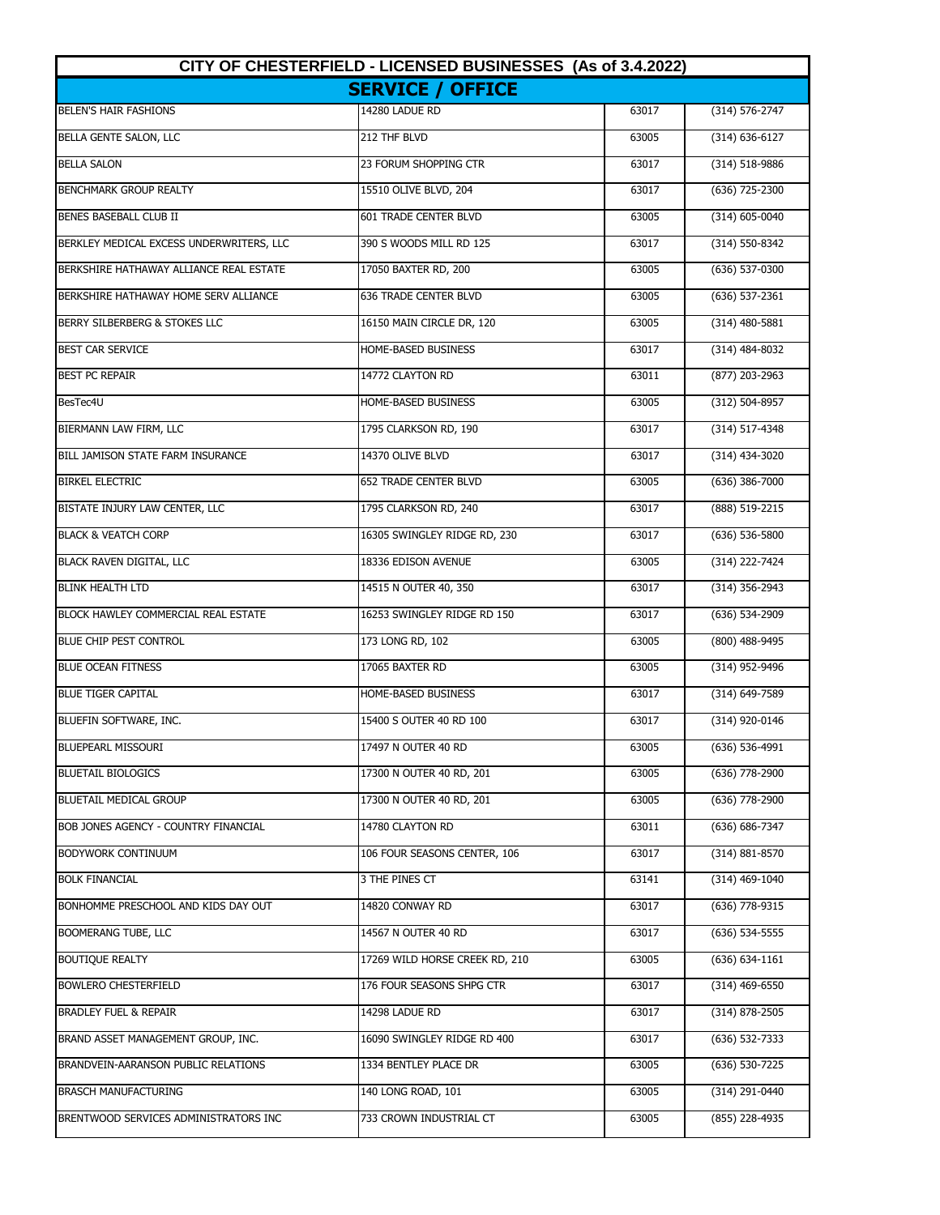| CITY OF CHESTERFIELD - LICENSED BUSINESSES (As of 3.4.2022) | | | |
|---|---|---|---|
| **SERVICE / OFFICE** | | | |
| BELEN'S HAIR FASHIONS | 14280 LADUE RD | 63017 | (314) 576-2747 |
| BELLA GENTE SALON, LLC | 212 THF BLVD | 63005 | (314) 636-6127 |
| BELLA SALON | 23 FORUM SHOPPING CTR | 63017 | (314) 518-9886 |
| BENCHMARK GROUP REALTY | 15510 OLIVE BLVD, 204 | 63017 | (636) 725-2300 |
| BENES BASEBALL CLUB II | 601 TRADE CENTER BLVD | 63005 | (314) 605-0040 |
| BERKLEY MEDICAL EXCESS UNDERWRITERS, LLC | 390 S WOODS MILL RD 125 | 63017 | (314) 550-8342 |
| BERKSHIRE HATHAWAY ALLIANCE REAL ESTATE | 17050 BAXTER RD, 200 | 63005 | (636) 537-0300 |
| BERKSHIRE HATHAWAY HOME SERV ALLIANCE | 636 TRADE CENTER BLVD | 63005 | (636) 537-2361 |
| BERRY SILBERBERG & STOKES LLC | 16150 MAIN CIRCLE DR, 120 | 63005 | (314) 480-5881 |
| BEST CAR SERVICE | HOME-BASED BUSINESS | 63017 | (314) 484-8032 |
| BEST PC REPAIR | 14772 CLAYTON RD | 63011 | (877) 203-2963 |
| BesTec4U | HOME-BASED BUSINESS | 63005 | (312) 504-8957 |
| BIERMANN LAW FIRM, LLC | 1795 CLARKSON RD, 190 | 63017 | (314) 517-4348 |
| BILL JAMISON STATE FARM INSURANCE | 14370 OLIVE BLVD | 63017 | (314) 434-3020 |
| BIRKEL ELECTRIC | 652 TRADE CENTER BLVD | 63005 | (636) 386-7000 |
| BISTATE INJURY LAW CENTER, LLC | 1795 CLARKSON RD, 240 | 63017 | (888) 519-2215 |
| BLACK & VEATCH CORP | 16305 SWINGLEY RIDGE RD, 230 | 63017 | (636) 536-5800 |
| BLACK RAVEN DIGITAL, LLC | 18336 EDISON AVENUE | 63005 | (314) 222-7424 |
| BLINK HEALTH LTD | 14515 N OUTER 40, 350 | 63017 | (314) 356-2943 |
| BLOCK HAWLEY COMMERCIAL REAL ESTATE | 16253 SWINGLEY RIDGE RD 150 | 63017 | (636) 534-2909 |
| BLUE CHIP PEST CONTROL | 173 LONG RD, 102 | 63005 | (800) 488-9495 |
| BLUE OCEAN FITNESS | 17065 BAXTER RD | 63005 | (314) 952-9496 |
| BLUE TIGER CAPITAL | HOME-BASED BUSINESS | 63017 | (314) 649-7589 |
| BLUEFIN SOFTWARE, INC. | 15400 S OUTER 40 RD 100 | 63017 | (314) 920-0146 |
| BLUEPEARL MISSOURI | 17497 N OUTER 40 RD | 63005 | (636) 536-4991 |
| BLUETAIL BIOLOGICS | 17300 N OUTER 40 RD, 201 | 63005 | (636) 778-2900 |
| BLUETAIL MEDICAL GROUP | 17300 N OUTER 40 RD, 201 | 63005 | (636) 778-2900 |
| BOB JONES AGENCY - COUNTRY FINANCIAL | 14780 CLAYTON RD | 63011 | (636) 686-7347 |
| BODYWORK CONTINUUM | 106 FOUR SEASONS CENTER, 106 | 63017 | (314) 881-8570 |
| BOLK FINANCIAL | 3 THE PINES CT | 63141 | (314) 469-1040 |
| BONHOMME PRESCHOOL AND KIDS DAY OUT | 14820 CONWAY RD | 63017 | (636) 778-9315 |
| BOOMERANG TUBE, LLC | 14567 N OUTER 40 RD | 63017 | (636) 534-5555 |
| BOUTIQUE REALTY | 17269 WILD HORSE CREEK RD, 210 | 63005 | (636) 634-1161 |
| BOWLERO CHESTERFIELD | 176 FOUR SEASONS SHPG CTR | 63017 | (314) 469-6550 |
| BRADLEY FUEL & REPAIR | 14298 LADUE RD | 63017 | (314) 878-2505 |
| BRAND ASSET MANAGEMENT GROUP, INC. | 16090 SWINGLEY RIDGE RD 400 | 63017 | (636) 532-7333 |
| BRANDVEIN-AARANSON PUBLIC RELATIONS | 1334 BENTLEY PLACE DR | 63005 | (636) 530-7225 |
| BRASCH MANUFACTURING | 140 LONG ROAD, 101 | 63005 | (314) 291-0440 |
| BRENTWOOD SERVICES ADMINISTRATORS INC | 733 CROWN INDUSTRIAL CT | 63005 | (855) 228-4935 |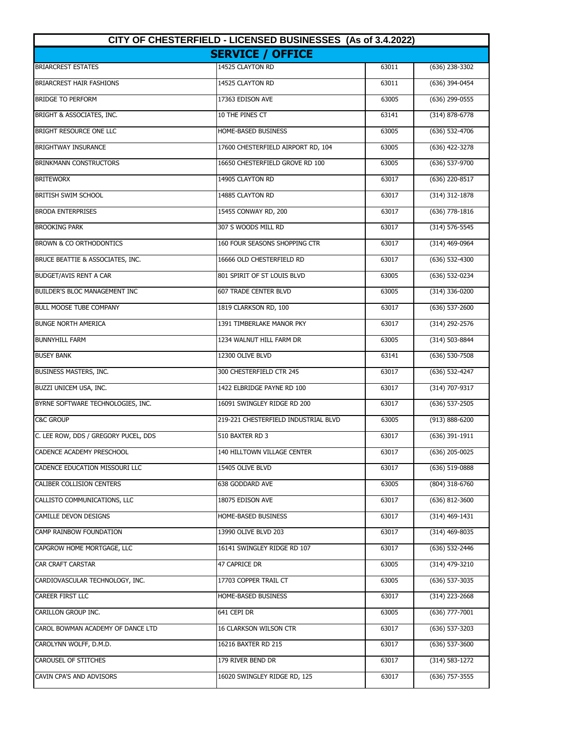# CITY OF CHESTERFIELD - LICENSED BUSINESSES (As of 3.4.2022)

## SERVICE / OFFICE

| | | | |
|---|---|---|---|
| BRIARCREST ESTATES | 14525 CLAYTON RD | 63011 | (636) 238-3302 |
| BRIARCREST HAIR FASHIONS | 14525 CLAYTON RD | 63011 | (636) 394-0454 |
| BRIDGE TO PERFORM | 17363 EDISON AVE | 63005 | (636) 299-0555 |
| BRIGHT & ASSOCIATES, INC. | 10 THE PINES CT | 63141 | (314) 878-6778 |
| BRIGHT RESOURCE ONE LLC | HOME-BASED BUSINESS | 63005 | (636) 532-4706 |
| BRIGHTWAY INSURANCE | 17600 CHESTERFIELD AIRPORT RD, 104 | 63005 | (636) 422-3278 |
| BRINKMANN CONSTRUCTORS | 16650 CHESTERFIELD GROVE RD 100 | 63005 | (636) 537-9700 |
| BRITEWORX | 14905 CLAYTON RD | 63017 | (636) 220-8517 |
| BRITISH SWIM SCHOOL | 14885 CLAYTON RD | 63017 | (314) 312-1878 |
| BRODA ENTERPRISES | 15455 CONWAY RD, 200 | 63017 | (636) 778-1816 |
| BROOKING PARK | 307 S WOODS MILL RD | 63017 | (314) 576-5545 |
| BROWN & CO ORTHODONTICS | 160 FOUR SEASONS SHOPPING CTR | 63017 | (314) 469-0964 |
| BRUCE BEATTIE & ASSOCIATES, INC. | 16666 OLD CHESTERFIELD RD | 63017 | (636) 532-4300 |
| BUDGET/AVIS RENT A CAR | 801 SPIRIT OF ST LOUIS BLVD | 63005 | (636) 532-0234 |
| BUILDER'S BLOC MANAGEMENT INC | 607 TRADE CENTER BLVD | 63005 | (314) 336-0200 |
| BULL MOOSE TUBE COMPANY | 1819 CLARKSON RD, 100 | 63017 | (636) 537-2600 |
| BUNGE NORTH AMERICA | 1391 TIMBERLAKE MANOR PKY | 63017 | (314) 292-2576 |
| BUNNYHILL FARM | 1234 WALNUT HILL FARM DR | 63005 | (314) 503-8844 |
| BUSEY BANK | 12300 OLIVE BLVD | 63141 | (636) 530-7508 |
| BUSINESS MASTERS, INC. | 300 CHESTERFIELD CTR 245 | 63017 | (636) 532-4247 |
| BUZZI UNICEM USA, INC. | 1422 ELBRIDGE PAYNE RD 100 | 63017 | (314) 707-9317 |
| BYRNE SOFTWARE TECHNOLOGIES, INC. | 16091 SWINGLEY RIDGE RD 200 | 63017 | (636) 537-2505 |
| C&C GROUP | 219-221 CHESTERFIELD INDUSTRIAL BLVD | 63005 | (913) 888-6200 |
| C. LEE ROW, DDS / GREGORY PUCEL, DDS | 510 BAXTER RD 3 | 63017 | (636) 391-1911 |
| CADENCE ACADEMY PRESCHOOL | 140 HILLTOWN VILLAGE CENTER | 63017 | (636) 205-0025 |
| CADENCE EDUCATION MISSOURI LLC | 15405 OLIVE BLVD | 63017 | (636) 519-0888 |
| CALIBER COLLISION CENTERS | 638 GODDARD AVE | 63005 | (804) 318-6760 |
| CALLISTO COMMUNICATIONS, LLC | 18075 EDISON AVE | 63017 | (636) 812-3600 |
| CAMILLE DEVON DESIGNS | HOME-BASED BUSINESS | 63017 | (314) 469-1431 |
| CAMP RAINBOW FOUNDATION | 13990 OLIVE BLVD 203 | 63017 | (314) 469-8035 |
| CAPGROW HOME MORTGAGE, LLC | 16141 SWINGLEY RIDGE RD 107 | 63017 | (636) 532-2446 |
| CAR CRAFT CARSTAR | 47 CAPRICE DR | 63005 | (314) 479-3210 |
| CARDIOVASCULAR TECHNOLOGY, INC. | 17703 COPPER TRAIL CT | 63005 | (636) 537-3035 |
| CAREER FIRST LLC | HOME-BASED BUSINESS | 63017 | (314) 223-2668 |
| CARILLON GROUP INC. | 641 CEPI DR | 63005 | (636) 777-7001 |
| CAROL BOWMAN ACADEMY OF DANCE LTD | 16 CLARKSON WILSON CTR | 63017 | (636) 537-3203 |
| CAROLYNN WOLFF, D.M.D. | 16216 BAXTER RD 215 | 63017 | (636) 537-3600 |
| CAROUSEL OF STITCHES | 179 RIVER BEND DR | 63017 | (314) 583-1272 |
| CAVIN CPA'S AND ADVISORS | 16020 SWINGLEY RIDGE RD, 125 | 63017 | (636) 757-3555 |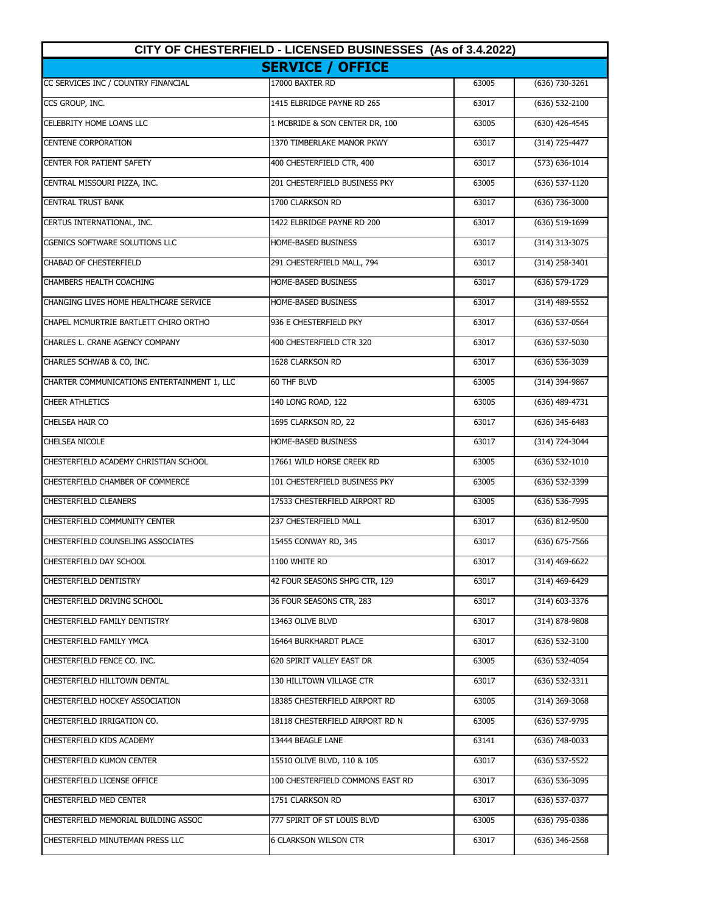| CITY OF CHESTERFIELD - LICENSED BUSINESSES (As of 3.4.2022) | | | |
|---|---|---|---|
| **SERVICE / OFFICE** | | | |
| CC SERVICES INC / COUNTRY FINANCIAL | 17000 BAXTER RD | 63005 | (636) 730-3261 |
| CCS GROUP, INC. | 1415 ELBRIDGE PAYNE RD 265 | 63017 | (636) 532-2100 |
| CELEBRITY HOME LOANS LLC | 1 MCBRIDE & SON CENTER DR, 100 | 63005 | (630) 426-4545 |
| CENTENE CORPORATION | 1370 TIMBERLAKE MANOR PKWY | 63017 | (314) 725-4477 |
| CENTER FOR PATIENT SAFETY | 400 CHESTERFIELD CTR, 400 | 63017 | (573) 636-1014 |
| CENTRAL MISSOURI PIZZA, INC. | 201 CHESTERFIELD BUSINESS PKY | 63005 | (636) 537-1120 |
| CENTRAL TRUST BANK | 1700 CLARKSON RD | 63017 | (636) 736-3000 |
| CERTUS INTERNATIONAL, INC. | 1422 ELBRIDGE PAYNE RD 200 | 63017 | (636) 519-1699 |
| CGENICS SOFTWARE SOLUTIONS LLC | HOME-BASED BUSINESS | 63017 | (314) 313-3075 |
| CHABAD OF CHESTERFIELD | 291 CHESTERFIELD MALL, 794 | 63017 | (314) 258-3401 |
| CHAMBERS HEALTH COACHING | HOME-BASED BUSINESS | 63017 | (636) 579-1729 |
| CHANGING LIVES HOME HEALTHCARE SERVICE | HOME-BASED BUSINESS | 63017 | (314) 489-5552 |
| CHAPEL MCMURTRIE BARTLETT CHIRO ORTHO | 936 E CHESTERFIELD PKY | 63017 | (636) 537-0564 |
| CHARLES L. CRANE AGENCY COMPANY | 400 CHESTERFIELD CTR 320 | 63017 | (636) 537-5030 |
| CHARLES SCHWAB & CO, INC. | 1628 CLARKSON RD | 63017 | (636) 536-3039 |
| CHARTER COMMUNICATIONS ENTERTAINMENT 1, LLC | 60 THF BLVD | 63005 | (314) 394-9867 |
| CHEER ATHLETICS | 140 LONG ROAD, 122 | 63005 | (636) 489-4731 |
| CHELSEA HAIR CO | 1695 CLARKSON RD, 22 | 63017 | (636) 345-6483 |
| CHELSEA NICOLE | HOME-BASED BUSINESS | 63017 | (314) 724-3044 |
| CHESTERFIELD ACADEMY CHRISTIAN SCHOOL | 17661 WILD HORSE CREEK RD | 63005 | (636) 532-1010 |
| CHESTERFIELD CHAMBER OF COMMERCE | 101 CHESTERFIELD BUSINESS PKY | 63005 | (636) 532-3399 |
| CHESTERFIELD CLEANERS | 17533 CHESTERFIELD AIRPORT RD | 63005 | (636) 536-7995 |
| CHESTERFIELD COMMUNITY CENTER | 237 CHESTERFIELD MALL | 63017 | (636) 812-9500 |
| CHESTERFIELD COUNSELING ASSOCIATES | 15455 CONWAY RD, 345 | 63017 | (636) 675-7566 |
| CHESTERFIELD DAY SCHOOL | 1100 WHITE RD | 63017 | (314) 469-6622 |
| CHESTERFIELD DENTISTRY | 42 FOUR SEASONS SHPG CTR, 129 | 63017 | (314) 469-6429 |
| CHESTERFIELD DRIVING SCHOOL | 36 FOUR SEASONS CTR, 283 | 63017 | (314) 603-3376 |
| CHESTERFIELD FAMILY DENTISTRY | 13463 OLIVE BLVD | 63017 | (314) 878-9808 |
| CHESTERFIELD FAMILY YMCA | 16464 BURKHARDT PLACE | 63017 | (636) 532-3100 |
| CHESTERFIELD FENCE CO. INC. | 620 SPIRIT VALLEY EAST DR | 63005 | (636) 532-4054 |
| CHESTERFIELD HILLTOWN DENTAL | 130 HILLTOWN VILLAGE CTR | 63017 | (636) 532-3311 |
| CHESTERFIELD HOCKEY ASSOCIATION | 18385 CHESTERFIELD AIRPORT RD | 63005 | (314) 369-3068 |
| CHESTERFIELD IRRIGATION CO. | 18118 CHESTERFIELD AIRPORT RD N | 63005 | (636) 537-9795 |
| CHESTERFIELD KIDS ACADEMY | 13444 BEAGLE LANE | 63141 | (636) 748-0033 |
| CHESTERFIELD KUMON CENTER | 15510 OLIVE BLVD, 110 & 105 | 63017 | (636) 537-5522 |
| CHESTERFIELD LICENSE OFFICE | 100 CHESTERFIELD COMMONS EAST RD | 63017 | (636) 536-3095 |
| CHESTERFIELD MED CENTER | 1751 CLARKSON RD | 63017 | (636) 537-0377 |
| CHESTERFIELD MEMORIAL BUILDING ASSOC | 777 SPIRIT OF ST LOUIS BLVD | 63005 | (636) 795-0386 |
| CHESTERFIELD MINUTEMAN PRESS LLC | 6 CLARKSON WILSON CTR | 63017 | (636) 346-2568 |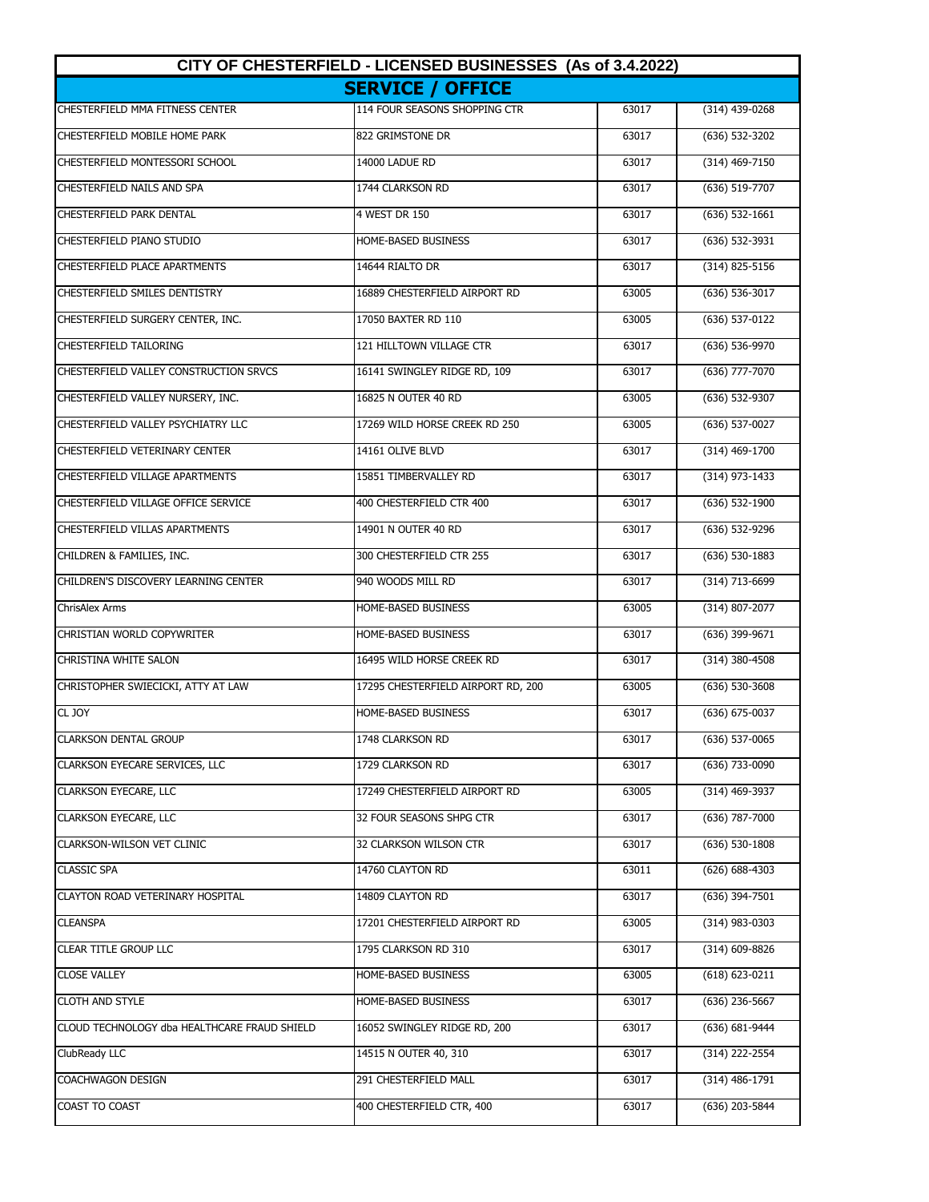## CITY OF CHESTERFIELD - LICENSED BUSINESSES (As of 3.4.2022)

### SERVICE / OFFICE

| | | | |
|---|---|---|---|
| CHESTERFIELD MMA FITNESS CENTER | 114 FOUR SEASONS SHOPPING CTR | 63017 | (314) 439-0268 |
| CHESTERFIELD MOBILE HOME PARK | 822 GRIMSTONE DR | 63017 | (636) 532-3202 |
| CHESTERFIELD MONTESSORI SCHOOL | 14000 LADUE RD | 63017 | (314) 469-7150 |
| CHESTERFIELD NAILS AND SPA | 1744 CLARKSON RD | 63017 | (636) 519-7707 |
| CHESTERFIELD PARK DENTAL | 4 WEST DR 150 | 63017 | (636) 532-1661 |
| CHESTERFIELD PIANO STUDIO | HOME-BASED BUSINESS | 63017 | (636) 532-3931 |
| CHESTERFIELD PLACE APARTMENTS | 14644 RIALTO DR | 63017 | (314) 825-5156 |
| CHESTERFIELD SMILES DENTISTRY | 16889 CHESTERFIELD AIRPORT RD | 63005 | (636) 536-3017 |
| CHESTERFIELD SURGERY CENTER, INC. | 17050 BAXTER RD 110 | 63005 | (636) 537-0122 |
| CHESTERFIELD TAILORING | 121 HILLTOWN VILLAGE CTR | 63017 | (636) 536-9970 |
| CHESTERFIELD VALLEY CONSTRUCTION SRVCS | 16141 SWINGLEY RIDGE RD, 109 | 63017 | (636) 777-7070 |
| CHESTERFIELD VALLEY NURSERY, INC. | 16825 N OUTER 40 RD | 63005 | (636) 532-9307 |
| CHESTERFIELD VALLEY PSYCHIATRY LLC | 17269 WILD HORSE CREEK RD 250 | 63005 | (636) 537-0027 |
| CHESTERFIELD VETERINARY CENTER | 14161 OLIVE BLVD | 63017 | (314) 469-1700 |
| CHESTERFIELD VILLAGE APARTMENTS | 15851 TIMBERVALLEY RD | 63017 | (314) 973-1433 |
| CHESTERFIELD VILLAGE OFFICE SERVICE | 400 CHESTERFIELD CTR 400 | 63017 | (636) 532-1900 |
| CHESTERFIELD VILLAS APARTMENTS | 14901 N OUTER 40 RD | 63017 | (636) 532-9296 |
| CHILDREN & FAMILIES, INC. | 300 CHESTERFIELD CTR 255 | 63017 | (636) 530-1883 |
| CHILDREN'S DISCOVERY LEARNING CENTER | 940 WOODS MILL RD | 63017 | (314) 713-6699 |
| ChrisAlex Arms | HOME-BASED BUSINESS | 63005 | (314) 807-2077 |
| CHRISTIAN WORLD COPYWRITER | HOME-BASED BUSINESS | 63017 | (636) 399-9671 |
| CHRISTINA WHITE SALON | 16495 WILD HORSE CREEK RD | 63017 | (314) 380-4508 |
| CHRISTOPHER SWIECICKI, ATTY AT LAW | 17295 CHESTERFIELD AIRPORT RD, 200 | 63005 | (636) 530-3608 |
| CL JOY | HOME-BASED BUSINESS | 63017 | (636) 675-0037 |
| CLARKSON DENTAL GROUP | 1748 CLARKSON RD | 63017 | (636) 537-0065 |
| CLARKSON EYECARE SERVICES, LLC | 1729 CLARKSON RD | 63017 | (636) 733-0090 |
| CLARKSON EYECARE, LLC | 17249 CHESTERFIELD AIRPORT RD | 63005 | (314) 469-3937 |
| CLARKSON EYECARE, LLC | 32 FOUR SEASONS SHPG CTR | 63017 | (636) 787-7000 |
| CLARKSON-WILSON VET CLINIC | 32 CLARKSON WILSON CTR | 63017 | (636) 530-1808 |
| CLASSIC SPA | 14760 CLAYTON RD | 63011 | (626) 688-4303 |
| CLAYTON ROAD VETERINARY HOSPITAL | 14809 CLAYTON RD | 63017 | (636) 394-7501 |
| CLEANSPA | 17201 CHESTERFIELD AIRPORT RD | 63005 | (314) 983-0303 |
| CLEAR TITLE GROUP LLC | 1795 CLARKSON RD 310 | 63017 | (314) 609-8826 |
| CLOSE VALLEY | HOME-BASED BUSINESS | 63005 | (618) 623-0211 |
| CLOTH AND STYLE | HOME-BASED BUSINESS | 63017 | (636) 236-5667 |
| CLOUD TECHNOLOGY dba HEALTHCARE FRAUD SHIELD | 16052 SWINGLEY RIDGE RD, 200 | 63017 | (636) 681-9444 |
| ClubReady LLC | 14515 N OUTER 40, 310 | 63017 | (314) 222-2554 |
| COACHWAGON DESIGN | 291 CHESTERFIELD MALL | 63017 | (314) 486-1791 |
| COAST TO COAST | 400 CHESTERFIELD CTR, 400 | 63017 | (636) 203-5844 |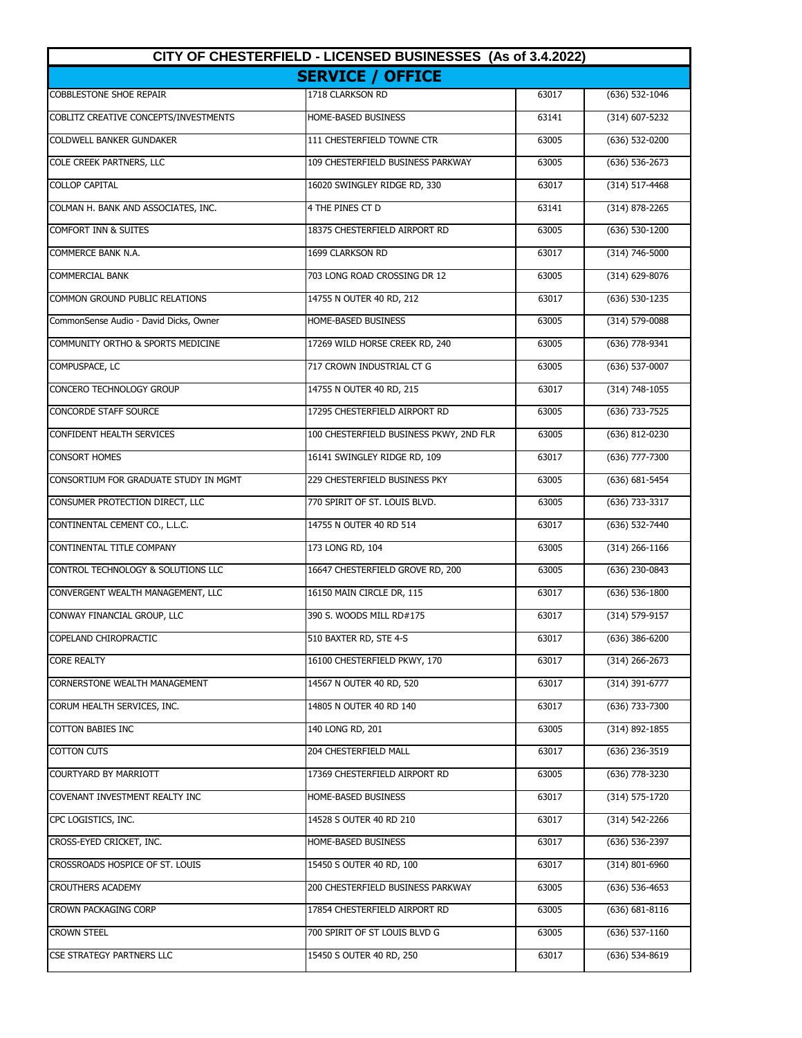| CITY OF CHESTERFIELD - LICENSED BUSINESSES (As of 3.4.2022) | | | |
|---|---|---|---|
| **SERVICE / OFFICE** | | | |
| COBBLESTONE SHOE REPAIR | 1718 CLARKSON RD | 63017 | (636) 532-1046 |
| COBLITZ CREATIVE CONCEPTS/INVESTMENTS | HOME-BASED BUSINESS | 63141 | (314) 607-5232 |
| COLDWELL BANKER GUNDAKER | 111 CHESTERFIELD TOWNE CTR | 63005 | (636) 532-0200 |
| COLE CREEK PARTNERS, LLC | 109 CHESTERFIELD BUSINESS PARKWAY | 63005 | (636) 536-2673 |
| COLLOP CAPITAL | 16020 SWINGLEY RIDGE RD, 330 | 63017 | (314) 517-4468 |
| COLMAN H. BANK AND ASSOCIATES, INC. | 4 THE PINES CT D | 63141 | (314) 878-2265 |
| COMFORT INN & SUITES | 18375 CHESTERFIELD AIRPORT RD | 63005 | (636) 530-1200 |
| COMMERCE BANK N.A. | 1699 CLARKSON RD | 63017 | (314) 746-5000 |
| COMMERCIAL BANK | 703 LONG ROAD CROSSING DR 12 | 63005 | (314) 629-8076 |
| COMMON GROUND PUBLIC RELATIONS | 14755 N OUTER 40 RD, 212 | 63017 | (636) 530-1235 |
| CommonSense Audio - David Dicks, Owner | HOME-BASED BUSINESS | 63005 | (314) 579-0088 |
| COMMUNITY ORTHO & SPORTS MEDICINE | 17269 WILD HORSE CREEK RD, 240 | 63005 | (636) 778-9341 |
| COMPUSPACE, LC | 717 CROWN INDUSTRIAL CT G | 63005 | (636) 537-0007 |
| CONCERO TECHNOLOGY GROUP | 14755 N OUTER 40 RD, 215 | 63017 | (314) 748-1055 |
| CONCORDE STAFF SOURCE | 17295 CHESTERFIELD AIRPORT RD | 63005 | (636) 733-7525 |
| CONFIDENT HEALTH SERVICES | 100 CHESTERFIELD BUSINESS PKWY, 2ND FLR | 63005 | (636) 812-0230 |
| CONSORT HOMES | 16141 SWINGLEY RIDGE RD, 109 | 63017 | (636) 777-7300 |
| CONSORTIUM FOR GRADUATE STUDY IN MGMT | 229 CHESTERFIELD BUSINESS PKY | 63005 | (636) 681-5454 |
| CONSUMER PROTECTION DIRECT, LLC | 770 SPIRIT OF ST. LOUIS BLVD. | 63005 | (636) 733-3317 |
| CONTINENTAL CEMENT CO., L.L.C. | 14755 N OUTER 40 RD 514 | 63017 | (636) 532-7440 |
| CONTINENTAL TITLE COMPANY | 173 LONG RD, 104 | 63005 | (314) 266-1166 |
| CONTROL TECHNOLOGY & SOLUTIONS LLC | 16647 CHESTERFIELD GROVE RD, 200 | 63005 | (636) 230-0843 |
| CONVERGENT WEALTH MANAGEMENT, LLC | 16150 MAIN CIRCLE DR, 115 | 63017 | (636) 536-1800 |
| CONWAY FINANCIAL GROUP, LLC | 390 S. WOODS MILL RD#175 | 63017 | (314) 579-9157 |
| COPELAND CHIROPRACTIC | 510 BAXTER RD, STE 4-S | 63017 | (636) 386-6200 |
| CORE REALTY | 16100 CHESTERFIELD PKWY, 170 | 63017 | (314) 266-2673 |
| CORNERSTONE WEALTH MANAGEMENT | 14567 N OUTER 40 RD, 520 | 63017 | (314) 391-6777 |
| CORUM HEALTH SERVICES, INC. | 14805 N OUTER 40 RD 140 | 63017 | (636) 733-7300 |
| COTTON BABIES INC | 140 LONG RD, 201 | 63005 | (314) 892-1855 |
| COTTON CUTS | 204 CHESTERFIELD MALL | 63017 | (636) 236-3519 |
| COURTYARD BY MARRIOTT | 17369 CHESTERFIELD AIRPORT RD | 63005 | (636) 778-3230 |
| COVENANT INVESTMENT REALTY INC | HOME-BASED BUSINESS | 63017 | (314) 575-1720 |
| CPC LOGISTICS, INC. | 14528 S OUTER 40 RD 210 | 63017 | (314) 542-2266 |
| CROSS-EYED CRICKET, INC. | HOME-BASED BUSINESS | 63017 | (636) 536-2397 |
| CROSSROADS HOSPICE OF ST. LOUIS | 15450 S OUTER 40 RD, 100 | 63017 | (314) 801-6960 |
| CROUTHERS ACADEMY | 200 CHESTERFIELD BUSINESS PARKWAY | 63005 | (636) 536-4653 |
| CROWN PACKAGING CORP | 17854 CHESTERFIELD AIRPORT RD | 63005 | (636) 681-8116 |
| CROWN STEEL | 700 SPIRIT OF ST LOUIS BLVD G | 63005 | (636) 537-1160 |
| CSE STRATEGY PARTNERS LLC | 15450 S OUTER 40 RD, 250 | 63017 | (636) 534-8619 |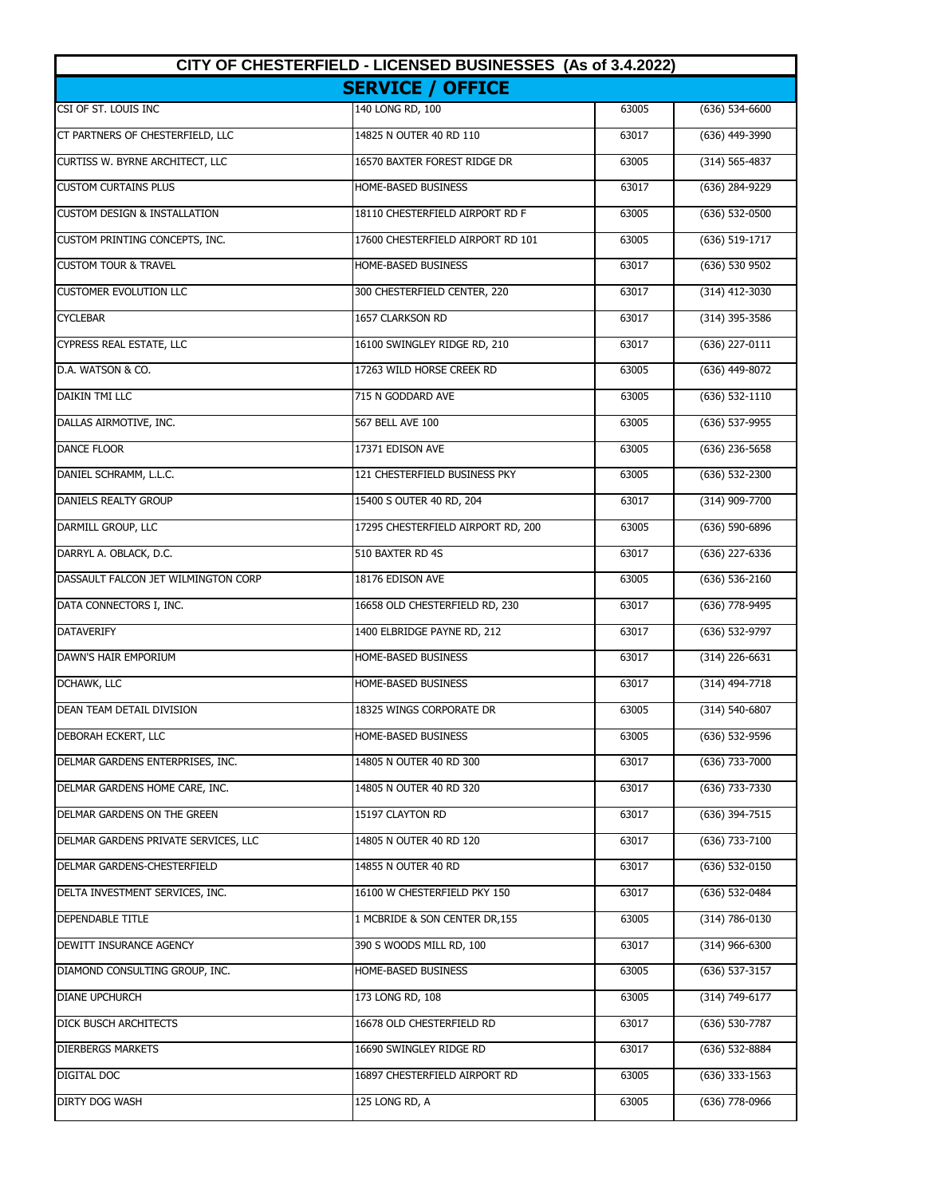| CITY OF CHESTERFIELD - LICENSED BUSINESSES (As of 3.4.2022) | | | |
|---|---|---|---|
| **SERVICE / OFFICE** | | | |
| CSI OF ST. LOUIS INC | 140 LONG RD, 100 | 63005 | (636) 534-6600 |
| CT PARTNERS OF CHESTERFIELD, LLC | 14825 N OUTER 40 RD 110 | 63017 | (636) 449-3990 |
| CURTISS W. BYRNE ARCHITECT, LLC | 16570 BAXTER FOREST RIDGE DR | 63005 | (314) 565-4837 |
| CUSTOM CURTAINS PLUS | HOME-BASED BUSINESS | 63017 | (636) 284-9229 |
| CUSTOM DESIGN & INSTALLATION | 18110 CHESTERFIELD AIRPORT RD F | 63005 | (636) 532-0500 |
| CUSTOM PRINTING CONCEPTS, INC. | 17600 CHESTERFIELD AIRPORT RD 101 | 63005 | (636) 519-1717 |
| CUSTOM TOUR & TRAVEL | HOME-BASED BUSINESS | 63017 | (636) 530 9502 |
| CUSTOMER EVOLUTION LLC | 300 CHESTERFIELD CENTER, 220 | 63017 | (314) 412-3030 |
| CYCLEBAR | 1657 CLARKSON RD | 63017 | (314) 395-3586 |
| CYPRESS REAL ESTATE, LLC | 16100 SWINGLEY RIDGE RD, 210 | 63017 | (636) 227-0111 |
| D.A. WATSON & CO. | 17263 WILD HORSE CREEK RD | 63005 | (636) 449-8072 |
| DAIKIN TMI LLC | 715 N GODDARD AVE | 63005 | (636) 532-1110 |
| DALLAS AIRMOTIVE, INC. | 567 BELL AVE 100 | 63005 | (636) 537-9955 |
| DANCE FLOOR | 17371 EDISON AVE | 63005 | (636) 236-5658 |
| DANIEL SCHRAMM, L.L.C. | 121 CHESTERFIELD BUSINESS PKY | 63005 | (636) 532-2300 |
| DANIELS REALTY GROUP | 15400 S OUTER 40 RD, 204 | 63017 | (314) 909-7700 |
| DARMILL GROUP, LLC | 17295 CHESTERFIELD AIRPORT RD, 200 | 63005 | (636) 590-6896 |
| DARRYL A. OBLACK, D.C. | 510 BAXTER RD 4S | 63017 | (636) 227-6336 |
| DASSAULT FALCON JET WILMINGTON CORP | 18176 EDISON AVE | 63005 | (636) 536-2160 |
| DATA CONNECTORS I, INC. | 16658 OLD CHESTERFIELD RD, 230 | 63017 | (636) 778-9495 |
| DATAVERIFY | 1400 ELBRIDGE PAYNE RD, 212 | 63017 | (636) 532-9797 |
| DAWN'S HAIR EMPORIUM | HOME-BASED BUSINESS | 63017 | (314) 226-6631 |
| DCHAWK, LLC | HOME-BASED BUSINESS | 63017 | (314) 494-7718 |
| DEAN TEAM DETAIL DIVISION | 18325 WINGS CORPORATE DR | 63005 | (314) 540-6807 |
| DEBORAH ECKERT, LLC | HOME-BASED BUSINESS | 63005 | (636) 532-9596 |
| DELMAR GARDENS ENTERPRISES, INC. | 14805 N OUTER 40 RD 300 | 63017 | (636) 733-7000 |
| DELMAR GARDENS HOME CARE, INC. | 14805 N OUTER 40 RD 320 | 63017 | (636) 733-7330 |
| DELMAR GARDENS ON THE GREEN | 15197 CLAYTON RD | 63017 | (636) 394-7515 |
| DELMAR GARDENS PRIVATE SERVICES, LLC | 14805 N OUTER 40 RD 120 | 63017 | (636) 733-7100 |
| DELMAR GARDENS-CHESTERFIELD | 14855 N OUTER 40 RD | 63017 | (636) 532-0150 |
| DELTA INVESTMENT SERVICES, INC. | 16100 W CHESTERFIELD PKY 150 | 63017 | (636) 532-0484 |
| DEPENDABLE TITLE | 1 MCBRIDE & SON CENTER DR,155 | 63005 | (314) 786-0130 |
| DEWITT INSURANCE AGENCY | 390 S WOODS MILL RD, 100 | 63017 | (314) 966-6300 |
| DIAMOND CONSULTING GROUP, INC. | HOME-BASED BUSINESS | 63005 | (636) 537-3157 |
| DIANE UPCHURCH | 173 LONG RD, 108 | 63005 | (314) 749-6177 |
| DICK BUSCH ARCHITECTS | 16678 OLD CHESTERFIELD RD | 63017 | (636) 530-7787 |
| DIERBERGS MARKETS | 16690 SWINGLEY RIDGE RD | 63017 | (636) 532-8884 |
| DIGITAL DOC | 16897 CHESTERFIELD AIRPORT RD | 63005 | (636) 333-1563 |
| DIRTY DOG WASH | 125 LONG RD, A | 63005 | (636) 778-0966 |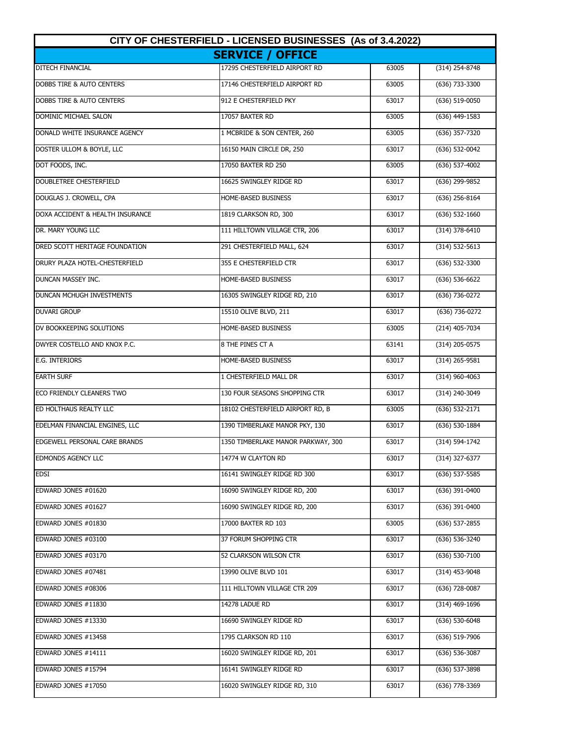| CITY OF CHESTERFIELD - LICENSED BUSINESSES (As of 3.4.2022) | | | |
|---|---|---|---|
| **SERVICE / OFFICE** | | | |
| DITECH FINANCIAL | 17295 CHESTERFIELD AIRPORT RD | 63005 | (314) 254-8748 |
| DOBBS TIRE & AUTO CENTERS | 17146 CHESTERFIELD AIRPORT RD | 63005 | (636) 733-3300 |
| DOBBS TIRE & AUTO CENTERS | 912 E CHESTERFIELD PKY | 63017 | (636) 519-0050 |
| DOMINIC MICHAEL SALON | 17057 BAXTER RD | 63005 | (636) 449-1583 |
| DONALD WHITE INSURANCE AGENCY | 1 MCBRIDE & SON CENTER, 260 | 63005 | (636) 357-7320 |
| DOSTER ULLOM & BOYLE, LLC | 16150 MAIN CIRCLE DR, 250 | 63017 | (636) 532-0042 |
| DOT FOODS, INC. | 17050 BAXTER RD 250 | 63005 | (636) 537-4002 |
| DOUBLETREE CHESTERFIELD | 16625 SWINGLEY RIDGE RD | 63017 | (636) 299-9852 |
| DOUGLAS J. CROWELL, CPA | HOME-BASED BUSINESS | 63017 | (636) 256-8164 |
| DOXA ACCIDENT & HEALTH INSURANCE | 1819 CLARKSON RD, 300 | 63017 | (636) 532-1660 |
| DR. MARY YOUNG LLC | 111 HILLTOWN VILLAGE CTR, 206 | 63017 | (314) 378-6410 |
| DRED SCOTT HERITAGE FOUNDATION | 291 CHESTERFIELD MALL, 624 | 63017 | (314) 532-5613 |
| DRURY PLAZA HOTEL-CHESTERFIELD | 355 E CHESTERFIELD CTR | 63017 | (636) 532-3300 |
| DUNCAN MASSEY INC. | HOME-BASED BUSINESS | 63017 | (636) 536-6622 |
| DUNCAN MCHUGH INVESTMENTS | 16305 SWINGLEY RIDGE RD, 210 | 63017 | (636) 736-0272 |
| DUVARI GROUP | 15510 OLIVE BLVD, 211 | 63017 | (636) 736-0272 |
| DV BOOKKEEPING SOLUTIONS | HOME-BASED BUSINESS | 63005 | (214) 405-7034 |
| DWYER COSTELLO AND KNOX P.C. | 8 THE PINES CT A | 63141 | (314) 205-0575 |
| E.G. INTERIORS | HOME-BASED BUSINESS | 63017 | (314) 265-9581 |
| EARTH SURF | 1 CHESTERFIELD MALL DR | 63017 | (314) 960-4063 |
| ECO FRIENDLY CLEANERS TWO | 130 FOUR SEASONS SHOPPING CTR | 63017 | (314) 240-3049 |
| ED HOLTHAUS REALTY LLC | 18102 CHESTERFIELD AIRPORT RD, B | 63005 | (636) 532-2171 |
| EDELMAN FINANCIAL ENGINES, LLC | 1390 TIMBERLAKE MANOR PKY, 130 | 63017 | (636) 530-1884 |
| EDGEWELL PERSONAL CARE BRANDS | 1350 TIMBERLAKE MANOR PARKWAY, 300 | 63017 | (314) 594-1742 |
| EDMONDS AGENCY LLC | 14774 W CLAYTON RD | 63017 | (314) 327-6377 |
| EDSI | 16141 SWINGLEY RIDGE RD 300 | 63017 | (636) 537-5585 |
| EDWARD JONES #01620 | 16090 SWINGLEY RIDGE RD, 200 | 63017 | (636) 391-0400 |
| EDWARD JONES #01627 | 16090 SWINGLEY RIDGE RD, 200 | 63017 | (636) 391-0400 |
| EDWARD JONES #01830 | 17000 BAXTER RD 103 | 63005 | (636) 537-2855 |
| EDWARD JONES #03100 | 37 FORUM SHOPPING CTR | 63017 | (636) 536-3240 |
| EDWARD JONES #03170 | 52 CLARKSON WILSON CTR | 63017 | (636) 530-7100 |
| EDWARD JONES #07481 | 13990 OLIVE BLVD 101 | 63017 | (314) 453-9048 |
| EDWARD JONES #08306 | 111 HILLTOWN VILLAGE CTR 209 | 63017 | (636) 728-0087 |
| EDWARD JONES #11830 | 14278 LADUE RD | 63017 | (314) 469-1696 |
| EDWARD JONES #13330 | 16690 SWINGLEY RIDGE RD | 63017 | (636) 530-6048 |
| EDWARD JONES #13458 | 1795 CLARKSON RD 110 | 63017 | (636) 519-7906 |
| EDWARD JONES #14111 | 16020 SWINGLEY RIDGE RD, 201 | 63017 | (636) 536-3087 |
| EDWARD JONES #15794 | 16141 SWINGLEY RIDGE RD | 63017 | (636) 537-3898 |
| EDWARD JONES #17050 | 16020 SWINGLEY RIDGE RD, 310 | 63017 | (636) 778-3369 |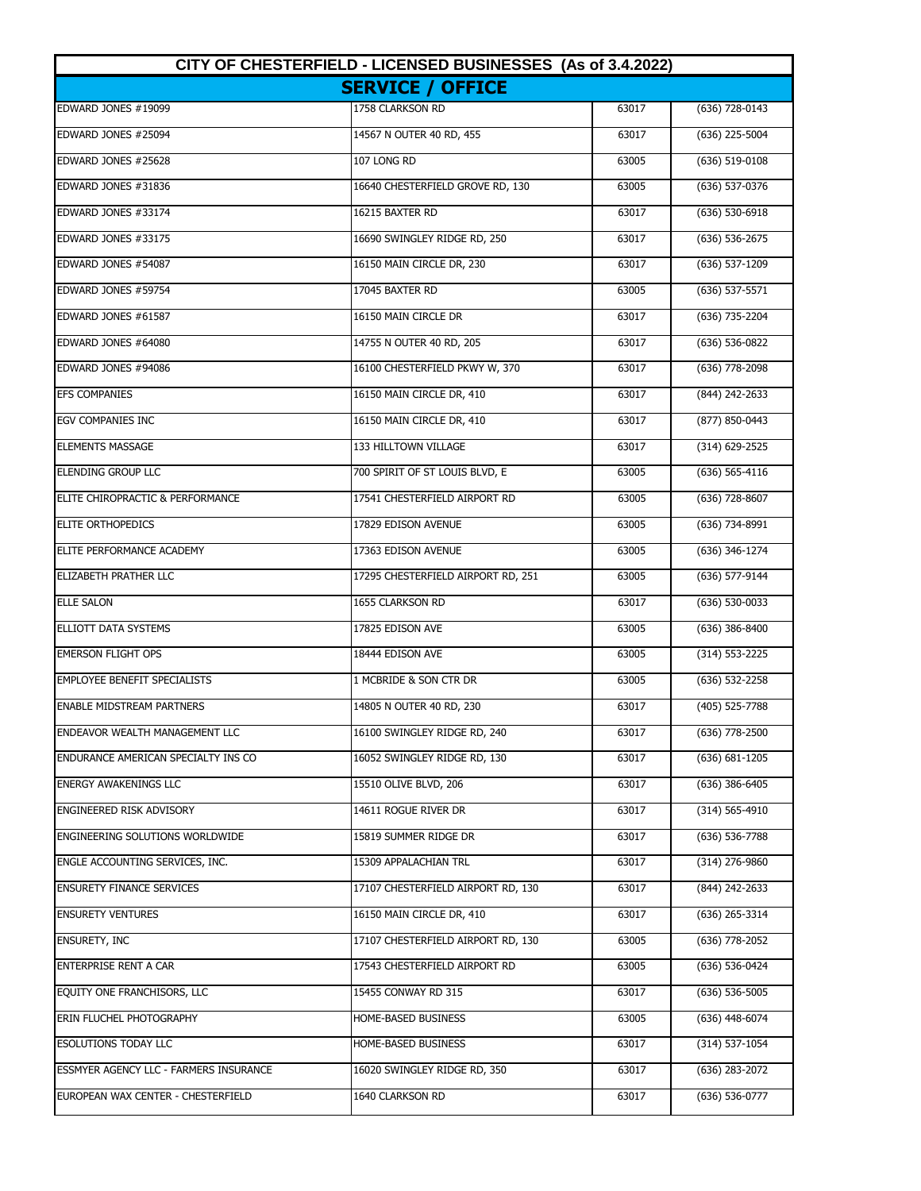## CITY OF CHESTERFIELD - LICENSED BUSINESSES (As of 3.4.2022)

### SERVICE / OFFICE

| | | | |
|---|---|---|---|
| EDWARD JONES #19099 | 1758 CLARKSON RD | 63017 | (636) 728-0143 |
| EDWARD JONES #25094 | 14567 N OUTER 40 RD, 455 | 63017 | (636) 225-5004 |
| EDWARD JONES #25628 | 107 LONG RD | 63005 | (636) 519-0108 |
| EDWARD JONES #31836 | 16640 CHESTERFIELD GROVE RD, 130 | 63005 | (636) 537-0376 |
| EDWARD JONES #33174 | 16215 BAXTER RD | 63017 | (636) 530-6918 |
| EDWARD JONES #33175 | 16690 SWINGLEY RIDGE RD, 250 | 63017 | (636) 536-2675 |
| EDWARD JONES #54087 | 16150 MAIN CIRCLE DR, 230 | 63017 | (636) 537-1209 |
| EDWARD JONES #59754 | 17045 BAXTER RD | 63005 | (636) 537-5571 |
| EDWARD JONES #61587 | 16150 MAIN CIRCLE DR | 63017 | (636) 735-2204 |
| EDWARD JONES #64080 | 14755 N OUTER 40 RD, 205 | 63017 | (636) 536-0822 |
| EDWARD JONES #94086 | 16100 CHESTERFIELD PKWY W, 370 | 63017 | (636) 778-2098 |
| EFS COMPANIES | 16150 MAIN CIRCLE DR, 410 | 63017 | (844) 242-2633 |
| EGV COMPANIES INC | 16150 MAIN CIRCLE DR, 410 | 63017 | (877) 850-0443 |
| ELEMENTS MASSAGE | 133 HILLTOWN VILLAGE | 63017 | (314) 629-2525 |
| ELENDING GROUP LLC | 700 SPIRIT OF ST LOUIS BLVD, E | 63005 | (636) 565-4116 |
| ELITE CHIROPRACTIC & PERFORMANCE | 17541 CHESTERFIELD AIRPORT RD | 63005 | (636) 728-8607 |
| ELITE ORTHOPEDICS | 17829 EDISON AVENUE | 63005 | (636) 734-8991 |
| ELITE PERFORMANCE ACADEMY | 17363 EDISON AVENUE | 63005 | (636) 346-1274 |
| ELIZABETH PRATHER LLC | 17295 CHESTERFIELD AIRPORT RD, 251 | 63005 | (636) 577-9144 |
| ELLE SALON | 1655 CLARKSON RD | 63017 | (636) 530-0033 |
| ELLIOTT DATA SYSTEMS | 17825 EDISON AVE | 63005 | (636) 386-8400 |
| EMERSON FLIGHT OPS | 18444 EDISON AVE | 63005 | (314) 553-2225 |
| EMPLOYEE BENEFIT SPECIALISTS | 1 MCBRIDE & SON CTR DR | 63005 | (636) 532-2258 |
| ENABLE MIDSTREAM PARTNERS | 14805 N OUTER 40 RD, 230 | 63017 | (405) 525-7788 |
| ENDEAVOR WEALTH MANAGEMENT LLC | 16100 SWINGLEY RIDGE RD, 240 | 63017 | (636) 778-2500 |
| ENDURANCE AMERICAN SPECIALTY INS CO | 16052 SWINGLEY RIDGE RD, 130 | 63017 | (636) 681-1205 |
| ENERGY AWAKENINGS LLC | 15510 OLIVE BLVD, 206 | 63017 | (636) 386-6405 |
| ENGINEERED RISK ADVISORY | 14611 ROGUE RIVER DR | 63017 | (314) 565-4910 |
| ENGINEERING SOLUTIONS WORLDWIDE | 15819 SUMMER RIDGE DR | 63017 | (636) 536-7788 |
| ENGLE ACCOUNTING SERVICES, INC. | 15309 APPALACHIAN TRL | 63017 | (314) 276-9860 |
| ENSURETY FINANCE SERVICES | 17107 CHESTERFIELD AIRPORT RD, 130 | 63017 | (844) 242-2633 |
| ENSURETY VENTURES | 16150 MAIN CIRCLE DR, 410 | 63017 | (636) 265-3314 |
| ENSURETY, INC | 17107 CHESTERFIELD AIRPORT RD, 130 | 63005 | (636) 778-2052 |
| ENTERPRISE RENT A CAR | 17543 CHESTERFIELD AIRPORT RD | 63005 | (636) 536-0424 |
| EQUITY ONE FRANCHISORS, LLC | 15455 CONWAY RD 315 | 63017 | (636) 536-5005 |
| ERIN FLUCHEL PHOTOGRAPHY | HOME-BASED BUSINESS | 63005 | (636) 448-6074 |
| ESOLUTIONS TODAY LLC | HOME-BASED BUSINESS | 63017 | (314) 537-1054 |
| ESSMYER AGENCY LLC - FARMERS INSURANCE | 16020 SWINGLEY RIDGE RD, 350 | 63017 | (636) 283-2072 |
| EUROPEAN WAX CENTER - CHESTERFIELD | 1640 CLARKSON RD | 63017 | (636) 536-0777 |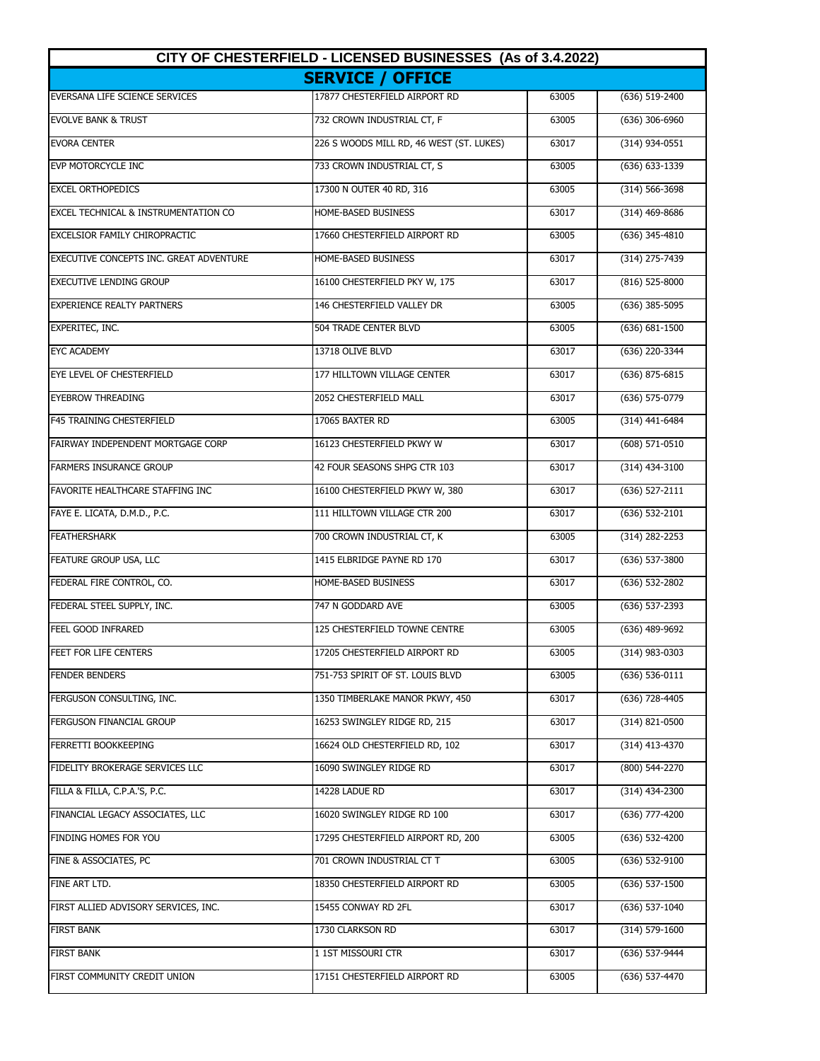# CITY OF CHESTERFIELD - LICENSED BUSINESSES (As of 3.4.2022)

## SERVICE / OFFICE

| Business Name | Address | Zip | Phone |
|---|---|---|---|
| EVERSANA LIFE SCIENCE SERVICES | 17877 CHESTERFIELD AIRPORT RD | 63005 | (636) 519-2400 |
| EVOLVE BANK & TRUST | 732 CROWN INDUSTRIAL CT, F | 63005 | (636) 306-6960 |
| EVORA CENTER | 226 S WOODS MILL RD, 46 WEST (ST. LUKES) | 63017 | (314) 934-0551 |
| EVP MOTORCYCLE INC | 733 CROWN INDUSTRIAL CT, S | 63005 | (636) 633-1339 |
| EXCEL ORTHOPEDICS | 17300 N OUTER 40 RD, 316 | 63005 | (314) 566-3698 |
| EXCEL TECHNICAL & INSTRUMENTATION CO | HOME-BASED BUSINESS | 63017 | (314) 469-8686 |
| EXCELSIOR FAMILY CHIROPRACTIC | 17660 CHESTERFIELD AIRPORT RD | 63005 | (636) 345-4810 |
| EXECUTIVE CONCEPTS INC. GREAT ADVENTURE | HOME-BASED BUSINESS | 63017 | (314) 275-7439 |
| EXECUTIVE LENDING GROUP | 16100 CHESTERFIELD PKY W, 175 | 63017 | (816) 525-8000 |
| EXPERIENCE REALTY PARTNERS | 146 CHESTERFIELD VALLEY DR | 63005 | (636) 385-5095 |
| EXPERITEC, INC. | 504 TRADE CENTER BLVD | 63005 | (636) 681-1500 |
| EYC ACADEMY | 13718 OLIVE BLVD | 63017 | (636) 220-3344 |
| EYE LEVEL OF CHESTERFIELD | 177 HILLTOWN VILLAGE CENTER | 63017 | (636) 875-6815 |
| EYEBROW THREADING | 2052 CHESTERFIELD MALL | 63017 | (636) 575-0779 |
| F45 TRAINING CHESTERFIELD | 17065 BAXTER RD | 63005 | (314) 441-6484 |
| FAIRWAY INDEPENDENT MORTGAGE CORP | 16123 CHESTERFIELD PKWY W | 63017 | (608) 571-0510 |
| FARMERS INSURANCE GROUP | 42 FOUR SEASONS SHPG CTR 103 | 63017 | (314) 434-3100 |
| FAVORITE HEALTHCARE STAFFING INC | 16100 CHESTERFIELD PKWY W, 380 | 63017 | (636) 527-2111 |
| FAYE E. LICATA, D.M.D., P.C. | 111 HILLTOWN VILLAGE CTR 200 | 63017 | (636) 532-2101 |
| FEATHERSHARK | 700 CROWN INDUSTRIAL CT, K | 63005 | (314) 282-2253 |
| FEATURE GROUP USA, LLC | 1415 ELBRIDGE PAYNE RD 170 | 63017 | (636) 537-3800 |
| FEDERAL FIRE CONTROL, CO. | HOME-BASED BUSINESS | 63017 | (636) 532-2802 |
| FEDERAL STEEL SUPPLY, INC. | 747 N GODDARD AVE | 63005 | (636) 537-2393 |
| FEEL GOOD INFRARED | 125 CHESTERFIELD TOWNE CENTRE | 63005 | (636) 489-9692 |
| FEET FOR LIFE CENTERS | 17205 CHESTERFIELD AIRPORT RD | 63005 | (314) 983-0303 |
| FENDER BENDERS | 751-753 SPIRIT OF ST. LOUIS BLVD | 63005 | (636) 536-0111 |
| FERGUSON CONSULTING, INC. | 1350 TIMBERLAKE MANOR PKWY, 450 | 63017 | (636) 728-4405 |
| FERGUSON FINANCIAL GROUP | 16253 SWINGLEY RIDGE RD, 215 | 63017 | (314) 821-0500 |
| FERRETTI BOOKKEEPING | 16624 OLD CHESTERFIELD RD, 102 | 63017 | (314) 413-4370 |
| FIDELITY BROKERAGE SERVICES LLC | 16090 SWINGLEY RIDGE RD | 63017 | (800) 544-2270 |
| FILLA & FILLA, C.P.A.'S, P.C. | 14228 LADUE RD | 63017 | (314) 434-2300 |
| FINANCIAL LEGACY ASSOCIATES, LLC | 16020 SWINGLEY RIDGE RD 100 | 63017 | (636) 777-4200 |
| FINDING HOMES FOR YOU | 17295 CHESTERFIELD AIRPORT RD, 200 | 63005 | (636) 532-4200 |
| FINE & ASSOCIATES, PC | 701 CROWN INDUSTRIAL CT T | 63005 | (636) 532-9100 |
| FINE ART LTD. | 18350 CHESTERFIELD AIRPORT RD | 63005 | (636) 537-1500 |
| FIRST ALLIED ADVISORY SERVICES, INC. | 15455 CONWAY RD 2FL | 63017 | (636) 537-1040 |
| FIRST BANK | 1730 CLARKSON RD | 63017 | (314) 579-1600 |
| FIRST BANK | 1 1ST MISSOURI CTR | 63017 | (636) 537-9444 |
| FIRST COMMUNITY CREDIT UNION | 17151 CHESTERFIELD AIRPORT RD | 63005 | (636) 537-4470 |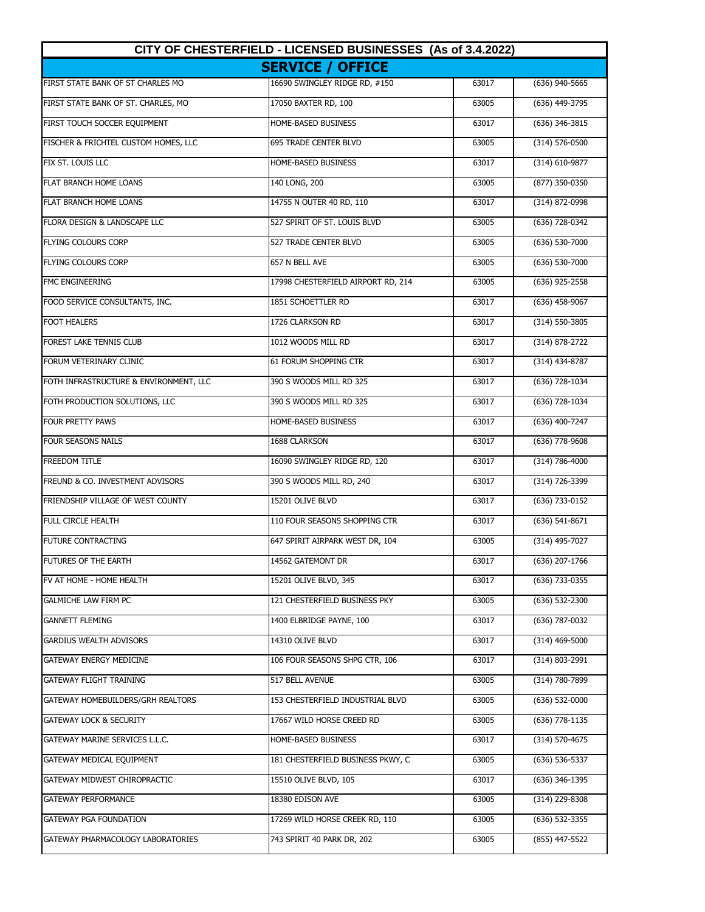| CITY OF CHESTERFIELD - LICENSED BUSINESSES (As of 3.4.2022) | | | |
|---|---|---|---|
| **SERVICE / OFFICE** | | | |
| FIRST STATE BANK OF ST CHARLES MO | 16690 SWINGLEY RIDGE RD, #150 | 63017 | (636) 940-5665 |
| FIRST STATE BANK OF ST. CHARLES, MO | 17050 BAXTER RD, 100 | 63005 | (636) 449-3795 |
| FIRST TOUCH SOCCER EQUIPMENT | HOME-BASED BUSINESS | 63017 | (636) 346-3815 |
| FISCHER & FRICHTEL CUSTOM HOMES, LLC | 695 TRADE CENTER BLVD | 63005 | (314) 576-0500 |
| FIX ST. LOUIS LLC | HOME-BASED BUSINESS | 63017 | (314) 610-9877 |
| FLAT BRANCH HOME LOANS | 140 LONG, 200 | 63005 | (877) 350-0350 |
| FLAT BRANCH HOME LOANS | 14755 N OUTER 40 RD, 110 | 63017 | (314) 872-0998 |
| FLORA DESIGN & LANDSCAPE LLC | 527 SPIRIT OF ST. LOUIS BLVD | 63005 | (636) 728-0342 |
| FLYING COLOURS CORP | 527 TRADE CENTER BLVD | 63005 | (636) 530-7000 |
| FLYING COLOURS CORP | 657 N BELL AVE | 63005 | (636) 530-7000 |
| FMC ENGINEERING | 17998 CHESTERFIELD AIRPORT RD, 214 | 63005 | (636) 925-2558 |
| FOOD SERVICE CONSULTANTS, INC. | 1851 SCHOETTLER RD | 63017 | (636) 458-9067 |
| FOOT HEALERS | 1726 CLARKSON RD | 63017 | (314) 550-3805 |
| FOREST LAKE TENNIS CLUB | 1012 WOODS MILL RD | 63017 | (314) 878-2722 |
| FORUM VETERINARY CLINIC | 61 FORUM SHOPPING CTR | 63017 | (314) 434-8787 |
| FOTH INFRASTRUCTURE & ENVIRONMENT, LLC | 390 S WOODS MILL RD 325 | 63017 | (636) 728-1034 |
| FOTH PRODUCTION SOLUTIONS, LLC | 390 S WOODS MILL RD 325 | 63017 | (636) 728-1034 |
| FOUR PRETTY PAWS | HOME-BASED BUSINESS | 63017 | (636) 400-7247 |
| FOUR SEASONS NAILS | 1688 CLARKSON | 63017 | (636) 778-9608 |
| FREEDOM TITLE | 16090 SWINGLEY RIDGE RD, 120 | 63017 | (314) 786-4000 |
| FREUND & CO. INVESTMENT ADVISORS | 390 S WOODS MILL RD, 240 | 63017 | (314) 726-3399 |
| FRIENDSHIP VILLAGE OF WEST COUNTY | 15201 OLIVE BLVD | 63017 | (636) 733-0152 |
| FULL CIRCLE HEALTH | 110 FOUR SEASONS SHOPPING CTR | 63017 | (636) 541-8671 |
| FUTURE CONTRACTING | 647 SPIRIT AIRPARK WEST DR, 104 | 63005 | (314) 495-7027 |
| FUTURES OF THE EARTH | 14562 GATEMONT DR | 63017 | (636) 207-1766 |
| FV AT HOME - HOME HEALTH | 15201 OLIVE BLVD, 345 | 63017 | (636) 733-0355 |
| GALMICHE LAW FIRM PC | 121 CHESTERFIELD BUSINESS PKY | 63005 | (636) 532-2300 |
| GANNETT FLEMING | 1400 ELBRIDGE PAYNE, 100 | 63017 | (636) 787-0032 |
| GARDIUS WEALTH ADVISORS | 14310 OLIVE BLVD | 63017 | (314) 469-5000 |
| GATEWAY ENERGY MEDICINE | 106 FOUR SEASONS SHPG CTR, 106 | 63017 | (314) 803-2991 |
| GATEWAY FLIGHT TRAINING | 517 BELL AVENUE | 63005 | (314) 780-7899 |
| GATEWAY HOMEBUILDERS/GRH REALTORS | 153 CHESTERFIELD INDUSTRIAL BLVD | 63005 | (636) 532-0000 |
| GATEWAY LOCK & SECURITY | 17667 WILD HORSE CREED RD | 63005 | (636) 778-1135 |
| GATEWAY MARINE SERVICES L.L.C. | HOME-BASED BUSINESS | 63017 | (314) 570-4675 |
| GATEWAY MEDICAL EQUIPMENT | 181 CHESTERFIELD BUSINESS PKWY, C | 63005 | (636) 536-5337 |
| GATEWAY MIDWEST CHIROPRACTIC | 15510 OLIVE BLVD, 105 | 63017 | (636) 346-1395 |
| GATEWAY PERFORMANCE | 18380 EDISON AVE | 63005 | (314) 229-8308 |
| GATEWAY PGA FOUNDATION | 17269 WILD HORSE CREEK RD, 110 | 63005 | (636) 532-3355 |
| GATEWAY PHARMACOLOGY LABORATORIES | 743 SPIRIT 40 PARK DR, 202 | 63005 | (855) 447-5522 |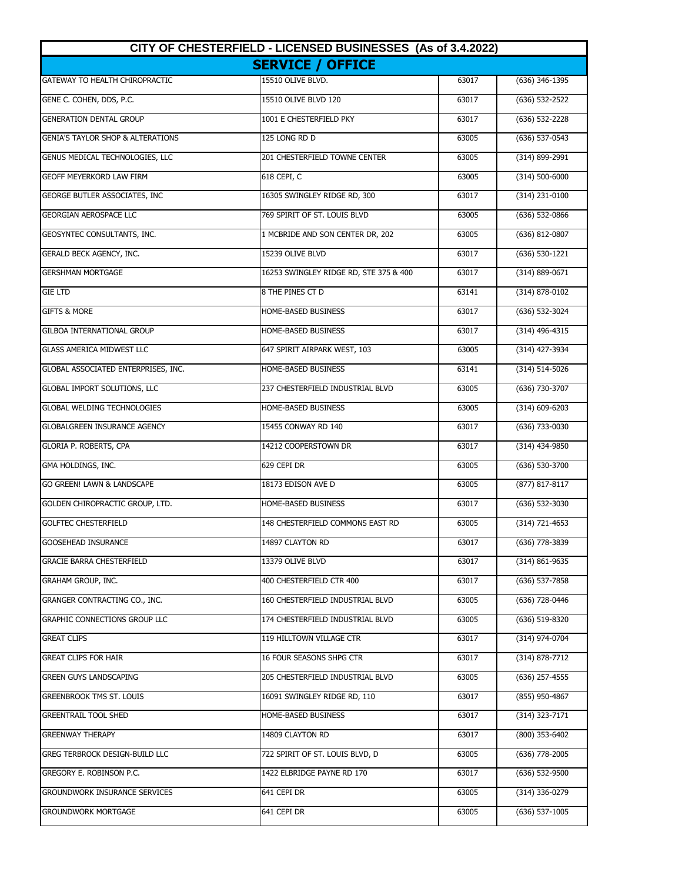# CITY OF CHESTERFIELD - LICENSED BUSINESSES (As of 3.4.2022)

## SERVICE / OFFICE

| | | | |
|---|---|---|---|
| GATEWAY TO HEALTH CHIROPRACTIC | 15510 OLIVE BLVD. | 63017 | (636) 346-1395 |
| GENE C. COHEN, DDS, P.C. | 15510 OLIVE BLVD 120 | 63017 | (636) 532-2522 |
| GENERATION DENTAL GROUP | 1001 E CHESTERFIELD PKY | 63017 | (636) 532-2228 |
| GENIA'S TAYLOR SHOP & ALTERATIONS | 125 LONG RD D | 63005 | (636) 537-0543 |
| GENUS MEDICAL TECHNOLOGIES, LLC | 201 CHESTERFIELD TOWNE CENTER | 63005 | (314) 899-2991 |
| GEOFF MEYERKORD LAW FIRM | 618 CEPI, C | 63005 | (314) 500-6000 |
| GEORGE BUTLER ASSOCIATES, INC | 16305 SWINGLEY RIDGE RD, 300 | 63017 | (314) 231-0100 |
| GEORGIAN AEROSPACE LLC | 769 SPIRIT OF ST. LOUIS BLVD | 63005 | (636) 532-0866 |
| GEOSYNTEC CONSULTANTS, INC. | 1 MCBRIDE AND SON CENTER DR, 202 | 63005 | (636) 812-0807 |
| GERALD BECK AGENCY, INC. | 15239 OLIVE BLVD | 63017 | (636) 530-1221 |
| GERSHMAN MORTGAGE | 16253 SWINGLEY RIDGE RD, STE 375 & 400 | 63017 | (314) 889-0671 |
| GIE LTD | 8 THE PINES CT D | 63141 | (314) 878-0102 |
| GIFTS & MORE | HOME-BASED BUSINESS | 63017 | (636) 532-3024 |
| GILBOA INTERNATIONAL GROUP | HOME-BASED BUSINESS | 63017 | (314) 496-4315 |
| GLASS AMERICA MIDWEST LLC | 647 SPIRIT AIRPARK WEST, 103 | 63005 | (314) 427-3934 |
| GLOBAL ASSOCIATED ENTERPRISES, INC. | HOME-BASED BUSINESS | 63141 | (314) 514-5026 |
| GLOBAL IMPORT SOLUTIONS, LLC | 237 CHESTERFIELD INDUSTRIAL BLVD | 63005 | (636) 730-3707 |
| GLOBAL WELDING TECHNOLOGIES | HOME-BASED BUSINESS | 63005 | (314) 609-6203 |
| GLOBALGREEN INSURANCE AGENCY | 15455 CONWAY RD 140 | 63017 | (636) 733-0030 |
| GLORIA P. ROBERTS, CPA | 14212 COOPERSTOWN DR | 63017 | (314) 434-9850 |
| GMA HOLDINGS, INC. | 629 CEPI DR | 63005 | (636) 530-3700 |
| GO GREEN! LAWN & LANDSCAPE | 18173 EDISON AVE D | 63005 | (877) 817-8117 |
| GOLDEN CHIROPRACTIC GROUP, LTD. | HOME-BASED BUSINESS | 63017 | (636) 532-3030 |
| GOLFTEC CHESTERFIELD | 148 CHESTERFIELD COMMONS EAST RD | 63005 | (314) 721-4653 |
| GOOSEHEAD INSURANCE | 14897 CLAYTON RD | 63017 | (636) 778-3839 |
| GRACIE BARRA CHESTERFIELD | 13379 OLIVE BLVD | 63017 | (314) 861-9635 |
| GRAHAM GROUP, INC. | 400 CHESTERFIELD CTR 400 | 63017 | (636) 537-7858 |
| GRANGER CONTRACTING CO., INC. | 160 CHESTERFIELD INDUSTRIAL BLVD | 63005 | (636) 728-0446 |
| GRAPHIC CONNECTIONS GROUP LLC | 174 CHESTERFIELD INDUSTRIAL BLVD | 63005 | (636) 519-8320 |
| GREAT CLIPS | 119 HILLTOWN VILLAGE CTR | 63017 | (314) 974-0704 |
| GREAT CLIPS FOR HAIR | 16 FOUR SEASONS SHPG CTR | 63017 | (314) 878-7712 |
| GREEN GUYS LANDSCAPING | 205 CHESTERFIELD INDUSTRIAL BLVD | 63005 | (636) 257-4555 |
| GREENBROOK TMS ST. LOUIS | 16091 SWINGLEY RIDGE RD, 110 | 63017 | (855) 950-4867 |
| GREENTRAIL TOOL SHED | HOME-BASED BUSINESS | 63017 | (314) 323-7171 |
| GREENWAY THERAPY | 14809 CLAYTON RD | 63017 | (800) 353-6402 |
| GREG TERBROCK DESIGN-BUILD LLC | 722 SPIRIT OF ST. LOUIS BLVD, D | 63005 | (636) 778-2005 |
| GREGORY E. ROBINSON P.C. | 1422 ELBRIDGE PAYNE RD 170 | 63017 | (636) 532-9500 |
| GROUNDWORK INSURANCE SERVICES | 641 CEPI DR | 63005 | (314) 336-0279 |
| GROUNDWORK MORTGAGE | 641 CEPI DR | 63005 | (636) 537-1005 |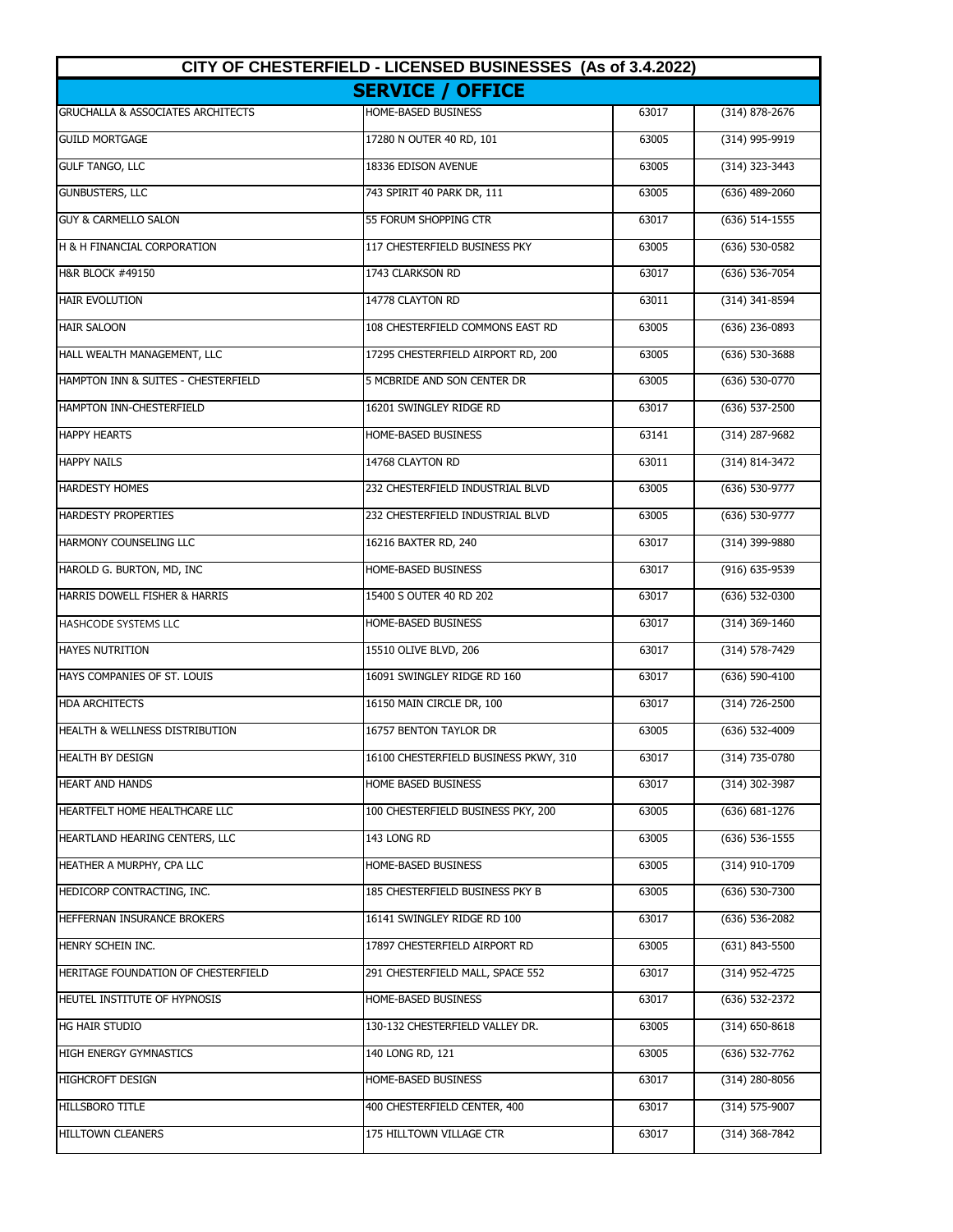| CITY OF CHESTERFIELD - LICENSED BUSINESSES (As of 3.4.2022) | | | |
|---|---|---|---|
| **SERVICE / OFFICE** | | | |
| GRUCHALLA & ASSOCIATES ARCHITECTS | HOME-BASED BUSINESS | 63017 | (314) 878-2676 |
| GUILD MORTGAGE | 17280 N OUTER 40 RD, 101 | 63005 | (314) 995-9919 |
| GULF TANGO, LLC | 18336 EDISON AVENUE | 63005 | (314) 323-3443 |
| GUNBUSTERS, LLC | 743 SPIRIT 40 PARK DR, 111 | 63005 | (636) 489-2060 |
| GUY & CARMELLO SALON | 55 FORUM SHOPPING CTR | 63017 | (636) 514-1555 |
| H & H FINANCIAL CORPORATION | 117 CHESTERFIELD BUSINESS PKY | 63005 | (636) 530-0582 |
| H&R BLOCK #49150 | 1743 CLARKSON RD | 63017 | (636) 536-7054 |
| HAIR EVOLUTION | 14778 CLAYTON RD | 63011 | (314) 341-8594 |
| HAIR SALOON | 108 CHESTERFIELD COMMONS EAST RD | 63005 | (636) 236-0893 |
| HALL WEALTH MANAGEMENT, LLC | 17295 CHESTERFIELD AIRPORT RD, 200 | 63005 | (636) 530-3688 |
| HAMPTON INN & SUITES - CHESTERFIELD | 5 MCBRIDE AND SON CENTER DR | 63005 | (636) 530-0770 |
| HAMPTON INN-CHESTERFIELD | 16201 SWINGLEY RIDGE RD | 63017 | (636) 537-2500 |
| HAPPY HEARTS | HOME-BASED BUSINESS | 63141 | (314) 287-9682 |
| HAPPY NAILS | 14768 CLAYTON RD | 63011 | (314) 814-3472 |
| HARDESTY HOMES | 232 CHESTERFIELD INDUSTRIAL BLVD | 63005 | (636) 530-9777 |
| HARDESTY PROPERTIES | 232 CHESTERFIELD INDUSTRIAL BLVD | 63005 | (636) 530-9777 |
| HARMONY COUNSELING LLC | 16216 BAXTER RD, 240 | 63017 | (314) 399-9880 |
| HAROLD G. BURTON, MD, INC | HOME-BASED BUSINESS | 63017 | (916) 635-9539 |
| HARRIS DOWELL FISHER & HARRIS | 15400 S OUTER 40 RD 202 | 63017 | (636) 532-0300 |
| HASHCODE SYSTEMS LLC | HOME-BASED BUSINESS | 63017 | (314) 369-1460 |
| HAYES NUTRITION | 15510 OLIVE BLVD, 206 | 63017 | (314) 578-7429 |
| HAYS COMPANIES OF ST. LOUIS | 16091 SWINGLEY RIDGE RD 160 | 63017 | (636) 590-4100 |
| HDA ARCHITECTS | 16150 MAIN CIRCLE DR, 100 | 63017 | (314) 726-2500 |
| HEALTH & WELLNESS DISTRIBUTION | 16757 BENTON TAYLOR DR | 63005 | (636) 532-4009 |
| HEALTH BY DESIGN | 16100 CHESTERFIELD BUSINESS PKWY, 310 | 63017 | (314) 735-0780 |
| HEART AND HANDS | HOME BASED BUSINESS | 63017 | (314) 302-3987 |
| HEARTFELT HOME HEALTHCARE LLC | 100 CHESTERFIELD BUSINESS PKY, 200 | 63005 | (636) 681-1276 |
| HEARTLAND HEARING CENTERS, LLC | 143 LONG RD | 63005 | (636) 536-1555 |
| HEATHER A MURPHY, CPA LLC | HOME-BASED BUSINESS | 63005 | (314) 910-1709 |
| HEDICORP CONTRACTING, INC. | 185 CHESTERFIELD BUSINESS PKY B | 63005 | (636) 530-7300 |
| HEFFERNAN INSURANCE BROKERS | 16141 SWINGLEY RIDGE RD 100 | 63017 | (636) 536-2082 |
| HENRY SCHEIN INC. | 17897 CHESTERFIELD AIRPORT RD | 63005 | (631) 843-5500 |
| HERITAGE FOUNDATION OF CHESTERFIELD | 291 CHESTERFIELD MALL, SPACE 552 | 63017 | (314) 952-4725 |
| HEUTEL INSTITUTE OF HYPNOSIS | HOME-BASED BUSINESS | 63017 | (636) 532-2372 |
| HG HAIR STUDIO | 130-132 CHESTERFIELD VALLEY DR. | 63005 | (314) 650-8618 |
| HIGH ENERGY GYMNASTICS | 140 LONG RD, 121 | 63005 | (636) 532-7762 |
| HIGHCROFT DESIGN | HOME-BASED BUSINESS | 63017 | (314) 280-8056 |
| HILLSBORO TITLE | 400 CHESTERFIELD CENTER, 400 | 63017 | (314) 575-9007 |
| HILLTOWN CLEANERS | 175 HILLTOWN VILLAGE CTR | 63017 | (314) 368-7842 |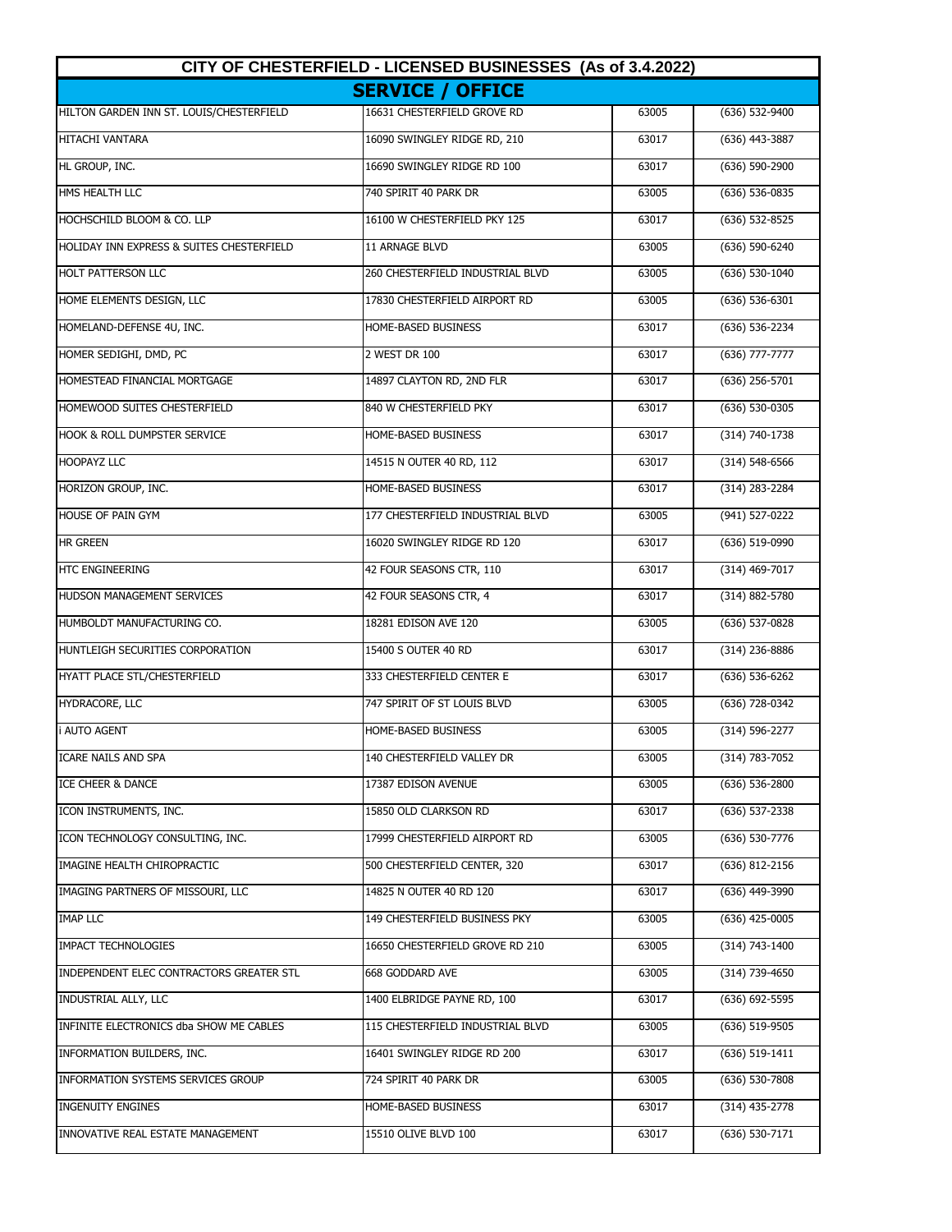| CITY OF CHESTERFIELD - LICENSED BUSINESSES (As of 3.4.2022) | | | |
|---|---|---|---|
| **SERVICE / OFFICE** | | | |
| HILTON GARDEN INN ST. LOUIS/CHESTERFIELD | 16631 CHESTERFIELD GROVE RD | 63005 | (636) 532-9400 |
| HITACHI VANTARA | 16090 SWINGLEY RIDGE RD, 210 | 63017 | (636) 443-3887 |
| HL GROUP, INC. | 16690 SWINGLEY RIDGE RD 100 | 63017 | (636) 590-2900 |
| HMS HEALTH LLC | 740 SPIRIT 40 PARK DR | 63005 | (636) 536-0835 |
| HOCHSCHILD BLOOM & CO. LLP | 16100 W CHESTERFIELD PKY 125 | 63017 | (636) 532-8525 |
| HOLIDAY INN EXPRESS & SUITES CHESTERFIELD | 11 ARNAGE BLVD | 63005 | (636) 590-6240 |
| HOLT PATTERSON LLC | 260 CHESTERFIELD INDUSTRIAL BLVD | 63005 | (636) 530-1040 |
| HOME ELEMENTS DESIGN, LLC | 17830 CHESTERFIELD AIRPORT RD | 63005 | (636) 536-6301 |
| HOMELAND-DEFENSE 4U, INC. | HOME-BASED BUSINESS | 63017 | (636) 536-2234 |
| HOMER SEDIGHI, DMD, PC | 2 WEST DR 100 | 63017 | (636) 777-7777 |
| HOMESTEAD FINANCIAL MORTGAGE | 14897 CLAYTON RD, 2ND FLR | 63017 | (636) 256-5701 |
| HOMEWOOD SUITES CHESTERFIELD | 840 W CHESTERFIELD PKY | 63017 | (636) 530-0305 |
| HOOK & ROLL DUMPSTER SERVICE | HOME-BASED BUSINESS | 63017 | (314) 740-1738 |
| HOOPAYZ LLC | 14515 N OUTER 40 RD, 112 | 63017 | (314) 548-6566 |
| HORIZON GROUP, INC. | HOME-BASED BUSINESS | 63017 | (314) 283-2284 |
| HOUSE OF PAIN GYM | 177 CHESTERFIELD INDUSTRIAL BLVD | 63005 | (941) 527-0222 |
| HR GREEN | 16020 SWINGLEY RIDGE RD 120 | 63017 | (636) 519-0990 |
| HTC ENGINEERING | 42 FOUR SEASONS CTR, 110 | 63017 | (314) 469-7017 |
| HUDSON MANAGEMENT SERVICES | 42 FOUR SEASONS CTR, 4 | 63017 | (314) 882-5780 |
| HUMBOLDT MANUFACTURING CO. | 18281 EDISON AVE 120 | 63005 | (636) 537-0828 |
| HUNTLEIGH SECURITIES CORPORATION | 15400 S OUTER 40 RD | 63017 | (314) 236-8886 |
| HYATT PLACE STL/CHESTERFIELD | 333 CHESTERFIELD CENTER E | 63017 | (636) 536-6262 |
| HYDRACORE, LLC | 747 SPIRIT OF ST LOUIS BLVD | 63005 | (636) 728-0342 |
| i AUTO AGENT | HOME-BASED BUSINESS | 63005 | (314) 596-2277 |
| ICARE NAILS AND SPA | 140 CHESTERFIELD VALLEY DR | 63005 | (314) 783-7052 |
| ICE CHEER & DANCE | 17387 EDISON AVENUE | 63005 | (636) 536-2800 |
| ICON INSTRUMENTS, INC. | 15850 OLD CLARKSON RD | 63017 | (636) 537-2338 |
| ICON TECHNOLOGY CONSULTING, INC. | 17999 CHESTERFIELD AIRPORT RD | 63005 | (636) 530-7776 |
| IMAGINE HEALTH CHIROPRACTIC | 500 CHESTERFIELD CENTER, 320 | 63017 | (636) 812-2156 |
| IMAGING PARTNERS OF MISSOURI, LLC | 14825 N OUTER 40 RD 120 | 63017 | (636) 449-3990 |
| IMAP LLC | 149 CHESTERFIELD BUSINESS PKY | 63005 | (636) 425-0005 |
| IMPACT TECHNOLOGIES | 16650 CHESTERFIELD GROVE RD 210 | 63005 | (314) 743-1400 |
| INDEPENDENT ELEC CONTRACTORS GREATER STL | 668 GODDARD AVE | 63005 | (314) 739-4650 |
| INDUSTRIAL ALLY, LLC | 1400 ELBRIDGE PAYNE RD, 100 | 63017 | (636) 692-5595 |
| INFINITE ELECTRONICS dba SHOW ME CABLES | 115 CHESTERFIELD INDUSTRIAL BLVD | 63005 | (636) 519-9505 |
| INFORMATION BUILDERS, INC. | 16401 SWINGLEY RIDGE RD 200 | 63017 | (636) 519-1411 |
| INFORMATION SYSTEMS SERVICES GROUP | 724 SPIRIT 40 PARK DR | 63005 | (636) 530-7808 |
| INGENUITY ENGINES | HOME-BASED BUSINESS | 63017 | (314) 435-2778 |
| INNOVATIVE REAL ESTATE MANAGEMENT | 15510 OLIVE BLVD 100 | 63017 | (636) 530-7171 |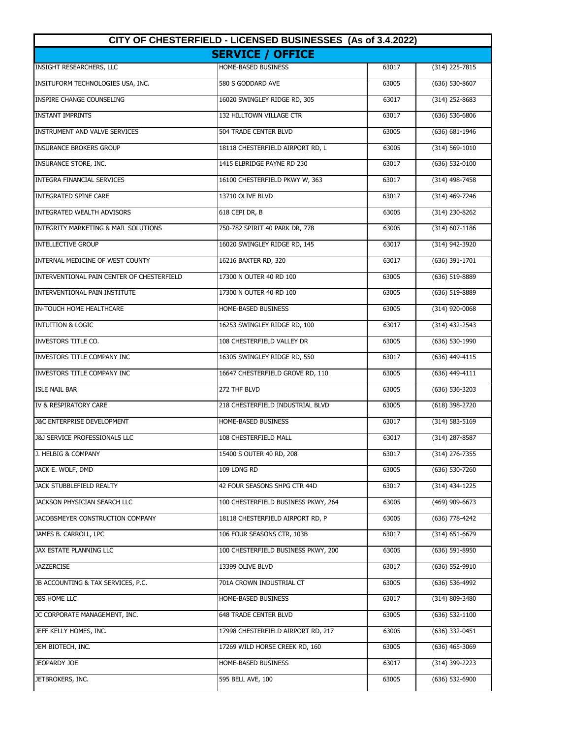| CITY OF CHESTERFIELD - LICENSED BUSINESSES (As of 3.4.2022) | | | |
|---|---|---|---|
| **SERVICE / OFFICE** | | | |
| INSIGHT RESEARCHERS, LLC | HOME-BASED BUSINESS | 63017 | (314) 225-7815 |
| INSITUFORM TECHNOLOGIES USA, INC. | 580 S GODDARD AVE | 63005 | (636) 530-8607 |
| INSPIRE CHANGE COUNSELING | 16020 SWINGLEY RIDGE RD, 305 | 63017 | (314) 252-8683 |
| INSTANT IMPRINTS | 132 HILLTOWN VILLAGE CTR | 63017 | (636) 536-6806 |
| INSTRUMENT AND VALVE SERVICES | 504 TRADE CENTER BLVD | 63005 | (636) 681-1946 |
| INSURANCE BROKERS GROUP | 18118 CHESTERFIELD AIRPORT RD, L | 63005 | (314) 569-1010 |
| INSURANCE STORE, INC. | 1415 ELBRIDGE PAYNE RD 230 | 63017 | (636) 532-0100 |
| INTEGRA FINANCIAL SERVICES | 16100 CHESTERFIELD PKWY W, 363 | 63017 | (314) 498-7458 |
| INTEGRATED SPINE CARE | 13710 OLIVE BLVD | 63017 | (314) 469-7246 |
| INTEGRATED WEALTH ADVISORS | 618 CEPI DR, B | 63005 | (314) 230-8262 |
| INTEGRITY MARKETING & MAIL SOLUTIONS | 750-782 SPIRIT 40 PARK DR, 778 | 63005 | (314) 607-1186 |
| INTELLECTIVE GROUP | 16020 SWINGLEY RIDGE RD, 145 | 63017 | (314) 942-3920 |
| INTERNAL MEDICINE OF WEST COUNTY | 16216 BAXTER RD, 320 | 63017 | (636) 391-1701 |
| INTERVENTIONAL PAIN CENTER OF CHESTERFIELD | 17300 N OUTER 40 RD 100 | 63005 | (636) 519-8889 |
| INTERVENTIONAL PAIN INSTITUTE | 17300 N OUTER 40 RD 100 | 63005 | (636) 519-8889 |
| IN-TOUCH HOME HEALTHCARE | HOME-BASED BUSINESS | 63005 | (314) 920-0068 |
| INTUITION & LOGIC | 16253 SWINGLEY RIDGE RD, 100 | 63017 | (314) 432-2543 |
| INVESTORS TITLE CO. | 108 CHESTERFIELD VALLEY DR | 63005 | (636) 530-1990 |
| INVESTORS TITLE COMPANY INC | 16305 SWINGLEY RIDGE RD, 550 | 63017 | (636) 449-4115 |
| INVESTORS TITLE COMPANY INC | 16647 CHESTERFIELD GROVE RD, 110 | 63005 | (636) 449-4111 |
| ISLE NAIL BAR | 272 THF BLVD | 63005 | (636) 536-3203 |
| IV & RESPIRATORY CARE | 218 CHESTERFIELD INDUSTRIAL BLVD | 63005 | (618) 398-2720 |
| J&C ENTERPRISE DEVELOPMENT | HOME-BASED BUSINESS | 63017 | (314) 583-5169 |
| J&J SERVICE PROFESSIONALS LLC | 108 CHESTERFIELD MALL | 63017 | (314) 287-8587 |
| J. HELBIG & COMPANY | 15400 S OUTER 40 RD, 208 | 63017 | (314) 276-7355 |
| JACK E. WOLF, DMD | 109 LONG RD | 63005 | (636) 530-7260 |
| JACK STUBBLEFIELD REALTY | 42 FOUR SEASONS SHPG CTR 44D | 63017 | (314) 434-1225 |
| JACKSON PHYSICIAN SEARCH LLC | 100 CHESTERFIELD BUSINESS PKWY, 264 | 63005 | (469) 909-6673 |
| JACOBSMEYER CONSTRUCTION COMPANY | 18118 CHESTERFIELD AIRPORT RD, P | 63005 | (636) 778-4242 |
| JAMES B. CARROLL, LPC | 106 FOUR SEASONS CTR, 103B | 63017 | (314) 651-6679 |
| JAX ESTATE PLANNING LLC | 100 CHESTERFIELD BUSINESS PKWY, 200 | 63005 | (636) 591-8950 |
| JAZZERCISE | 13399 OLIVE BLVD | 63017 | (636) 552-9910 |
| JB ACCOUNTING & TAX SERVICES, P.C. | 701A CROWN INDUSTRIAL CT | 63005 | (636) 536-4992 |
| JBS HOME LLC | HOME-BASED BUSINESS | 63017 | (314) 809-3480 |
| JC CORPORATE MANAGEMENT, INC. | 648 TRADE CENTER BLVD | 63005 | (636) 532-1100 |
| JEFF KELLY HOMES, INC. | 17998 CHESTERFIELD AIRPORT RD, 217 | 63005 | (636) 332-0451 |
| JEM BIOTECH, INC. | 17269 WILD HORSE CREEK RD, 160 | 63005 | (636) 465-3069 |
| JEOPARDY JOE | HOME-BASED BUSINESS | 63017 | (314) 399-2223 |
| JETBROKERS, INC. | 595 BELL AVE, 100 | 63005 | (636) 532-6900 |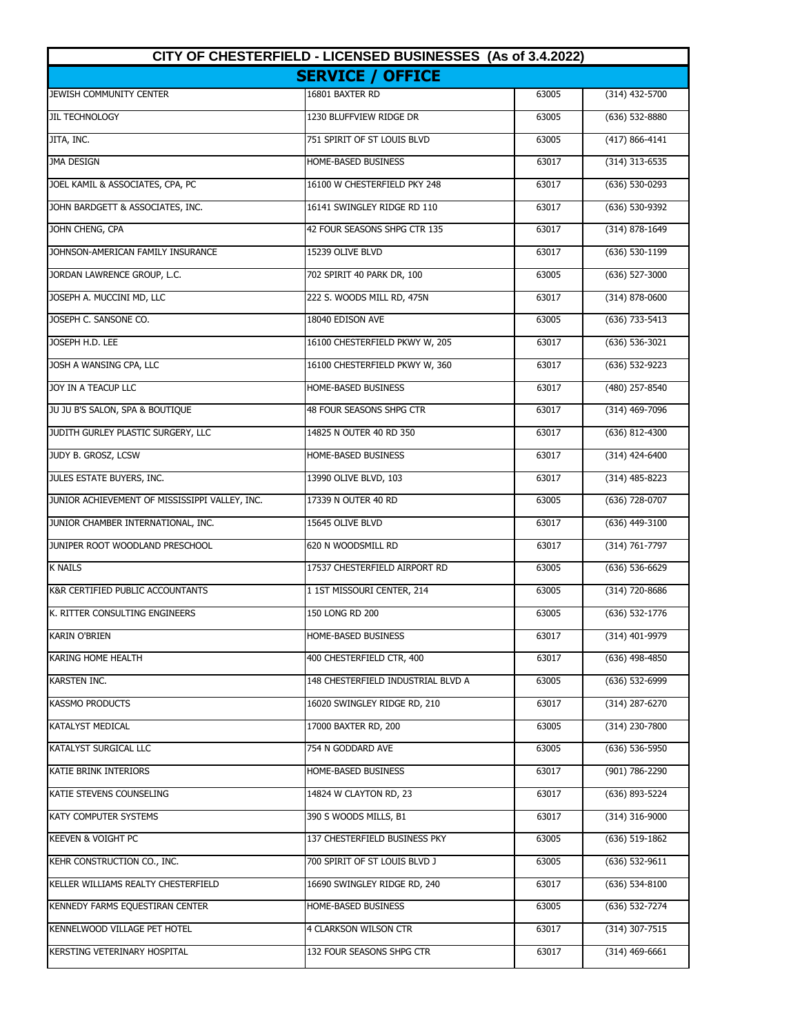| CITY OF CHESTERFIELD - LICENSED BUSINESSES (As of 3.4.2022) | | | |
|---|---|---|---|
| **SERVICE / OFFICE** | | | |
| JEWISH COMMUNITY CENTER | 16801 BAXTER RD | 63005 | (314) 432-5700 |
| JIL TECHNOLOGY | 1230 BLUFFVIEW RIDGE DR | 63005 | (636) 532-8880 |
| JITA, INC. | 751 SPIRIT OF ST LOUIS BLVD | 63005 | (417) 866-4141 |
| JMA DESIGN | HOME-BASED BUSINESS | 63017 | (314) 313-6535 |
| JOEL KAMIL & ASSOCIATES, CPA, PC | 16100 W CHESTERFIELD PKY 248 | 63017 | (636) 530-0293 |
| JOHN BARDGETT & ASSOCIATES, INC. | 16141 SWINGLEY RIDGE RD 110 | 63017 | (636) 530-9392 |
| JOHN CHENG, CPA | 42 FOUR SEASONS SHPG CTR 135 | 63017 | (314) 878-1649 |
| JOHNSON-AMERICAN FAMILY INSURANCE | 15239 OLIVE BLVD | 63017 | (636) 530-1199 |
| JORDAN LAWRENCE GROUP, L.C. | 702 SPIRIT 40 PARK DR, 100 | 63005 | (636) 527-3000 |
| JOSEPH A. MUCCINI MD, LLC | 222 S. WOODS MILL RD, 475N | 63017 | (314) 878-0600 |
| JOSEPH C. SANSONE CO. | 18040 EDISON AVE | 63005 | (636) 733-5413 |
| JOSEPH H.D. LEE | 16100 CHESTERFIELD PKWY W, 205 | 63017 | (636) 536-3021 |
| JOSH A WANSING CPA, LLC | 16100 CHESTERFIELD PKWY W, 360 | 63017 | (636) 532-9223 |
| JOY IN A TEACUP LLC | HOME-BASED BUSINESS | 63017 | (480) 257-8540 |
| JU JU B'S SALON, SPA & BOUTIQUE | 48 FOUR SEASONS SHPG CTR | 63017 | (314) 469-7096 |
| JUDITH GURLEY PLASTIC SURGERY, LLC | 14825 N OUTER 40 RD 350 | 63017 | (636) 812-4300 |
| JUDY B. GROSZ, LCSW | HOME-BASED BUSINESS | 63017 | (314) 424-6400 |
| JULES ESTATE BUYERS, INC. | 13990 OLIVE BLVD, 103 | 63017 | (314) 485-8223 |
| JUNIOR ACHIEVEMENT OF MISSISSIPPI VALLEY, INC. | 17339 N OUTER 40 RD | 63005 | (636) 728-0707 |
| JUNIOR CHAMBER INTERNATIONAL, INC. | 15645 OLIVE BLVD | 63017 | (636) 449-3100 |
| JUNIPER ROOT WOODLAND PRESCHOOL | 620 N WOODSMILL RD | 63017 | (314) 761-7797 |
| K NAILS | 17537 CHESTERFIELD AIRPORT RD | 63005 | (636) 536-6629 |
| K&R CERTIFIED PUBLIC ACCOUNTANTS | 1 1ST MISSOURI CENTER, 214 | 63005 | (314) 720-8686 |
| K. RITTER CONSULTING ENGINEERS | 150 LONG RD 200 | 63005 | (636) 532-1776 |
| KARIN O'BRIEN | HOME-BASED BUSINESS | 63017 | (314) 401-9979 |
| KARING HOME HEALTH | 400 CHESTERFIELD CTR, 400 | 63017 | (636) 498-4850 |
| KARSTEN INC. | 148 CHESTERFIELD INDUSTRIAL BLVD A | 63005 | (636) 532-6999 |
| KASSMO PRODUCTS | 16020 SWINGLEY RIDGE RD, 210 | 63017 | (314) 287-6270 |
| KATALYST MEDICAL | 17000 BAXTER RD, 200 | 63005 | (314) 230-7800 |
| KATALYST SURGICAL LLC | 754 N GODDARD AVE | 63005 | (636) 536-5950 |
| KATIE BRINK INTERIORS | HOME-BASED BUSINESS | 63017 | (901) 786-2290 |
| KATIE STEVENS COUNSELING | 14824 W CLAYTON RD, 23 | 63017 | (636) 893-5224 |
| KATY COMPUTER SYSTEMS | 390 S WOODS MILLS, B1 | 63017 | (314) 316-9000 |
| KEEVEN & VOIGHT PC | 137 CHESTERFIELD BUSINESS PKY | 63005 | (636) 519-1862 |
| KEHR CONSTRUCTION CO., INC. | 700 SPIRIT OF ST LOUIS BLVD J | 63005 | (636) 532-9611 |
| KELLER WILLIAMS REALTY CHESTERFIELD | 16690 SWINGLEY RIDGE RD, 240 | 63017 | (636) 534-8100 |
| KENNEDY FARMS EQUESTIRAN CENTER | HOME-BASED BUSINESS | 63005 | (636) 532-7274 |
| KENNELWOOD VILLAGE PET HOTEL | 4 CLARKSON WILSON CTR | 63017 | (314) 307-7515 |
| KERSTING VETERINARY HOSPITAL | 132 FOUR SEASONS SHPG CTR | 63017 | (314) 469-6661 |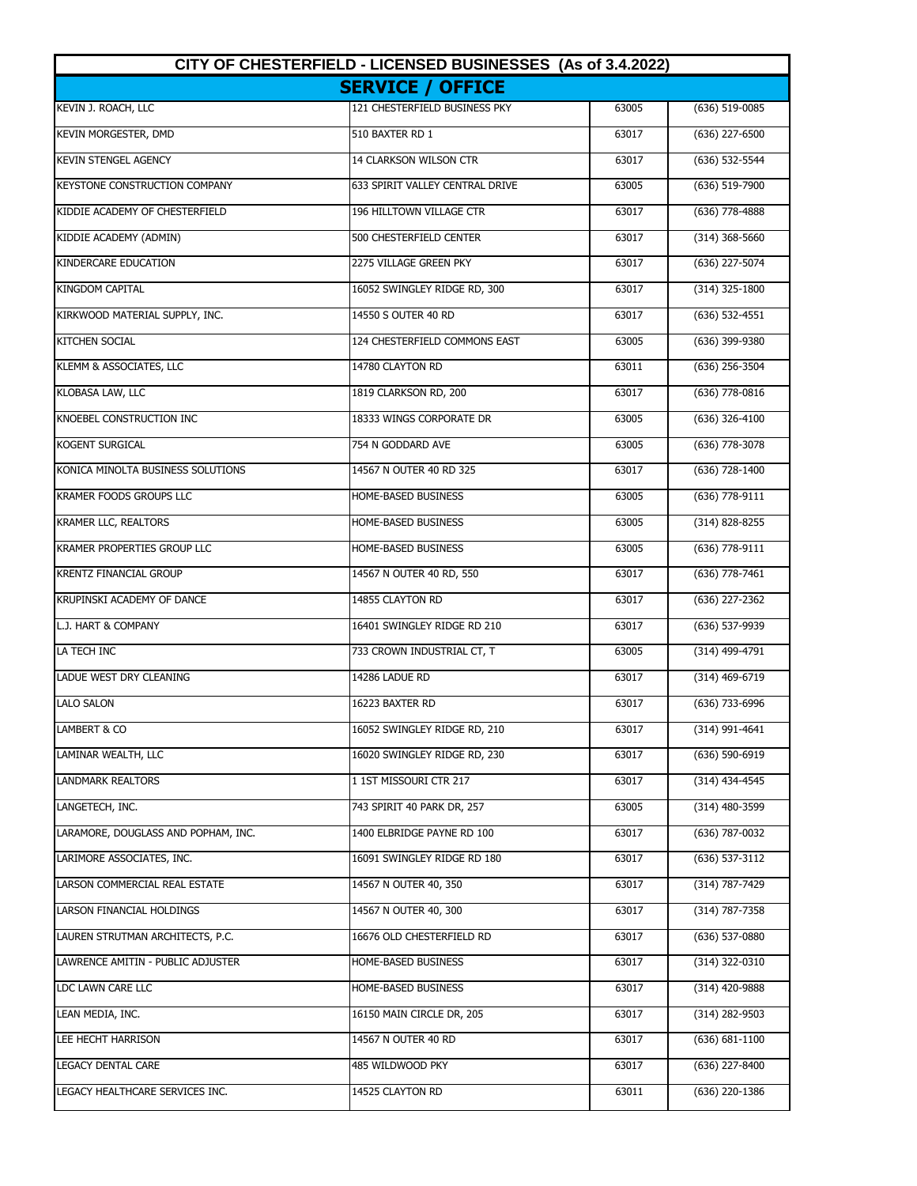| CITY OF CHESTERFIELD - LICENSED BUSINESSES (As of 3.4.2022) | | | |
|---|---|---|---|
| **SERVICE / OFFICE** | | | |
| KEVIN J. ROACH, LLC | 121 CHESTERFIELD BUSINESS PKY | 63005 | (636) 519-0085 |
| KEVIN MORGESTER, DMD | 510 BAXTER RD 1 | 63017 | (636) 227-6500 |
| KEVIN STENGEL AGENCY | 14 CLARKSON WILSON CTR | 63017 | (636) 532-5544 |
| KEYSTONE CONSTRUCTION COMPANY | 633 SPIRIT VALLEY CENTRAL DRIVE | 63005 | (636) 519-7900 |
| KIDDIE ACADEMY OF CHESTERFIELD | 196 HILLTOWN VILLAGE CTR | 63017 | (636) 778-4888 |
| KIDDIE ACADEMY (ADMIN) | 500 CHESTERFIELD CENTER | 63017 | (314) 368-5660 |
| KINDERCARE EDUCATION | 2275 VILLAGE GREEN PKY | 63017 | (636) 227-5074 |
| KINGDOM CAPITAL | 16052 SWINGLEY RIDGE RD, 300 | 63017 | (314) 325-1800 |
| KIRKWOOD MATERIAL SUPPLY, INC. | 14550 S OUTER 40 RD | 63017 | (636) 532-4551 |
| KITCHEN SOCIAL | 124 CHESTERFIELD COMMONS EAST | 63005 | (636) 399-9380 |
| KLEMM & ASSOCIATES, LLC | 14780 CLAYTON RD | 63011 | (636) 256-3504 |
| KLOBASA LAW, LLC | 1819 CLARKSON RD, 200 | 63017 | (636) 778-0816 |
| KNOEBEL CONSTRUCTION INC | 18333 WINGS CORPORATE DR | 63005 | (636) 326-4100 |
| KOGENT SURGICAL | 754 N GODDARD AVE | 63005 | (636) 778-3078 |
| KONICA MINOLTA BUSINESS SOLUTIONS | 14567 N OUTER 40 RD 325 | 63017 | (636) 728-1400 |
| KRAMER FOODS GROUPS LLC | HOME-BASED BUSINESS | 63005 | (636) 778-9111 |
| KRAMER LLC, REALTORS | HOME-BASED BUSINESS | 63005 | (314) 828-8255 |
| KRAMER PROPERTIES GROUP LLC | HOME-BASED BUSINESS | 63005 | (636) 778-9111 |
| KRENTZ FINANCIAL GROUP | 14567 N OUTER 40 RD, 550 | 63017 | (636) 778-7461 |
| KRUPINSKI ACADEMY OF DANCE | 14855 CLAYTON RD | 63017 | (636) 227-2362 |
| L.J. HART & COMPANY | 16401 SWINGLEY RIDGE RD 210 | 63017 | (636) 537-9939 |
| LA TECH INC | 733 CROWN INDUSTRIAL CT, T | 63005 | (314) 499-4791 |
| LADUE WEST DRY CLEANING | 14286 LADUE RD | 63017 | (314) 469-6719 |
| LALO SALON | 16223 BAXTER RD | 63017 | (636) 733-6996 |
| LAMBERT & CO | 16052 SWINGLEY RIDGE RD, 210 | 63017 | (314) 991-4641 |
| LAMINAR WEALTH, LLC | 16020 SWINGLEY RIDGE RD, 230 | 63017 | (636) 590-6919 |
| LANDMARK REALTORS | 1 1ST MISSOURI CTR 217 | 63017 | (314) 434-4545 |
| LANGETECH, INC. | 743 SPIRIT 40 PARK DR, 257 | 63005 | (314) 480-3599 |
| LARAMORE, DOUGLASS AND POPHAM, INC. | 1400 ELBRIDGE PAYNE RD 100 | 63017 | (636) 787-0032 |
| LARIMORE ASSOCIATES, INC. | 16091 SWINGLEY RIDGE RD 180 | 63017 | (636) 537-3112 |
| LARSON COMMERCIAL REAL ESTATE | 14567 N OUTER 40, 350 | 63017 | (314) 787-7429 |
| LARSON FINANCIAL HOLDINGS | 14567 N OUTER 40, 300 | 63017 | (314) 787-7358 |
| LAUREN STRUTMAN ARCHITECTS, P.C. | 16676 OLD CHESTERFIELD RD | 63017 | (636) 537-0880 |
| LAWRENCE AMITIN - PUBLIC ADJUSTER | HOME-BASED BUSINESS | 63017 | (314) 322-0310 |
| LDC LAWN CARE LLC | HOME-BASED BUSINESS | 63017 | (314) 420-9888 |
| LEAN MEDIA, INC. | 16150 MAIN CIRCLE DR, 205 | 63017 | (314) 282-9503 |
| LEE HECHT HARRISON | 14567 N OUTER 40 RD | 63017 | (636) 681-1100 |
| LEGACY DENTAL CARE | 485 WILDWOOD PKY | 63017 | (636) 227-8400 |
| LEGACY HEALTHCARE SERVICES INC. | 14525 CLAYTON RD | 63011 | (636) 220-1386 |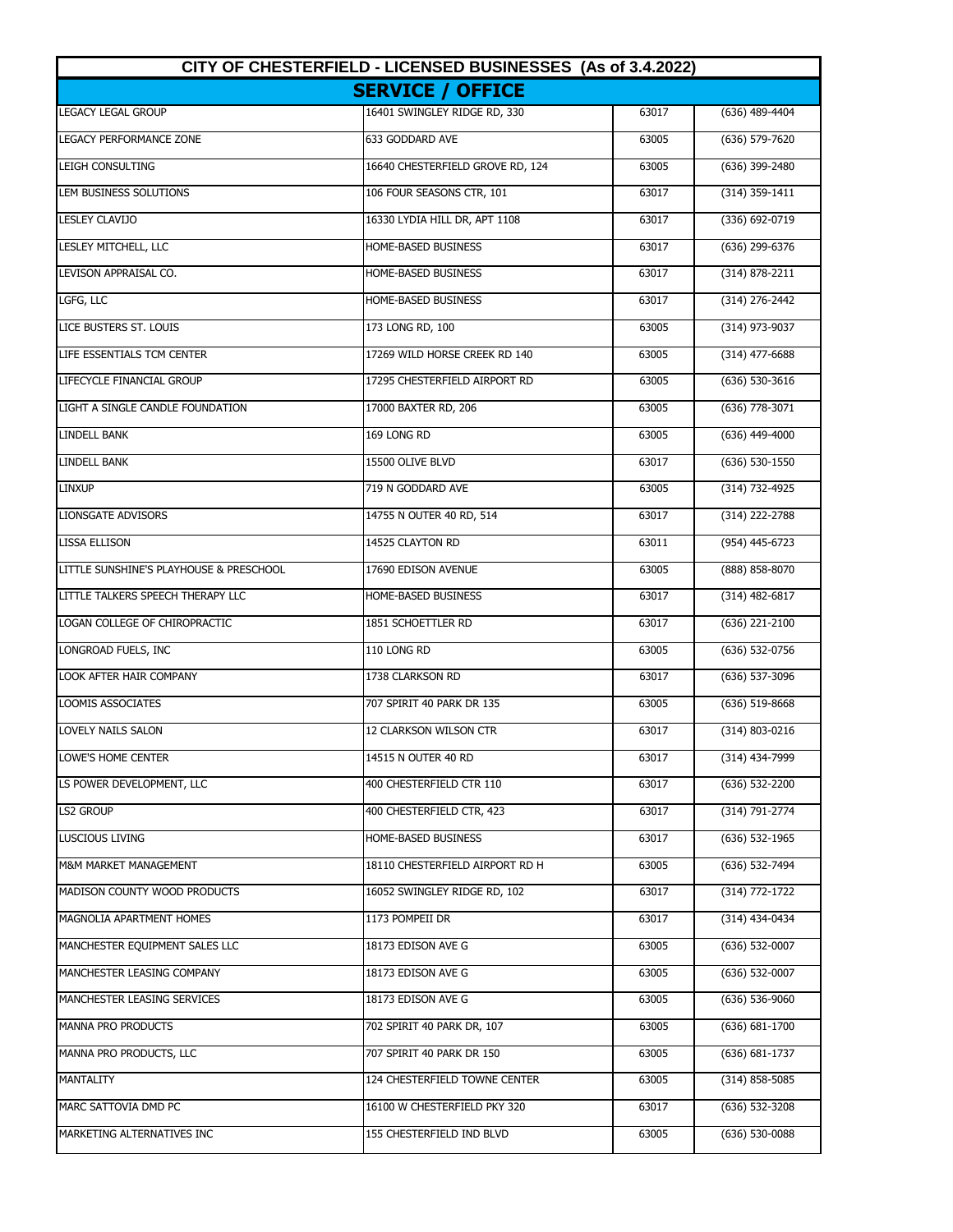| CITY OF CHESTERFIELD - LICENSED BUSINESSES (As of 3.4.2022) | | | |
|---|---|---|---|
| **SERVICE / OFFICE** | | | |
| LEGACY LEGAL GROUP | 16401 SWINGLEY RIDGE RD, 330 | 63017 | (636) 489-4404 |
| LEGACY PERFORMANCE ZONE | 633 GODDARD AVE | 63005 | (636) 579-7620 |
| LEIGH CONSULTING | 16640 CHESTERFIELD GROVE RD, 124 | 63005 | (636) 399-2480 |
| LEM BUSINESS SOLUTIONS | 106 FOUR SEASONS CTR, 101 | 63017 | (314) 359-1411 |
| LESLEY CLAVIJO | 16330 LYDIA HILL DR, APT 1108 | 63017 | (336) 692-0719 |
| LESLEY MITCHELL, LLC | HOME-BASED BUSINESS | 63017 | (636) 299-6376 |
| LEVISON APPRAISAL CO. | HOME-BASED BUSINESS | 63017 | (314) 878-2211 |
| LGFG, LLC | HOME-BASED BUSINESS | 63017 | (314) 276-2442 |
| LICE BUSTERS ST. LOUIS | 173 LONG RD, 100 | 63005 | (314) 973-9037 |
| LIFE ESSENTIALS TCM CENTER | 17269 WILD HORSE CREEK RD 140 | 63005 | (314) 477-6688 |
| LIFECYCLE FINANCIAL GROUP | 17295 CHESTERFIELD AIRPORT RD | 63005 | (636) 530-3616 |
| LIGHT A SINGLE CANDLE FOUNDATION | 17000 BAXTER RD, 206 | 63005 | (636) 778-3071 |
| LINDELL BANK | 169 LONG RD | 63005 | (636) 449-4000 |
| LINDELL BANK | 15500 OLIVE BLVD | 63017 | (636) 530-1550 |
| LINXUP | 719 N GODDARD AVE | 63005 | (314) 732-4925 |
| LIONSGATE ADVISORS | 14755 N OUTER 40 RD, 514 | 63017 | (314) 222-2788 |
| LISSA ELLISON | 14525 CLAYTON RD | 63011 | (954) 445-6723 |
| LITTLE SUNSHINE'S PLAYHOUSE & PRESCHOOL | 17690 EDISON AVENUE | 63005 | (888) 858-8070 |
| LITTLE TALKERS SPEECH THERAPY LLC | HOME-BASED BUSINESS | 63017 | (314) 482-6817 |
| LOGAN COLLEGE OF CHIROPRACTIC | 1851 SCHOETTLER RD | 63017 | (636) 221-2100 |
| LONGROAD FUELS, INC | 110 LONG RD | 63005 | (636) 532-0756 |
| LOOK AFTER HAIR COMPANY | 1738 CLARKSON RD | 63017 | (636) 537-3096 |
| LOOMIS ASSOCIATES | 707 SPIRIT 40 PARK DR 135 | 63005 | (636) 519-8668 |
| LOVELY NAILS SALON | 12 CLARKSON WILSON CTR | 63017 | (314) 803-0216 |
| LOWE'S HOME CENTER | 14515 N OUTER 40 RD | 63017 | (314) 434-7999 |
| LS POWER DEVELOPMENT, LLC | 400 CHESTERFIELD CTR 110 | 63017 | (636) 532-2200 |
| LS2 GROUP | 400 CHESTERFIELD CTR, 423 | 63017 | (314) 791-2774 |
| LUSCIOUS LIVING | HOME-BASED BUSINESS | 63017 | (636) 532-1965 |
| M&M MARKET MANAGEMENT | 18110 CHESTERFIELD AIRPORT RD H | 63005 | (636) 532-7494 |
| MADISON COUNTY WOOD PRODUCTS | 16052 SWINGLEY RIDGE RD, 102 | 63017 | (314) 772-1722 |
| MAGNOLIA APARTMENT HOMES | 1173 POMPEII DR | 63017 | (314) 434-0434 |
| MANCHESTER EQUIPMENT SALES LLC | 18173 EDISON AVE G | 63005 | (636) 532-0007 |
| MANCHESTER LEASING COMPANY | 18173 EDISON AVE G | 63005 | (636) 532-0007 |
| MANCHESTER LEASING SERVICES | 18173 EDISON AVE G | 63005 | (636) 536-9060 |
| MANNA PRO PRODUCTS | 702 SPIRIT 40 PARK DR, 107 | 63005 | (636) 681-1700 |
| MANNA PRO PRODUCTS, LLC | 707 SPIRIT 40 PARK DR 150 | 63005 | (636) 681-1737 |
| MANTALITY | 124 CHESTERFIELD TOWNE CENTER | 63005 | (314) 858-5085 |
| MARC SATTOVIA DMD PC | 16100 W CHESTERFIELD PKY 320 | 63017 | (636) 532-3208 |
| MARKETING ALTERNATIVES INC | 155 CHESTERFIELD IND BLVD | 63005 | (636) 530-0088 |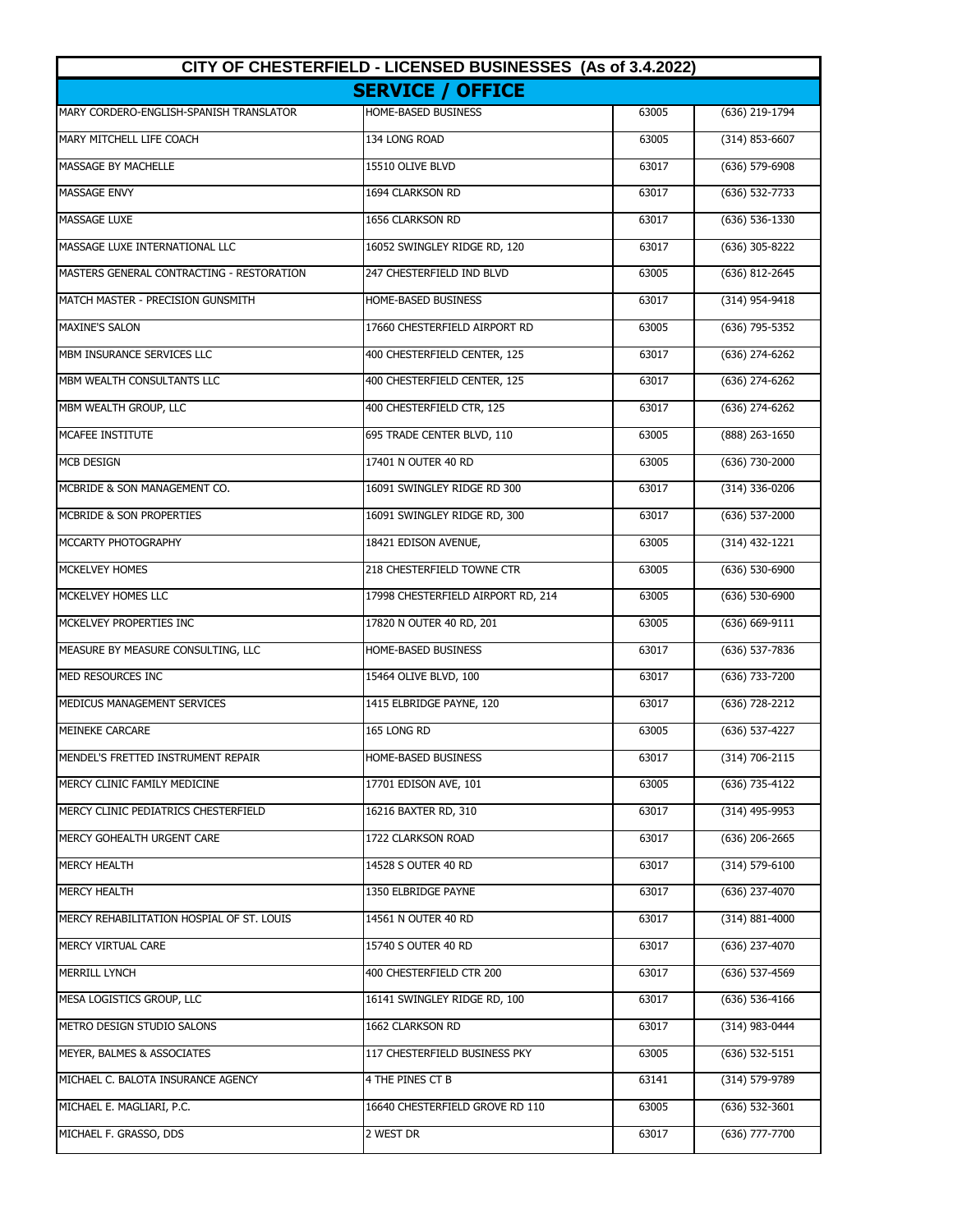| CITY OF CHESTERFIELD - LICENSED BUSINESSES (As of 3.4.2022) | | | |
|---|---|---|---|
| **SERVICE / OFFICE** | | | |
| MARY CORDERO-ENGLISH-SPANISH TRANSLATOR | HOME-BASED BUSINESS | 63005 | (636) 219-1794 |
| MARY MITCHELL LIFE COACH | 134 LONG ROAD | 63005 | (314) 853-6607 |
| MASSAGE BY MACHELLE | 15510 OLIVE BLVD | 63017 | (636) 579-6908 |
| MASSAGE ENVY | 1694 CLARKSON RD | 63017 | (636) 532-7733 |
| MASSAGE LUXE | 1656 CLARKSON RD | 63017 | (636) 536-1330 |
| MASSAGE LUXE INTERNATIONAL LLC | 16052 SWINGLEY RIDGE RD, 120 | 63017 | (636) 305-8222 |
| MASTERS GENERAL CONTRACTING - RESTORATION | 247 CHESTERFIELD IND BLVD | 63005 | (636) 812-2645 |
| MATCH MASTER - PRECISION GUNSMITH | HOME-BASED BUSINESS | 63017 | (314) 954-9418 |
| MAXINE'S SALON | 17660 CHESTERFIELD AIRPORT RD | 63005 | (636) 795-5352 |
| MBM INSURANCE SERVICES LLC | 400 CHESTERFIELD CENTER, 125 | 63017 | (636) 274-6262 |
| MBM WEALTH CONSULTANTS LLC | 400 CHESTERFIELD CENTER, 125 | 63017 | (636) 274-6262 |
| MBM WEALTH GROUP, LLC | 400 CHESTERFIELD CTR, 125 | 63017 | (636) 274-6262 |
| MCAFEE INSTITUTE | 695 TRADE CENTER BLVD, 110 | 63005 | (888) 263-1650 |
| MCB DESIGN | 17401 N OUTER 40 RD | 63005 | (636) 730-2000 |
| MCBRIDE & SON MANAGEMENT CO. | 16091 SWINGLEY RIDGE RD 300 | 63017 | (314) 336-0206 |
| MCBRIDE & SON PROPERTIES | 16091 SWINGLEY RIDGE RD, 300 | 63017 | (636) 537-2000 |
| MCCARTY PHOTOGRAPHY | 18421 EDISON AVENUE, | 63005 | (314) 432-1221 |
| MCKELVEY HOMES | 218 CHESTERFIELD TOWNE CTR | 63005 | (636) 530-6900 |
| MCKELVEY HOMES LLC | 17998 CHESTERFIELD AIRPORT RD, 214 | 63005 | (636) 530-6900 |
| MCKELVEY PROPERTIES INC | 17820 N OUTER 40 RD, 201 | 63005 | (636) 669-9111 |
| MEASURE BY MEASURE CONSULTING, LLC | HOME-BASED BUSINESS | 63017 | (636) 537-7836 |
| MED RESOURCES INC | 15464 OLIVE BLVD, 100 | 63017 | (636) 733-7200 |
| MEDICUS MANAGEMENT SERVICES | 1415 ELBRIDGE PAYNE, 120 | 63017 | (636) 728-2212 |
| MEINEKE CARCARE | 165 LONG RD | 63005 | (636) 537-4227 |
| MENDEL'S FRETTED INSTRUMENT REPAIR | HOME-BASED BUSINESS | 63017 | (314) 706-2115 |
| MERCY CLINIC FAMILY MEDICINE | 17701 EDISON AVE, 101 | 63005 | (636) 735-4122 |
| MERCY CLINIC PEDIATRICS CHESTERFIELD | 16216 BAXTER RD, 310 | 63017 | (314) 495-9953 |
| MERCY GOHEALTH URGENT CARE | 1722 CLARKSON ROAD | 63017 | (636) 206-2665 |
| MERCY HEALTH | 14528 S OUTER 40 RD | 63017 | (314) 579-6100 |
| MERCY HEALTH | 1350 ELBRIDGE PAYNE | 63017 | (636) 237-4070 |
| MERCY REHABILITATION HOSPIAL OF ST. LOUIS | 14561 N OUTER 40 RD | 63017 | (314) 881-4000 |
| MERCY VIRTUAL CARE | 15740 S OUTER 40 RD | 63017 | (636) 237-4070 |
| MERRILL LYNCH | 400 CHESTERFIELD CTR 200 | 63017 | (636) 537-4569 |
| MESA LOGISTICS GROUP, LLC | 16141 SWINGLEY RIDGE RD, 100 | 63017 | (636) 536-4166 |
| METRO DESIGN STUDIO SALONS | 1662 CLARKSON RD | 63017 | (314) 983-0444 |
| MEYER, BALMES & ASSOCIATES | 117 CHESTERFIELD BUSINESS PKY | 63005 | (636) 532-5151 |
| MICHAEL C. BALOTA INSURANCE AGENCY | 4 THE PINES CT B | 63141 | (314) 579-9789 |
| MICHAEL E. MAGLIARI, P.C. | 16640 CHESTERFIELD GROVE RD 110 | 63005 | (636) 532-3601 |
| MICHAEL F. GRASSO, DDS | 2 WEST DR | 63017 | (636) 777-7700 |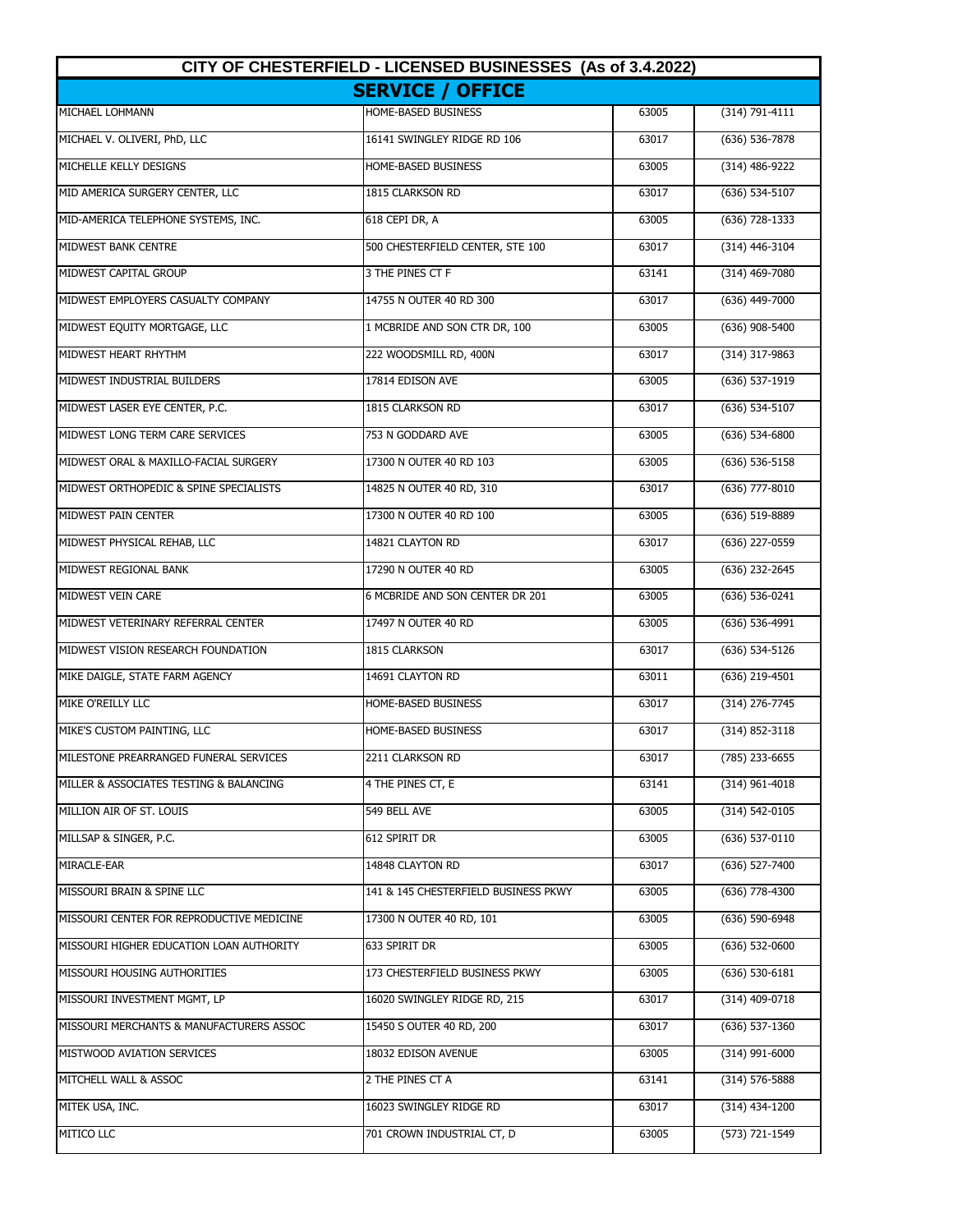## CITY OF CHESTERFIELD - LICENSED BUSINESSES (As of 3.4.2022)

### SERVICE / OFFICE

| | | | |
|---|---|---|---|
| MICHAEL LOHMANN | HOME-BASED BUSINESS | 63005 | (314) 791-4111 |
| MICHAEL V. OLIVERI, PhD, LLC | 16141 SWINGLEY RIDGE RD 106 | 63017 | (636) 536-7878 |
| MICHELLE KELLY DESIGNS | HOME-BASED BUSINESS | 63005 | (314) 486-9222 |
| MID AMERICA SURGERY CENTER, LLC | 1815 CLARKSON RD | 63017 | (636) 534-5107 |
| MID-AMERICA TELEPHONE SYSTEMS, INC. | 618 CEPI DR, A | 63005 | (636) 728-1333 |
| MIDWEST BANK CENTRE | 500 CHESTERFIELD CENTER, STE 100 | 63017 | (314) 446-3104 |
| MIDWEST CAPITAL GROUP | 3 THE PINES CT F | 63141 | (314) 469-7080 |
| MIDWEST EMPLOYERS CASUALTY COMPANY | 14755 N OUTER 40 RD 300 | 63017 | (636) 449-7000 |
| MIDWEST EQUITY MORTGAGE, LLC | 1 MCBRIDE AND SON CTR DR, 100 | 63005 | (636) 908-5400 |
| MIDWEST HEART RHYTHM | 222 WOODSMILL RD, 400N | 63017 | (314) 317-9863 |
| MIDWEST INDUSTRIAL BUILDERS | 17814 EDISON AVE | 63005 | (636) 537-1919 |
| MIDWEST LASER EYE CENTER, P.C. | 1815 CLARKSON RD | 63017 | (636) 534-5107 |
| MIDWEST LONG TERM CARE SERVICES | 753 N GODDARD AVE | 63005 | (636) 534-6800 |
| MIDWEST ORAL & MAXILLO-FACIAL SURGERY | 17300 N OUTER 40 RD 103 | 63005 | (636) 536-5158 |
| MIDWEST ORTHOPEDIC & SPINE SPECIALISTS | 14825 N OUTER 40 RD, 310 | 63017 | (636) 777-8010 |
| MIDWEST PAIN CENTER | 17300 N OUTER 40 RD 100 | 63005 | (636) 519-8889 |
| MIDWEST PHYSICAL REHAB, LLC | 14821 CLAYTON RD | 63017 | (636) 227-0559 |
| MIDWEST REGIONAL BANK | 17290 N OUTER 40 RD | 63005 | (636) 232-2645 |
| MIDWEST VEIN CARE | 6 MCBRIDE AND SON CENTER DR 201 | 63005 | (636) 536-0241 |
| MIDWEST VETERINARY REFERRAL CENTER | 17497 N OUTER 40 RD | 63005 | (636) 536-4991 |
| MIDWEST VISION RESEARCH FOUNDATION | 1815 CLARKSON | 63017 | (636) 534-5126 |
| MIKE DAIGLE, STATE FARM AGENCY | 14691 CLAYTON RD | 63011 | (636) 219-4501 |
| MIKE O'REILLY LLC | HOME-BASED BUSINESS | 63017 | (314) 276-7745 |
| MIKE'S CUSTOM PAINTING, LLC | HOME-BASED BUSINESS | 63017 | (314) 852-3118 |
| MILESTONE PREARRANGED FUNERAL SERVICES | 2211 CLARKSON RD | 63017 | (785) 233-6655 |
| MILLER & ASSOCIATES TESTING & BALANCING | 4 THE PINES CT, E | 63141 | (314) 961-4018 |
| MILLION AIR OF ST. LOUIS | 549 BELL AVE | 63005 | (314) 542-0105 |
| MILLSAP & SINGER, P.C. | 612 SPIRIT DR | 63005 | (636) 537-0110 |
| MIRACLE-EAR | 14848 CLAYTON RD | 63017 | (636) 527-7400 |
| MISSOURI BRAIN & SPINE LLC | 141 & 145 CHESTERFIELD BUSINESS PKWY | 63005 | (636) 778-4300 |
| MISSOURI CENTER FOR REPRODUCTIVE MEDICINE | 17300 N OUTER 40 RD, 101 | 63005 | (636) 590-6948 |
| MISSOURI HIGHER EDUCATION LOAN AUTHORITY | 633 SPIRIT DR | 63005 | (636) 532-0600 |
| MISSOURI HOUSING AUTHORITIES | 173 CHESTERFIELD BUSINESS PKWY | 63005 | (636) 530-6181 |
| MISSOURI INVESTMENT MGMT, LP | 16020 SWINGLEY RIDGE RD, 215 | 63017 | (314) 409-0718 |
| MISSOURI MERCHANTS & MANUFACTURERS ASSOC | 15450 S OUTER 40 RD, 200 | 63017 | (636) 537-1360 |
| MISTWOOD AVIATION SERVICES | 18032 EDISON AVENUE | 63005 | (314) 991-6000 |
| MITCHELL WALL & ASSOC | 2 THE PINES CT A | 63141 | (314) 576-5888 |
| MITEK USA, INC. | 16023 SWINGLEY RIDGE RD | 63017 | (314) 434-1200 |
| MITICO LLC | 701 CROWN INDUSTRIAL CT, D | 63005 | (573) 721-1549 |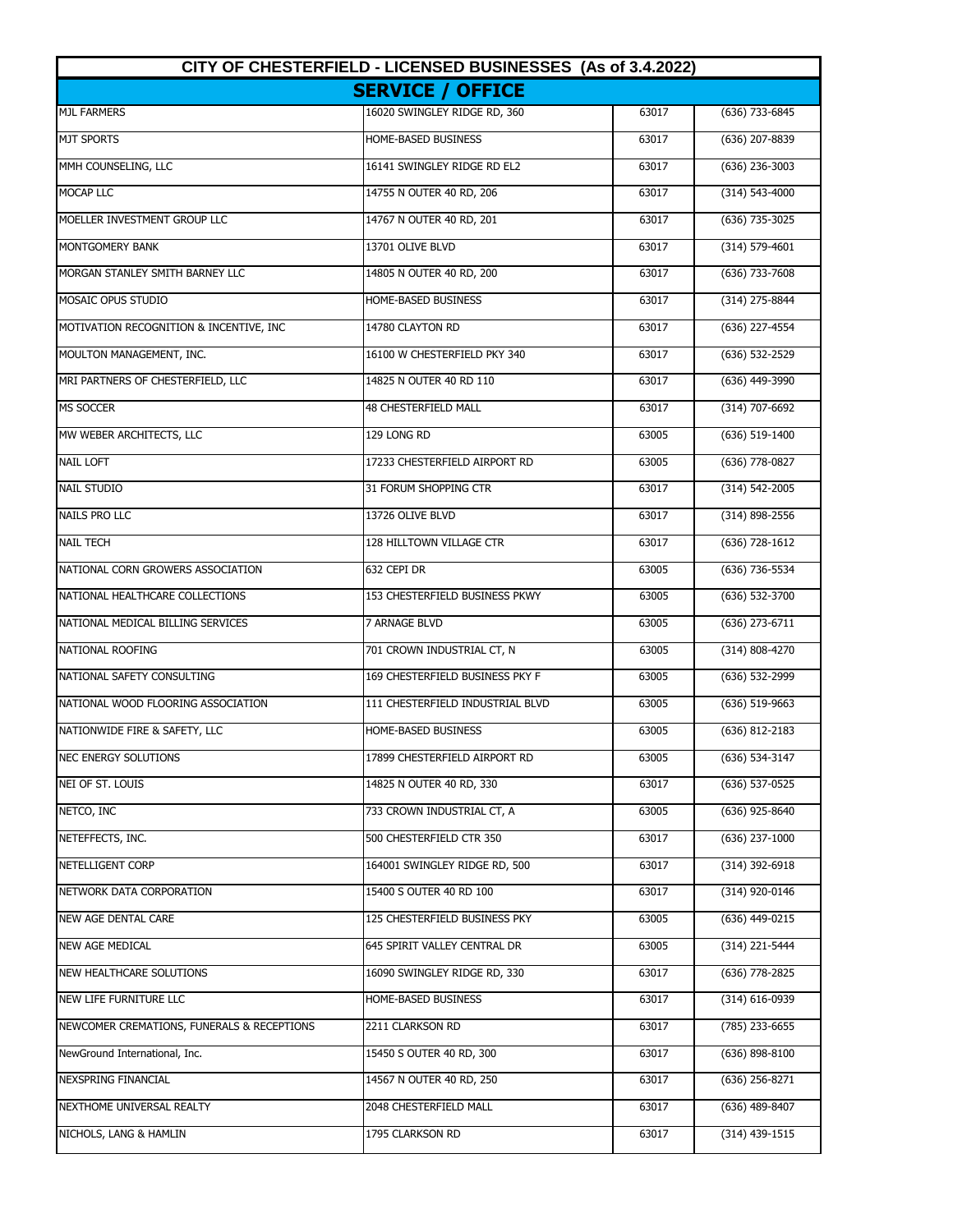| CITY OF CHESTERFIELD - LICENSED BUSINESSES (As of 3.4.2022) | | | |
|---|---|---|---|
| **SERVICE / OFFICE** | | | |
| MJL FARMERS | 16020 SWINGLEY RIDGE RD, 360 | 63017 | (636) 733-6845 |
| MJT SPORTS | HOME-BASED BUSINESS | 63017 | (636) 207-8839 |
| MMH COUNSELING, LLC | 16141 SWINGLEY RIDGE RD EL2 | 63017 | (636) 236-3003 |
| MOCAP LLC | 14755 N OUTER 40 RD, 206 | 63017 | (314) 543-4000 |
| MOELLER INVESTMENT GROUP LLC | 14767 N OUTER 40 RD, 201 | 63017 | (636) 735-3025 |
| MONTGOMERY BANK | 13701 OLIVE BLVD | 63017 | (314) 579-4601 |
| MORGAN STANLEY SMITH BARNEY LLC | 14805 N OUTER 40 RD, 200 | 63017 | (636) 733-7608 |
| MOSAIC OPUS STUDIO | HOME-BASED BUSINESS | 63017 | (314) 275-8844 |
| MOTIVATION RECOGNITION & INCENTIVE, INC | 14780 CLAYTON RD | 63017 | (636) 227-4554 |
| MOULTON MANAGEMENT, INC. | 16100 W CHESTERFIELD PKY 340 | 63017 | (636) 532-2529 |
| MRI PARTNERS OF CHESTERFIELD, LLC | 14825 N OUTER 40 RD 110 | 63017 | (636) 449-3990 |
| MS SOCCER | 48 CHESTERFIELD MALL | 63017 | (314) 707-6692 |
| MW WEBER ARCHITECTS, LLC | 129 LONG RD | 63005 | (636) 519-1400 |
| NAIL LOFT | 17233 CHESTERFIELD AIRPORT RD | 63005 | (636) 778-0827 |
| NAIL STUDIO | 31 FORUM SHOPPING CTR | 63017 | (314) 542-2005 |
| NAILS PRO LLC | 13726 OLIVE BLVD | 63017 | (314) 898-2556 |
| NAIL TECH | 128 HILLTOWN VILLAGE CTR | 63017 | (636) 728-1612 |
| NATIONAL CORN GROWERS ASSOCIATION | 632 CEPI DR | 63005 | (636) 736-5534 |
| NATIONAL HEALTHCARE COLLECTIONS | 153 CHESTERFIELD BUSINESS PKWY | 63005 | (636) 532-3700 |
| NATIONAL MEDICAL BILLING SERVICES | 7 ARNAGE BLVD | 63005 | (636) 273-6711 |
| NATIONAL ROOFING | 701 CROWN INDUSTRIAL CT, N | 63005 | (314) 808-4270 |
| NATIONAL SAFETY CONSULTING | 169 CHESTERFIELD BUSINESS PKY F | 63005 | (636) 532-2999 |
| NATIONAL WOOD FLOORING ASSOCIATION | 111 CHESTERFIELD INDUSTRIAL BLVD | 63005 | (636) 519-9663 |
| NATIONWIDE FIRE & SAFETY, LLC | HOME-BASED BUSINESS | 63005 | (636) 812-2183 |
| NEC ENERGY SOLUTIONS | 17899 CHESTERFIELD AIRPORT RD | 63005 | (636) 534-3147 |
| NEI OF ST. LOUIS | 14825 N OUTER 40 RD, 330 | 63017 | (636) 537-0525 |
| NETCO, INC | 733 CROWN INDUSTRIAL CT, A | 63005 | (636) 925-8640 |
| NETEFFECTS, INC. | 500 CHESTERFIELD CTR 350 | 63017 | (636) 237-1000 |
| NETELLIGENT CORP | 164001 SWINGLEY RIDGE RD, 500 | 63017 | (314) 392-6918 |
| NETWORK DATA CORPORATION | 15400 S OUTER 40 RD 100 | 63017 | (314) 920-0146 |
| NEW AGE DENTAL CARE | 125 CHESTERFIELD BUSINESS PKY | 63005 | (636) 449-0215 |
| NEW AGE MEDICAL | 645 SPIRIT VALLEY CENTRAL DR | 63005 | (314) 221-5444 |
| NEW HEALTHCARE SOLUTIONS | 16090 SWINGLEY RIDGE RD, 330 | 63017 | (636) 778-2825 |
| NEW LIFE FURNITURE LLC | HOME-BASED BUSINESS | 63017 | (314) 616-0939 |
| NEWCOMER CREMATIONS, FUNERALS & RECEPTIONS | 2211 CLARKSON RD | 63017 | (785) 233-6655 |
| NewGround International, Inc. | 15450 S OUTER 40 RD, 300 | 63017 | (636) 898-8100 |
| NEXSPRING FINANCIAL | 14567 N OUTER 40 RD, 250 | 63017 | (636) 256-8271 |
| NEXTHOME UNIVERSAL REALTY | 2048 CHESTERFIELD MALL | 63017 | (636) 489-8407 |
| NICHOLS, LANG & HAMLIN | 1795 CLARKSON RD | 63017 | (314) 439-1515 |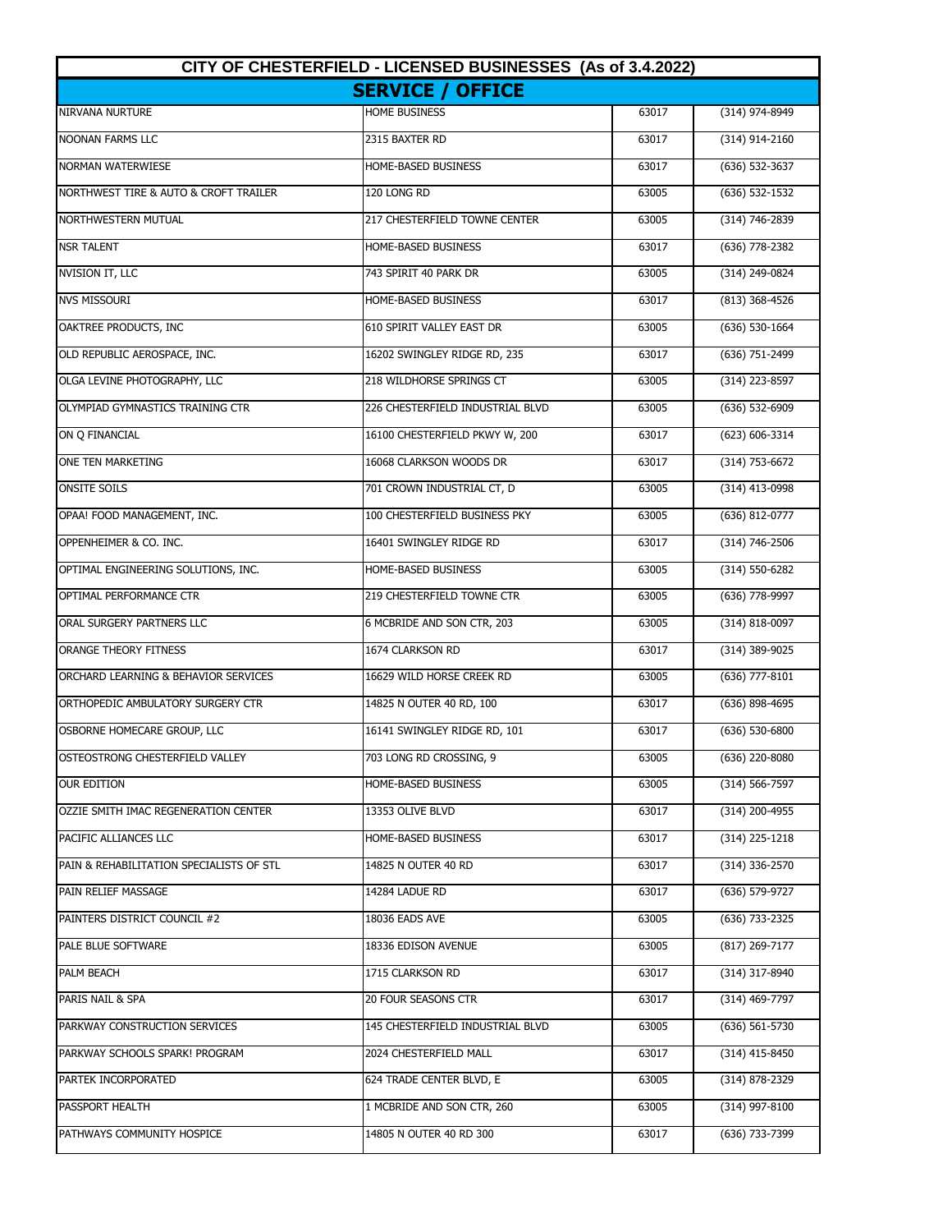# CITY OF CHESTERFIELD - LICENSED BUSINESSES (As of 3.4.2022)

## SERVICE / OFFICE

| | | | |
|---|---|---|---|
| NIRVANA NURTURE | HOME BUSINESS | 63017 | (314) 974-8949 |
| NOONAN FARMS LLC | 2315 BAXTER RD | 63017 | (314) 914-2160 |
| NORMAN WATERWIESE | HOME-BASED BUSINESS | 63017 | (636) 532-3637 |
| NORTHWEST TIRE & AUTO & CROFT TRAILER | 120 LONG RD | 63005 | (636) 532-1532 |
| NORTHWESTERN MUTUAL | 217 CHESTERFIELD TOWNE CENTER | 63005 | (314) 746-2839 |
| NSR TALENT | HOME-BASED BUSINESS | 63017 | (636) 778-2382 |
| NVISION IT, LLC | 743 SPIRIT 40 PARK DR | 63005 | (314) 249-0824 |
| NVS MISSOURI | HOME-BASED BUSINESS | 63017 | (813) 368-4526 |
| OAKTREE PRODUCTS, INC | 610 SPIRIT VALLEY EAST DR | 63005 | (636) 530-1664 |
| OLD REPUBLIC AEROSPACE, INC. | 16202 SWINGLEY RIDGE RD, 235 | 63017 | (636) 751-2499 |
| OLGA LEVINE PHOTOGRAPHY, LLC | 218 WILDHORSE SPRINGS CT | 63005 | (314) 223-8597 |
| OLYMPIAD GYMNASTICS TRAINING CTR | 226 CHESTERFIELD INDUSTRIAL BLVD | 63005 | (636) 532-6909 |
| ON Q FINANCIAL | 16100 CHESTERFIELD PKWY W, 200 | 63017 | (623) 606-3314 |
| ONE TEN MARKETING | 16068 CLARKSON WOODS DR | 63017 | (314) 753-6672 |
| ONSITE SOILS | 701 CROWN INDUSTRIAL CT, D | 63005 | (314) 413-0998 |
| OPAA! FOOD MANAGEMENT, INC. | 100 CHESTERFIELD BUSINESS PKY | 63005 | (636) 812-0777 |
| OPPENHEIMER & CO. INC. | 16401 SWINGLEY RIDGE RD | 63017 | (314) 746-2506 |
| OPTIMAL ENGINEERING SOLUTIONS, INC. | HOME-BASED BUSINESS | 63005 | (314) 550-6282 |
| OPTIMAL PERFORMANCE CTR | 219 CHESTERFIELD TOWNE CTR | 63005 | (636) 778-9997 |
| ORAL SURGERY PARTNERS LLC | 6 MCBRIDE AND SON CTR, 203 | 63005 | (314) 818-0097 |
| ORANGE THEORY FITNESS | 1674 CLARKSON RD | 63017 | (314) 389-9025 |
| ORCHARD LEARNING & BEHAVIOR SERVICES | 16629 WILD HORSE CREEK RD | 63005 | (636) 777-8101 |
| ORTHOPEDIC AMBULATORY SURGERY CTR | 14825 N OUTER 40 RD, 100 | 63017 | (636) 898-4695 |
| OSBORNE HOMECARE GROUP, LLC | 16141 SWINGLEY RIDGE RD, 101 | 63017 | (636) 530-6800 |
| OSTEOSTRONG CHESTERFIELD VALLEY | 703 LONG RD CROSSING, 9 | 63005 | (636) 220-8080 |
| OUR EDITION | HOME-BASED BUSINESS | 63005 | (314) 566-7597 |
| OZZIE SMITH IMAC REGENERATION CENTER | 13353 OLIVE BLVD | 63017 | (314) 200-4955 |
| PACIFIC ALLIANCES LLC | HOME-BASED BUSINESS | 63017 | (314) 225-1218 |
| PAIN & REHABILITATION SPECIALISTS OF STL | 14825 N OUTER 40 RD | 63017 | (314) 336-2570 |
| PAIN RELIEF MASSAGE | 14284 LADUE RD | 63017 | (636) 579-9727 |
| PAINTERS DISTRICT COUNCIL #2 | 18036 EADS AVE | 63005 | (636) 733-2325 |
| PALE BLUE SOFTWARE | 18336 EDISON AVENUE | 63005 | (817) 269-7177 |
| PALM BEACH | 1715 CLARKSON RD | 63017 | (314) 317-8940 |
| PARIS NAIL & SPA | 20 FOUR SEASONS CTR | 63017 | (314) 469-7797 |
| PARKWAY CONSTRUCTION SERVICES | 145 CHESTERFIELD INDUSTRIAL BLVD | 63005 | (636) 561-5730 |
| PARKWAY SCHOOLS SPARK! PROGRAM | 2024 CHESTERFIELD MALL | 63017 | (314) 415-8450 |
| PARTEK INCORPORATED | 624 TRADE CENTER BLVD, E | 63005 | (314) 878-2329 |
| PASSPORT HEALTH | 1 MCBRIDE AND SON CTR, 260 | 63005 | (314) 997-8100 |
| PATHWAYS COMMUNITY HOSPICE | 14805 N OUTER 40 RD 300 | 63017 | (636) 733-7399 |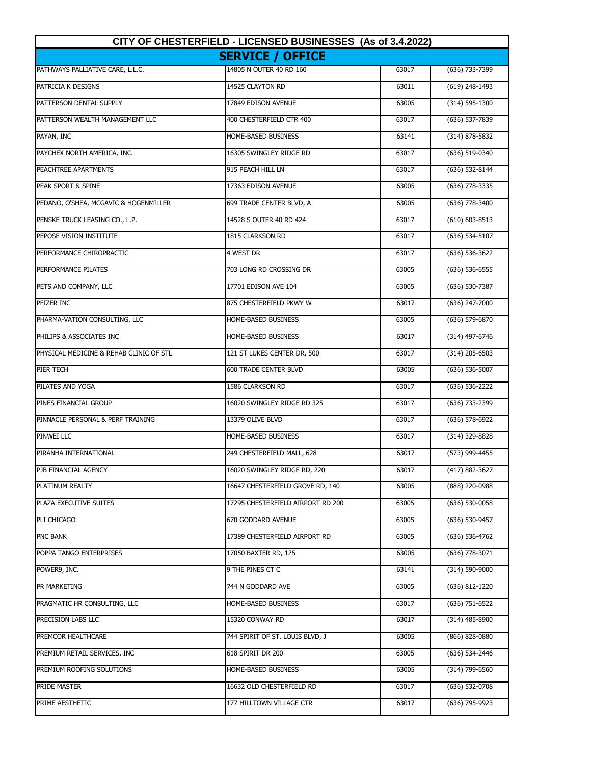| CITY OF CHESTERFIELD - LICENSED BUSINESSES (As of 3.4.2022) | | | |
|---|---|---|---|
| **SERVICE / OFFICE** | | | |
| PATHWAYS PALLIATIVE CARE, L.L.C. | 14805 N OUTER 40 RD 160 | 63017 | (636) 733-7399 |
| PATRICIA K DESIGNS | 14525 CLAYTON RD | 63011 | (619) 248-1493 |
| PATTERSON DENTAL SUPPLY | 17849 EDISON AVENUE | 63005 | (314) 595-1300 |
| PATTERSON WEALTH MANAGEMENT LLC | 400 CHESTERFIELD CTR 400 | 63017 | (636) 537-7839 |
| PAYAN, INC | HOME-BASED BUSINESS | 63141 | (314) 878-5832 |
| PAYCHEX NORTH AMERICA, INC. | 16305 SWINGLEY RIDGE RD | 63017 | (636) 519-0340 |
| PEACHTREE APARTMENTS | 915 PEACH HILL LN | 63017 | (636) 532-8144 |
| PEAK SPORT & SPINE | 17363 EDISON AVENUE | 63005 | (636) 778-3335 |
| PEDANO, O'SHEA, MCGAVIC & HOGENMILLER | 699 TRADE CENTER BLVD, A | 63005 | (636) 778-3400 |
| PENSKE TRUCK LEASING CO., L.P. | 14528 S OUTER 40 RD 424 | 63017 | (610) 603-8513 |
| PEPOSE VISION INSTITUTE | 1815 CLARKSON RD | 63017 | (636) 534-5107 |
| PERFORMANCE CHIROPRACTIC | 4 WEST DR | 63017 | (636) 536-3622 |
| PERFORMANCE PILATES | 703 LONG RD CROSSING DR | 63005 | (636) 536-6555 |
| PETS AND COMPANY, LLC | 17701 EDISON AVE 104 | 63005 | (636) 530-7387 |
| PFIZER INC | 875 CHESTERFIELD PKWY W | 63017 | (636) 247-7000 |
| PHARMA-VATION CONSULTING, LLC | HOME-BASED BUSINESS | 63005 | (636) 579-6870 |
| PHILIPS & ASSOCIATES INC | HOME-BASED BUSINESS | 63017 | (314) 497-6746 |
| PHYSICAL MEDICINE & REHAB CLINIC OF STL | 121 ST LUKES CENTER DR, 500 | 63017 | (314) 205-6503 |
| PIER TECH | 600 TRADE CENTER BLVD | 63005 | (636) 536-5007 |
| PILATES AND YOGA | 1586 CLARKSON RD | 63017 | (636) 536-2222 |
| PINES FINANCIAL GROUP | 16020 SWINGLEY RIDGE RD 325 | 63017 | (636) 733-2399 |
| PINNACLE PERSONAL & PERF TRAINING | 13379 OLIVE BLVD | 63017 | (636) 578-6922 |
| PINWEI LLC | HOME-BASED BUSINESS | 63017 | (314) 329-8828 |
| PIRANHA INTERNATIONAL | 249 CHESTERFIELD MALL, 628 | 63017 | (573) 999-4455 |
| PJB FINANCIAL AGENCY | 16020 SWINGLEY RIDGE RD, 220 | 63017 | (417) 882-3627 |
| PLATINUM REALTY | 16647 CHESTERFIELD GROVE RD, 140 | 63005 | (888) 220-0988 |
| PLAZA EXECUTIVE SUITES | 17295 CHESTERFIELD AIRPORT RD 200 | 63005 | (636) 530-0058 |
| PLI CHICAGO | 670 GODDARD AVENUE | 63005 | (636) 530-9457 |
| PNC BANK | 17389 CHESTERFIELD AIRPORT RD | 63005 | (636) 536-4762 |
| POPPA TANGO ENTERPRISES | 17050 BAXTER RD, 125 | 63005 | (636) 778-3071 |
| POWER9, INC. | 9 THE PINES CT C | 63141 | (314) 590-9000 |
| PR MARKETING | 744 N GODDARD AVE | 63005 | (636) 812-1220 |
| PRAGMATIC HR CONSULTING, LLC | HOME-BASED BUSINESS | 63017 | (636) 751-6522 |
| PRECISION LABS LLC | 15320 CONWAY RD | 63017 | (314) 485-8900 |
| PREMCOR HEALTHCARE | 744 SPIRIT OF ST. LOUIS BLVD, J | 63005 | (866) 828-0880 |
| PREMIUM RETAIL SERVICES, INC | 618 SPIRIT DR 200 | 63005 | (636) 534-2446 |
| PREMIUM ROOFING SOLUTIONS | HOME-BASED BUSINESS | 63005 | (314) 799-6560 |
| PRIDE MASTER | 16632 OLD CHESTERFIELD RD | 63017 | (636) 532-0708 |
| PRIME AESTHETIC | 177 HILLTOWN VILLAGE CTR | 63017 | (636) 795-9923 |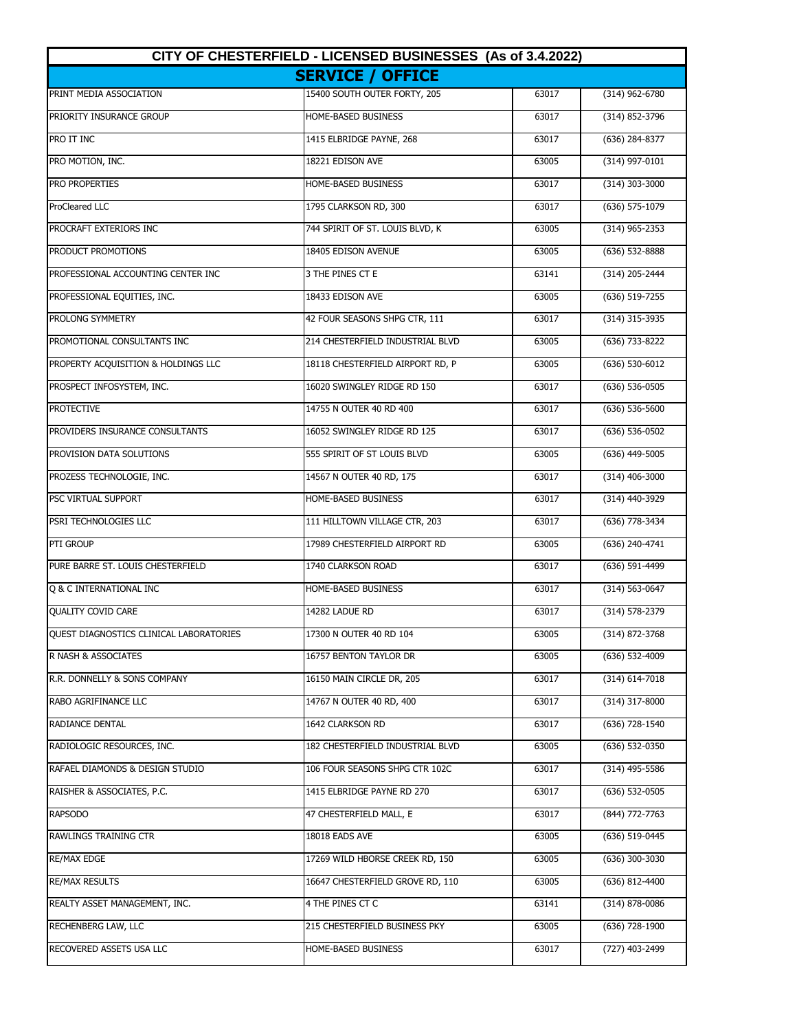## CITY OF CHESTERFIELD - LICENSED BUSINESSES (As of 3.4.2022)

### SERVICE / OFFICE

| | | | |
|---|---|---|---|
| PRINT MEDIA ASSOCIATION | 15400 SOUTH OUTER FORTY, 205 | 63017 | (314) 962-6780 |
| PRIORITY INSURANCE GROUP | HOME-BASED BUSINESS | 63017 | (314) 852-3796 |
| PRO IT INC | 1415 ELBRIDGE PAYNE, 268 | 63017 | (636) 284-8377 |
| PRO MOTION, INC. | 18221 EDISON AVE | 63005 | (314) 997-0101 |
| PRO PROPERTIES | HOME-BASED BUSINESS | 63017 | (314) 303-3000 |
| ProCleared LLC | 1795 CLARKSON RD, 300 | 63017 | (636) 575-1079 |
| PROCRAFT EXTERIORS INC | 744 SPIRIT OF ST. LOUIS BLVD, K | 63005 | (314) 965-2353 |
| PRODUCT PROMOTIONS | 18405 EDISON AVENUE | 63005 | (636) 532-8888 |
| PROFESSIONAL ACCOUNTING CENTER INC | 3 THE PINES CT E | 63141 | (314) 205-2444 |
| PROFESSIONAL EQUITIES, INC. | 18433 EDISON AVE | 63005 | (636) 519-7255 |
| PROLONG SYMMETRY | 42 FOUR SEASONS SHPG CTR, 111 | 63017 | (314) 315-3935 |
| PROMOTIONAL CONSULTANTS INC | 214 CHESTERFIELD INDUSTRIAL BLVD | 63005 | (636) 733-8222 |
| PROPERTY ACQUISITION & HOLDINGS LLC | 18118 CHESTERFIELD AIRPORT RD, P | 63005 | (636) 530-6012 |
| PROSPECT INFOSYSTEM, INC. | 16020 SWINGLEY RIDGE RD 150 | 63017 | (636) 536-0505 |
| PROTECTIVE | 14755 N OUTER 40 RD 400 | 63017 | (636) 536-5600 |
| PROVIDERS INSURANCE CONSULTANTS | 16052 SWINGLEY RIDGE RD 125 | 63017 | (636) 536-0502 |
| PROVISION DATA SOLUTIONS | 555 SPIRIT OF ST LOUIS BLVD | 63005 | (636) 449-5005 |
| PROZESS TECHNOLOGIE, INC. | 14567 N OUTER 40 RD, 175 | 63017 | (314) 406-3000 |
| PSC VIRTUAL SUPPORT | HOME-BASED BUSINESS | 63017 | (314) 440-3929 |
| PSRI TECHNOLOGIES LLC | 111 HILLTOWN VILLAGE CTR, 203 | 63017 | (636) 778-3434 |
| PTI GROUP | 17989 CHESTERFIELD AIRPORT RD | 63005 | (636) 240-4741 |
| PURE BARRE ST. LOUIS CHESTERFIELD | 1740 CLARKSON ROAD | 63017 | (636) 591-4499 |
| Q & C INTERNATIONAL INC | HOME-BASED BUSINESS | 63017 | (314) 563-0647 |
| QUALITY COVID CARE | 14282 LADUE RD | 63017 | (314) 578-2379 |
| QUEST DIAGNOSTICS CLINICAL LABORATORIES | 17300 N OUTER 40 RD 104 | 63005 | (314) 872-3768 |
| R NASH & ASSOCIATES | 16757 BENTON TAYLOR DR | 63005 | (636) 532-4009 |
| R.R. DONNELLY & SONS COMPANY | 16150 MAIN CIRCLE DR, 205 | 63017 | (314) 614-7018 |
| RABO AGRIFINANCE LLC | 14767 N OUTER 40 RD, 400 | 63017 | (314) 317-8000 |
| RADIANCE DENTAL | 1642 CLARKSON RD | 63017 | (636) 728-1540 |
| RADIOLOGIC RESOURCES, INC. | 182 CHESTERFIELD INDUSTRIAL BLVD | 63005 | (636) 532-0350 |
| RAFAEL DIAMONDS & DESIGN STUDIO | 106 FOUR SEASONS SHPG CTR 102C | 63017 | (314) 495-5586 |
| RAISHER & ASSOCIATES, P.C. | 1415 ELBRIDGE PAYNE RD 270 | 63017 | (636) 532-0505 |
| RAPSODO | 47 CHESTERFIELD MALL, E | 63017 | (844) 772-7763 |
| RAWLINGS TRAINING CTR | 18018 EADS AVE | 63005 | (636) 519-0445 |
| RE/MAX EDGE | 17269 WILD HBORSE CREEK RD, 150 | 63005 | (636) 300-3030 |
| RE/MAX RESULTS | 16647 CHESTERFIELD GROVE RD, 110 | 63005 | (636) 812-4400 |
| REALTY ASSET MANAGEMENT, INC. | 4 THE PINES CT C | 63141 | (314) 878-0086 |
| RECHENBERG LAW, LLC | 215 CHESTERFIELD BUSINESS PKY | 63005 | (636) 728-1900 |
| RECOVERED ASSETS USA LLC | HOME-BASED BUSINESS | 63017 | (727) 403-2499 |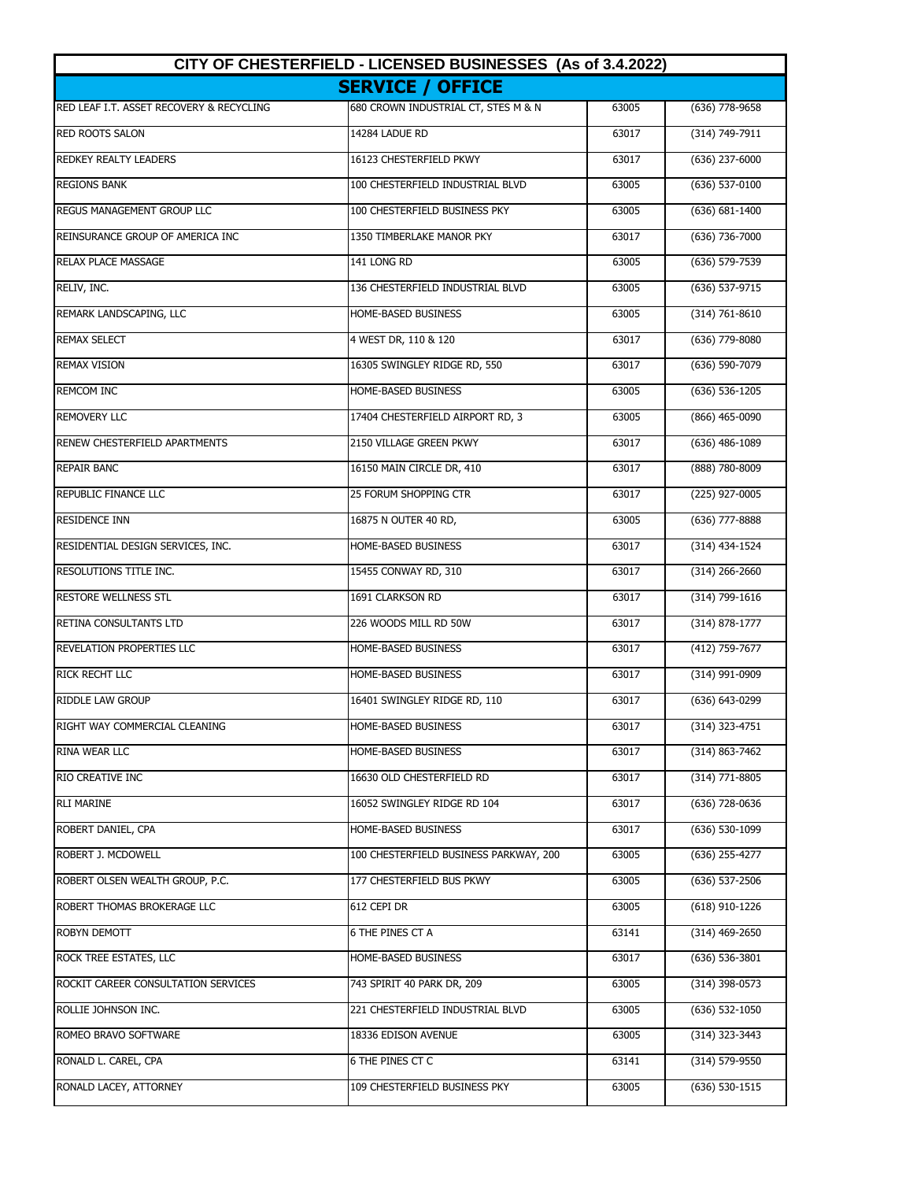| CITY OF CHESTERFIELD - LICENSED BUSINESSES (As of 3.4.2022) | | | |
|---|---|---|---|
| **SERVICE / OFFICE** | | | |
| RED LEAF I.T. ASSET RECOVERY & RECYCLING | 680 CROWN INDUSTRIAL CT, STES M & N | 63005 | (636) 778-9658 |
| RED ROOTS SALON | 14284 LADUE RD | 63017 | (314) 749-7911 |
| REDKEY REALTY LEADERS | 16123 CHESTERFIELD PKWY | 63017 | (636) 237-6000 |
| REGIONS BANK | 100 CHESTERFIELD INDUSTRIAL BLVD | 63005 | (636) 537-0100 |
| REGUS MANAGEMENT GROUP LLC | 100 CHESTERFIELD BUSINESS PKY | 63005 | (636) 681-1400 |
| REINSURANCE GROUP OF AMERICA INC | 1350 TIMBERLAKE MANOR PKY | 63017 | (636) 736-7000 |
| RELAX PLACE MASSAGE | 141 LONG RD | 63005 | (636) 579-7539 |
| RELIV, INC. | 136 CHESTERFIELD INDUSTRIAL BLVD | 63005 | (636) 537-9715 |
| REMARK LANDSCAPING, LLC | HOME-BASED BUSINESS | 63005 | (314) 761-8610 |
| REMAX SELECT | 4 WEST DR, 110 & 120 | 63017 | (636) 779-8080 |
| REMAX VISION | 16305 SWINGLEY RIDGE RD, 550 | 63017 | (636) 590-7079 |
| REMCOM INC | HOME-BASED BUSINESS | 63005 | (636) 536-1205 |
| REMOVERY LLC | 17404 CHESTERFIELD AIRPORT RD, 3 | 63005 | (866) 465-0090 |
| RENEW CHESTERFIELD APARTMENTS | 2150 VILLAGE GREEN PKWY | 63017 | (636) 486-1089 |
| REPAIR BANC | 16150 MAIN CIRCLE DR, 410 | 63017 | (888) 780-8009 |
| REPUBLIC FINANCE LLC | 25 FORUM SHOPPING CTR | 63017 | (225) 927-0005 |
| RESIDENCE INN | 16875 N OUTER 40 RD, | 63005 | (636) 777-8888 |
| RESIDENTIAL DESIGN SERVICES, INC. | HOME-BASED BUSINESS | 63017 | (314) 434-1524 |
| RESOLUTIONS TITLE INC. | 15455 CONWAY RD, 310 | 63017 | (314) 266-2660 |
| RESTORE WELLNESS STL | 1691 CLARKSON RD | 63017 | (314) 799-1616 |
| RETINA CONSULTANTS LTD | 226 WOODS MILL RD 50W | 63017 | (314) 878-1777 |
| REVELATION PROPERTIES LLC | HOME-BASED BUSINESS | 63017 | (412) 759-7677 |
| RICK RECHT LLC | HOME-BASED BUSINESS | 63017 | (314) 991-0909 |
| RIDDLE LAW GROUP | 16401 SWINGLEY RIDGE RD, 110 | 63017 | (636) 643-0299 |
| RIGHT WAY COMMERCIAL CLEANING | HOME-BASED BUSINESS | 63017 | (314) 323-4751 |
| RINA WEAR LLC | HOME-BASED BUSINESS | 63017 | (314) 863-7462 |
| RIO CREATIVE INC | 16630 OLD CHESTERFIELD RD | 63017 | (314) 771-8805 |
| RLI MARINE | 16052 SWINGLEY RIDGE RD 104 | 63017 | (636) 728-0636 |
| ROBERT DANIEL, CPA | HOME-BASED BUSINESS | 63017 | (636) 530-1099 |
| ROBERT J. MCDOWELL | 100 CHESTERFIELD BUSINESS PARKWAY, 200 | 63005 | (636) 255-4277 |
| ROBERT OLSEN WEALTH GROUP, P.C. | 177 CHESTERFIELD BUS PKWY | 63005 | (636) 537-2506 |
| ROBERT THOMAS BROKERAGE LLC | 612 CEPI DR | 63005 | (618) 910-1226 |
| ROBYN DEMOTT | 6 THE PINES CT A | 63141 | (314) 469-2650 |
| ROCK TREE ESTATES, LLC | HOME-BASED BUSINESS | 63017 | (636) 536-3801 |
| ROCKIT CAREER CONSULTATION SERVICES | 743 SPIRIT 40 PARK DR, 209 | 63005 | (314) 398-0573 |
| ROLLIE JOHNSON INC. | 221 CHESTERFIELD INDUSTRIAL BLVD | 63005 | (636) 532-1050 |
| ROMEO BRAVO SOFTWARE | 18336 EDISON AVENUE | 63005 | (314) 323-3443 |
| RONALD L. CAREL, CPA | 6 THE PINES CT C | 63141 | (314) 579-9550 |
| RONALD LACEY, ATTORNEY | 109 CHESTERFIELD BUSINESS PKY | 63005 | (636) 530-1515 |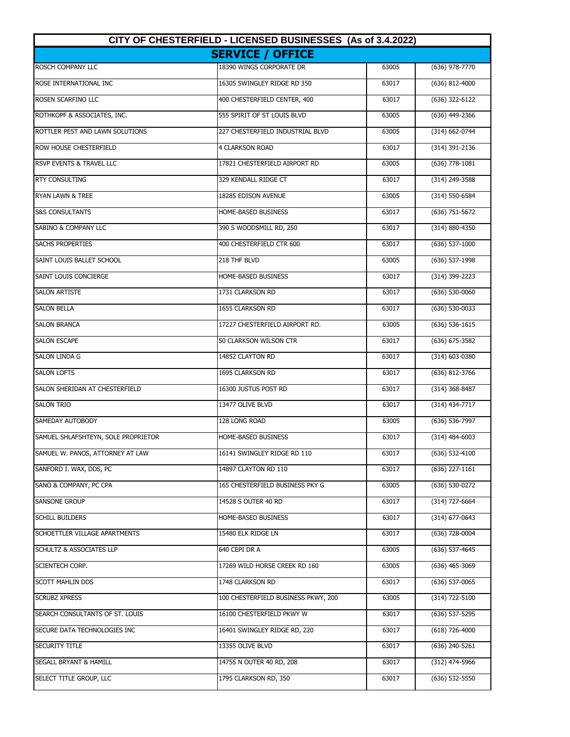| CITY OF CHESTERFIELD - LICENSED BUSINESSES (As of 3.4.2022) | | | |
|---|---|---|---|
| **SERVICE / OFFICE** | | | |
| ROSCH COMPANY LLC | 18390 WINGS CORPORATE DR | 63005 | (636) 978-7770 |
| ROSE INTERNATIONAL INC | 16305 SWINGLEY RIDGE RD 350 | 63017 | (636) 812-4000 |
| ROSEN SCARFINO LLC | 400 CHESTERFIELD CENTER, 400 | 63017 | (636) 322-6122 |
| ROTHKOPF & ASSOCIATES, INC. | 555 SPIRIT OF ST LOUIS BLVD | 63005 | (636) 449-2366 |
| ROTTLER PEST AND LAWN SOLUTIONS | 227 CHESTERFIELD INDUSTRIAL BLVD | 63005 | (314) 662-0744 |
| ROW HOUSE CHESTERFIELD | 4 CLARKSON ROAD | 63017 | (314) 391-2136 |
| RSVP EVENTS & TRAVEL LLC | 17821 CHESTERFIELD AIRPORT RD | 63005 | (636) 778-1081 |
| RTY CONSULTING | 329 KENDALL RIDGE CT | 63017 | (314) 249-3588 |
| RYAN LAWN & TREE | 18285 EDISON AVENUE | 63005 | (314) 550-6584 |
| S&S CONSULTANTS | HOME-BASED BUSINESS | 63017 | (636) 751-5672 |
| SABINO & COMPANY LLC | 390 S WOODSMILL RD, 250 | 63017 | (314) 880-4350 |
| SACHS PROPERTIES | 400 CHESTERFIELD CTR 600 | 63017 | (636) 537-1000 |
| SAINT LOUIS BALLET SCHOOL | 218 THF BLVD | 63005 | (636) 537-1998 |
| SAINT LOUIS CONCIERGE | HOME-BASED BUSINESS | 63017 | (314) 399-2223 |
| SALON ARTISTE | 1731 CLARKSON RD | 63017 | (636) 530-0060 |
| SALON BELLA | 1655 CLARKSON RD | 63017 | (636) 530-0033 |
| SALON BRANCA | 17227 CHESTERFIELD AIRPORT RD. | 63005 | (636) 536-1615 |
| SALON ESCAPE | 50 CLARKSON WILSON CTR | 63017 | (636) 675-3582 |
| SALON LINDA G | 14852 CLAYTON RD | 63017 | (314) 603-0380 |
| SALON LOFTS | 1695 CLARKSON RD | 63017 | (636) 812-3766 |
| SALON SHERIDAN AT CHESTERFIELD | 16300 JUSTUS POST RD | 63017 | (314) 368-8487 |
| SALON TRIO | 13477 OLIVE BLVD | 63017 | (314) 434-7717 |
| SAMEDAY AUTOBODY | 128 LONG ROAD | 63005 | (636) 536-7997 |
| SAMUEL SHLAFSHTEYN, SOLE PROPRIETOR | HOME-BASED BUSINESS | 63017 | (314) 484-6003 |
| SAMUEL W. PANOS, ATTORNEY AT LAW | 16141 SWINGLEY RIDGE RD 110 | 63017 | (636) 532-4100 |
| SANFORD I. WAX, DDS, PC | 14897 CLAYTON RD 110 | 63017 | (636) 227-1161 |
| SANO & COMPANY, PC CPA | 165 CHESTERFIELD BUSINESS PKY G | 63005 | (636) 530-0272 |
| SANSONE GROUP | 14528 S OUTER 40 RD | 63017 | (314) 727-6664 |
| SCHILL BUILDERS | HOME-BASED BUSINESS | 63017 | (314) 677-0643 |
| SCHOETTLER VILLAGE APARTMENTS | 15480 ELK RIDGE LN | 63017 | (636) 728-0004 |
| SCHULTZ & ASSOCIATES LLP | 640 CEPI DR A | 63005 | (636) 537-4645 |
| SCIENTECH CORP. | 17269 WILD HORSE CREEK RD 160 | 63005 | (636) 465-3069 |
| SCOTT MAHLIN DDS | 1748 CLARKSON RD | 63017 | (636) 537-0065 |
| SCRUBZ XPRESS | 100 CHESTERFIELD BUSINESS PKWY, 200 | 63005 | (314) 722-5100 |
| SEARCH CONSULTANTS OF ST. LOUIS | 16100 CHESTERFIELD PKWY W | 63017 | (636) 537-5295 |
| SECURE DATA TECHNOLOGIES INC | 16401 SWINGLEY RIDGE RD, 220 | 63017 | (618) 726-4000 |
| SECURITY TITLE | 13355 OLIVE BLVD | 63017 | (636) 240-5261 |
| SEGALL BRYANT & HAMILL | 14755 N OUTER 40 RD, 208 | 63017 | (312) 474-5966 |
| SELECT TITLE GROUP, LLC | 1795 CLARKSON RD, 350 | 63017 | (636) 532-5550 |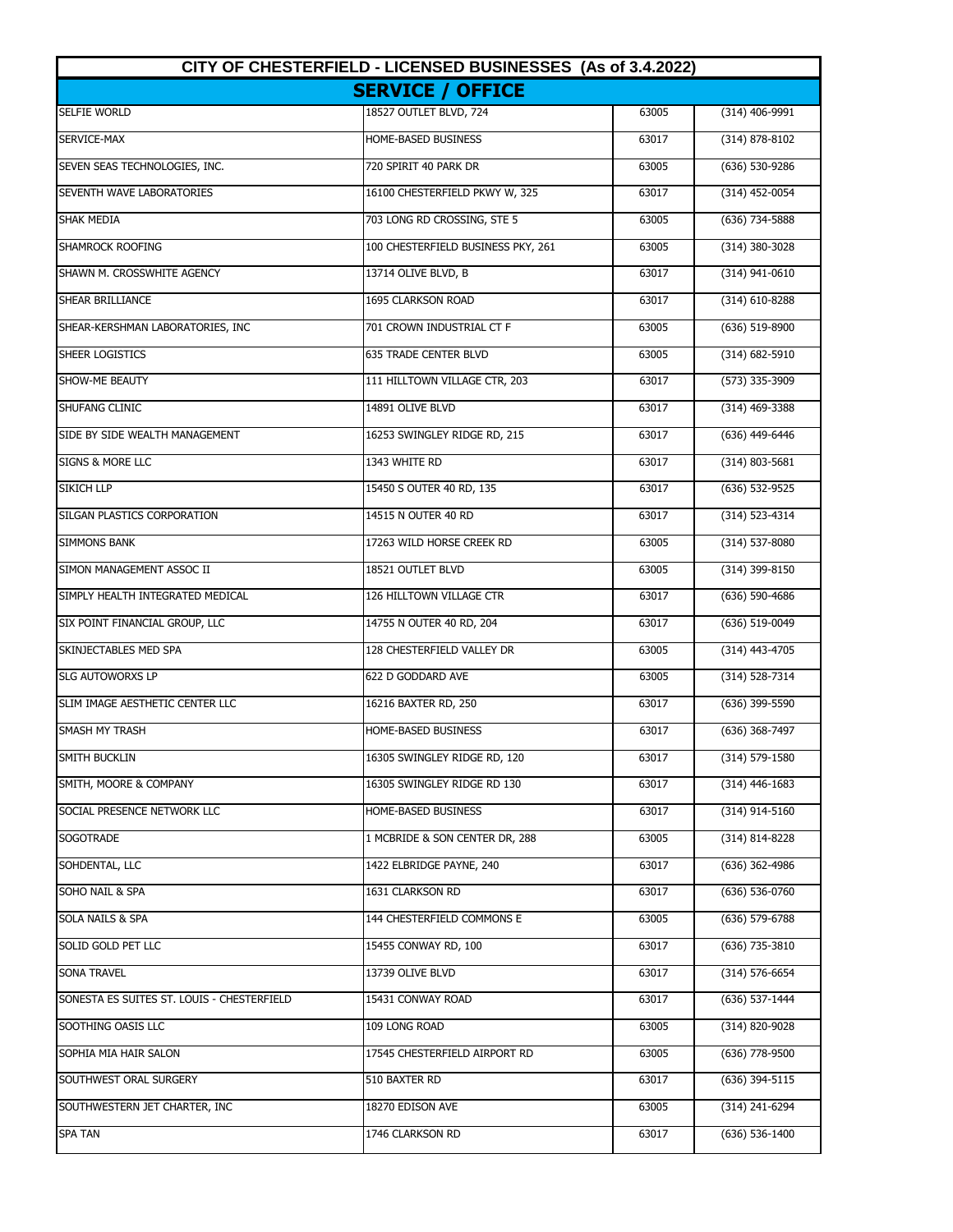## CITY OF CHESTERFIELD - LICENSED BUSINESSES (As of 3.4.2022)

### SERVICE / OFFICE

| | | | |
|---|---|---|---|
| SELFIE WORLD | 18527 OUTLET BLVD, 724 | 63005 | (314) 406-9991 |
| SERVICE-MAX | HOME-BASED BUSINESS | 63017 | (314) 878-8102 |
| SEVEN SEAS TECHNOLOGIES, INC. | 720 SPIRIT 40 PARK DR | 63005 | (636) 530-9286 |
| SEVENTH WAVE LABORATORIES | 16100 CHESTERFIELD PKWY W, 325 | 63017 | (314) 452-0054 |
| SHAK MEDIA | 703 LONG RD CROSSING, STE 5 | 63005 | (636) 734-5888 |
| SHAMROCK ROOFING | 100 CHESTERFIELD BUSINESS PKY, 261 | 63005 | (314) 380-3028 |
| SHAWN M. CROSSWHITE AGENCY | 13714 OLIVE BLVD, B | 63017 | (314) 941-0610 |
| SHEAR BRILLIANCE | 1695 CLARKSON ROAD | 63017 | (314) 610-8288 |
| SHEAR-KERSHMAN LABORATORIES, INC | 701 CROWN INDUSTRIAL CT F | 63005 | (636) 519-8900 |
| SHEER LOGISTICS | 635 TRADE CENTER BLVD | 63005 | (314) 682-5910 |
| SHOW-ME BEAUTY | 111 HILLTOWN VILLAGE CTR, 203 | 63017 | (573) 335-3909 |
| SHUFANG CLINIC | 14891 OLIVE BLVD | 63017 | (314) 469-3388 |
| SIDE BY SIDE WEALTH MANAGEMENT | 16253 SWINGLEY RIDGE RD, 215 | 63017 | (636) 449-6446 |
| SIGNS & MORE LLC | 1343 WHITE RD | 63017 | (314) 803-5681 |
| SIKICH LLP | 15450 S OUTER 40 RD, 135 | 63017 | (636) 532-9525 |
| SILGAN PLASTICS CORPORATION | 14515 N OUTER 40 RD | 63017 | (314) 523-4314 |
| SIMMONS BANK | 17263 WILD HORSE CREEK RD | 63005 | (314) 537-8080 |
| SIMON MANAGEMENT ASSOC II | 18521 OUTLET BLVD | 63005 | (314) 399-8150 |
| SIMPLY HEALTH INTEGRATED MEDICAL | 126 HILLTOWN VILLAGE CTR | 63017 | (636) 590-4686 |
| SIX POINT FINANCIAL GROUP, LLC | 14755 N OUTER 40 RD, 204 | 63017 | (636) 519-0049 |
| SKINJECTABLES MED SPA | 128 CHESTERFIELD VALLEY DR | 63005 | (314) 443-4705 |
| SLG AUTOWORXS LP | 622 D GODDARD AVE | 63005 | (314) 528-7314 |
| SLIM IMAGE AESTHETIC CENTER LLC | 16216 BAXTER RD, 250 | 63017 | (636) 399-5590 |
| SMASH MY TRASH | HOME-BASED BUSINESS | 63017 | (636) 368-7497 |
| SMITH BUCKLIN | 16305 SWINGLEY RIDGE RD, 120 | 63017 | (314) 579-1580 |
| SMITH, MOORE & COMPANY | 16305 SWINGLEY RIDGE RD 130 | 63017 | (314) 446-1683 |
| SOCIAL PRESENCE NETWORK LLC | HOME-BASED BUSINESS | 63017 | (314) 914-5160 |
| SOGOTRADE | 1 MCBRIDE & SON CENTER DR, 288 | 63005 | (314) 814-8228 |
| SOHDENTAL, LLC | 1422 ELBRIDGE PAYNE, 240 | 63017 | (636) 362-4986 |
| SOHO NAIL & SPA | 1631 CLARKSON RD | 63017 | (636) 536-0760 |
| SOLA NAILS & SPA | 144 CHESTERFIELD COMMONS E | 63005 | (636) 579-6788 |
| SOLID GOLD PET LLC | 15455 CONWAY RD, 100 | 63017 | (636) 735-3810 |
| SONA TRAVEL | 13739 OLIVE BLVD | 63017 | (314) 576-6654 |
| SONESTA ES SUITES ST. LOUIS - CHESTERFIELD | 15431 CONWAY ROAD | 63017 | (636) 537-1444 |
| SOOTHING OASIS LLC | 109 LONG ROAD | 63005 | (314) 820-9028 |
| SOPHIA MIA HAIR SALON | 17545 CHESTERFIELD AIRPORT RD | 63005 | (636) 778-9500 |
| SOUTHWEST ORAL SURGERY | 510 BAXTER RD | 63017 | (636) 394-5115 |
| SOUTHWESTERN JET CHARTER, INC | 18270 EDISON AVE | 63005 | (314) 241-6294 |
| SPA TAN | 1746 CLARKSON RD | 63017 | (636) 536-1400 |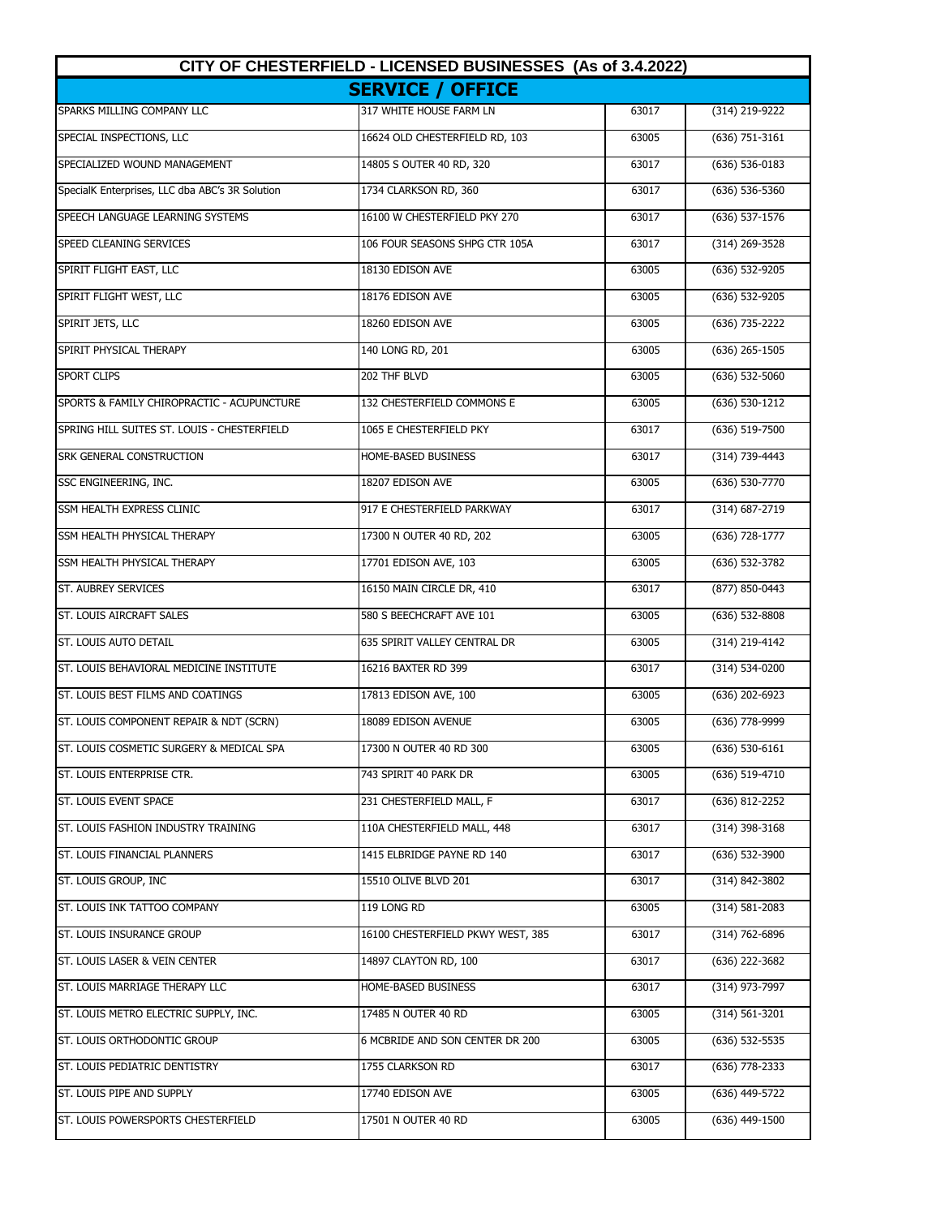| CITY OF CHESTERFIELD - LICENSED BUSINESSES (As of 3.4.2022) | | | |
|---|---|---|---|
| **SERVICE / OFFICE** | | | |
| SPARKS MILLING COMPANY LLC | 317 WHITE HOUSE FARM LN | 63017 | (314) 219-9222 |
| SPECIAL INSPECTIONS, LLC | 16624 OLD CHESTERFIELD RD, 103 | 63005 | (636) 751-3161 |
| SPECIALIZED WOUND MANAGEMENT | 14805 S OUTER 40 RD, 320 | 63017 | (636) 536-0183 |
| SpecialK Enterprises, LLC dba ABC's 3R Solution | 1734 CLARKSON RD, 360 | 63017 | (636) 536-5360 |
| SPEECH LANGUAGE LEARNING SYSTEMS | 16100 W CHESTERFIELD PKY 270 | 63017 | (636) 537-1576 |
| SPEED CLEANING SERVICES | 106 FOUR SEASONS SHPG CTR 105A | 63017 | (314) 269-3528 |
| SPIRIT FLIGHT EAST, LLC | 18130 EDISON AVE | 63005 | (636) 532-9205 |
| SPIRIT FLIGHT WEST, LLC | 18176 EDISON AVE | 63005 | (636) 532-9205 |
| SPIRIT JETS, LLC | 18260 EDISON AVE | 63005 | (636) 735-2222 |
| SPIRIT PHYSICAL THERAPY | 140 LONG RD, 201 | 63005 | (636) 265-1505 |
| SPORT CLIPS | 202 THF BLVD | 63005 | (636) 532-5060 |
| SPORTS & FAMILY CHIROPRACTIC - ACUPUNCTURE | 132 CHESTERFIELD COMMONS E | 63005 | (636) 530-1212 |
| SPRING HILL SUITES ST. LOUIS - CHESTERFIELD | 1065 E CHESTERFIELD PKY | 63017 | (636) 519-7500 |
| SRK GENERAL CONSTRUCTION | HOME-BASED BUSINESS | 63017 | (314) 739-4443 |
| SSC ENGINEERING, INC. | 18207 EDISON AVE | 63005 | (636) 530-7770 |
| SSM HEALTH EXPRESS CLINIC | 917 E CHESTERFIELD PARKWAY | 63017 | (314) 687-2719 |
| SSM HEALTH PHYSICAL THERAPY | 17300 N OUTER 40 RD, 202 | 63005 | (636) 728-1777 |
| SSM HEALTH PHYSICAL THERAPY | 17701 EDISON AVE, 103 | 63005 | (636) 532-3782 |
| ST. AUBREY SERVICES | 16150 MAIN CIRCLE DR, 410 | 63017 | (877) 850-0443 |
| ST. LOUIS AIRCRAFT SALES | 580 S BEECHCRAFT AVE 101 | 63005 | (636) 532-8808 |
| ST. LOUIS AUTO DETAIL | 635 SPIRIT VALLEY CENTRAL DR | 63005 | (314) 219-4142 |
| ST. LOUIS BEHAVIORAL MEDICINE INSTITUTE | 16216 BAXTER RD 399 | 63017 | (314) 534-0200 |
| ST. LOUIS BEST FILMS AND COATINGS | 17813 EDISON AVE, 100 | 63005 | (636) 202-6923 |
| ST. LOUIS COMPONENT REPAIR & NDT (SCRN) | 18089 EDISON AVENUE | 63005 | (636) 778-9999 |
| ST. LOUIS COSMETIC SURGERY & MEDICAL SPA | 17300 N OUTER 40 RD 300 | 63005 | (636) 530-6161 |
| ST. LOUIS ENTERPRISE CTR. | 743 SPIRIT 40 PARK DR | 63005 | (636) 519-4710 |
| ST. LOUIS EVENT SPACE | 231 CHESTERFIELD MALL, F | 63017 | (636) 812-2252 |
| ST. LOUIS FASHION INDUSTRY TRAINING | 110A CHESTERFIELD MALL, 448 | 63017 | (314) 398-3168 |
| ST. LOUIS FINANCIAL PLANNERS | 1415 ELBRIDGE PAYNE RD 140 | 63017 | (636) 532-3900 |
| ST. LOUIS GROUP, INC | 15510 OLIVE BLVD 201 | 63017 | (314) 842-3802 |
| ST. LOUIS INK TATTOO COMPANY | 119 LONG RD | 63005 | (314) 581-2083 |
| ST. LOUIS INSURANCE GROUP | 16100 CHESTERFIELD PKWY WEST, 385 | 63017 | (314) 762-6896 |
| ST. LOUIS LASER & VEIN CENTER | 14897 CLAYTON RD, 100 | 63017 | (636) 222-3682 |
| ST. LOUIS MARRIAGE THERAPY LLC | HOME-BASED BUSINESS | 63017 | (314) 973-7997 |
| ST. LOUIS METRO ELECTRIC SUPPLY, INC. | 17485 N OUTER 40 RD | 63005 | (314) 561-3201 |
| ST. LOUIS ORTHODONTIC GROUP | 6 MCBRIDE AND SON CENTER DR 200 | 63005 | (636) 532-5535 |
| ST. LOUIS PEDIATRIC DENTISTRY | 1755 CLARKSON RD | 63017 | (636) 778-2333 |
| ST. LOUIS PIPE AND SUPPLY | 17740 EDISON AVE | 63005 | (636) 449-5722 |
| ST. LOUIS POWERSPORTS CHESTERFIELD | 17501 N OUTER 40 RD | 63005 | (636) 449-1500 |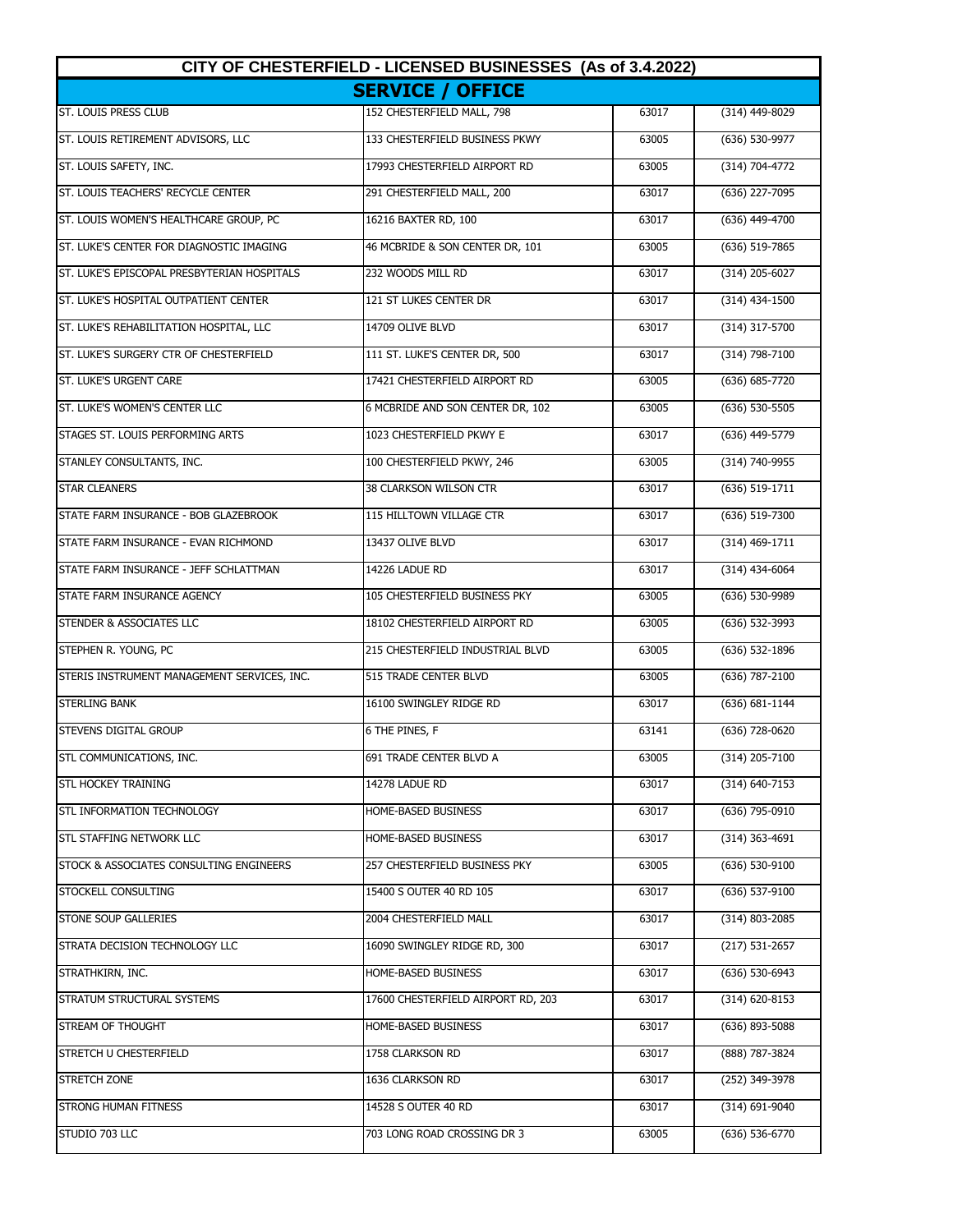| CITY OF CHESTERFIELD - LICENSED BUSINESSES (As of 3.4.2022) | | | |
|---|---|---|---|
| **SERVICE / OFFICE** | | | |
| ST. LOUIS PRESS CLUB | 152 CHESTERFIELD MALL, 798 | 63017 | (314) 449-8029 |
| ST. LOUIS RETIREMENT ADVISORS, LLC | 133 CHESTERFIELD BUSINESS PKWY | 63005 | (636) 530-9977 |
| ST. LOUIS SAFETY, INC. | 17993 CHESTERFIELD AIRPORT RD | 63005 | (314) 704-4772 |
| ST. LOUIS TEACHERS' RECYCLE CENTER | 291 CHESTERFIELD MALL, 200 | 63017 | (636) 227-7095 |
| ST. LOUIS WOMEN'S HEALTHCARE GROUP, PC | 16216 BAXTER RD, 100 | 63017 | (636) 449-4700 |
| ST. LUKE'S CENTER FOR DIAGNOSTIC IMAGING | 46 MCBRIDE & SON CENTER DR, 101 | 63005 | (636) 519-7865 |
| ST. LUKE'S EPISCOPAL PRESBYTERIAN HOSPITALS | 232 WOODS MILL RD | 63017 | (314) 205-6027 |
| ST. LUKE'S HOSPITAL OUTPATIENT CENTER | 121 ST LUKES CENTER DR | 63017 | (314) 434-1500 |
| ST. LUKE'S REHABILITATION HOSPITAL, LLC | 14709 OLIVE BLVD | 63017 | (314) 317-5700 |
| ST. LUKE'S SURGERY CTR OF CHESTERFIELD | 111 ST. LUKE'S CENTER DR, 500 | 63017 | (314) 798-7100 |
| ST. LUKE'S URGENT CARE | 17421 CHESTERFIELD AIRPORT RD | 63005 | (636) 685-7720 |
| ST. LUKE'S WOMEN'S CENTER LLC | 6 MCBRIDE AND SON CENTER DR, 102 | 63005 | (636) 530-5505 |
| STAGES ST. LOUIS PERFORMING ARTS | 1023 CHESTERFIELD PKWY E | 63017 | (636) 449-5779 |
| STANLEY CONSULTANTS, INC. | 100 CHESTERFIELD PKWY, 246 | 63005 | (314) 740-9955 |
| STAR CLEANERS | 38 CLARKSON WILSON CTR | 63017 | (636) 519-1711 |
| STATE FARM INSURANCE - BOB GLAZEBROOK | 115 HILLTOWN VILLAGE CTR | 63017 | (636) 519-7300 |
| STATE FARM INSURANCE - EVAN RICHMOND | 13437 OLIVE BLVD | 63017 | (314) 469-1711 |
| STATE FARM INSURANCE - JEFF SCHLATTMAN | 14226 LADUE RD | 63017 | (314) 434-6064 |
| STATE FARM INSURANCE AGENCY | 105 CHESTERFIELD BUSINESS PKY | 63005 | (636) 530-9989 |
| STENDER & ASSOCIATES LLC | 18102 CHESTERFIELD AIRPORT RD | 63005 | (636) 532-3993 |
| STEPHEN R. YOUNG, PC | 215 CHESTERFIELD INDUSTRIAL BLVD | 63005 | (636) 532-1896 |
| STERIS INSTRUMENT MANAGEMENT SERVICES, INC. | 515 TRADE CENTER BLVD | 63005 | (636) 787-2100 |
| STERLING BANK | 16100 SWINGLEY RIDGE RD | 63017 | (636) 681-1144 |
| STEVENS DIGITAL GROUP | 6 THE PINES, F | 63141 | (636) 728-0620 |
| STL COMMUNICATIONS, INC. | 691 TRADE CENTER BLVD A | 63005 | (314) 205-7100 |
| STL HOCKEY TRAINING | 14278 LADUE RD | 63017 | (314) 640-7153 |
| STL INFORMATION TECHNOLOGY | HOME-BASED BUSINESS | 63017 | (636) 795-0910 |
| STL STAFFING NETWORK LLC | HOME-BASED BUSINESS | 63017 | (314) 363-4691 |
| STOCK & ASSOCIATES CONSULTING ENGINEERS | 257 CHESTERFIELD BUSINESS PKY | 63005 | (636) 530-9100 |
| STOCKELL CONSULTING | 15400 S OUTER 40 RD 105 | 63017 | (636) 537-9100 |
| STONE SOUP GALLERIES | 2004 CHESTERFIELD MALL | 63017 | (314) 803-2085 |
| STRATA DECISION TECHNOLOGY LLC | 16090 SWINGLEY RIDGE RD, 300 | 63017 | (217) 531-2657 |
| STRATHKIRN, INC. | HOME-BASED BUSINESS | 63017 | (636) 530-6943 |
| STRATUM STRUCTURAL SYSTEMS | 17600 CHESTERFIELD AIRPORT RD, 203 | 63017 | (314) 620-8153 |
| STREAM OF THOUGHT | HOME-BASED BUSINESS | 63017 | (636) 893-5088 |
| STRETCH U CHESTERFIELD | 1758 CLARKSON RD | 63017 | (888) 787-3824 |
| STRETCH ZONE | 1636 CLARKSON RD | 63017 | (252) 349-3978 |
| STRONG HUMAN FITNESS | 14528 S OUTER 40 RD | 63017 | (314) 691-9040 |
| STUDIO 703 LLC | 703 LONG ROAD CROSSING DR 3 | 63005 | (636) 536-6770 |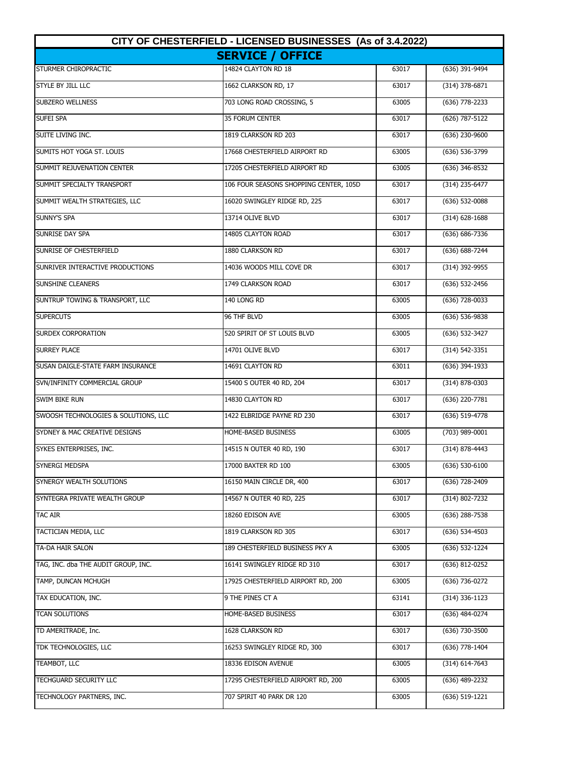# CITY OF CHESTERFIELD - LICENSED BUSINESSES (As of 3.4.2022)

## SERVICE / OFFICE

| | | | |
|---|---|---|---|
| STURMER CHIROPRACTIC | 14824 CLAYTON RD 18 | 63017 | (636) 391-9494 |
| STYLE BY JILL LLC | 1662 CLARKSON RD, 17 | 63017 | (314) 378-6871 |
| SUBZERO WELLNESS | 703 LONG ROAD CROSSING, 5 | 63005 | (636) 778-2233 |
| SUFEI SPA | 35 FORUM CENTER | 63017 | (626) 787-5122 |
| SUITE LIVING INC. | 1819 CLARKSON RD 203 | 63017 | (636) 230-9600 |
| SUMITS HOT YOGA ST. LOUIS | 17668 CHESTERFIELD AIRPORT RD | 63005 | (636) 536-3799 |
| SUMMIT REJUVENATION CENTER | 17205 CHESTERFIELD AIRPORT RD | 63005 | (636) 346-8532 |
| SUMMIT SPECIALTY TRANSPORT | 106 FOUR SEASONS SHOPPING CENTER, 105D | 63017 | (314) 235-6477 |
| SUMMIT WEALTH STRATEGIES, LLC | 16020 SWINGLEY RIDGE RD, 225 | 63017 | (636) 532-0088 |
| SUNNY'S SPA | 13714 OLIVE BLVD | 63017 | (314) 628-1688 |
| SUNRISE DAY SPA | 14805 CLAYTON ROAD | 63017 | (636) 686-7336 |
| SUNRISE OF CHESTERFIELD | 1880 CLARKSON RD | 63017 | (636) 688-7244 |
| SUNRIVER INTERACTIVE PRODUCTIONS | 14036 WOODS MILL COVE DR | 63017 | (314) 392-9955 |
| SUNSHINE CLEANERS | 1749 CLARKSON ROAD | 63017 | (636) 532-2456 |
| SUNTRUP TOWING & TRANSPORT, LLC | 140 LONG RD | 63005 | (636) 728-0033 |
| SUPERCUTS | 96 THF BLVD | 63005 | (636) 536-9838 |
| SURDEX CORPORATION | 520 SPIRIT OF ST LOUIS BLVD | 63005 | (636) 532-3427 |
| SURREY PLACE | 14701 OLIVE BLVD | 63017 | (314) 542-3351 |
| SUSAN DAIGLE-STATE FARM INSURANCE | 14691 CLAYTON RD | 63011 | (636) 394-1933 |
| SVN/INFINITY COMMERCIAL GROUP | 15400 S OUTER 40 RD, 204 | 63017 | (314) 878-0303 |
| SWIM BIKE RUN | 14830 CLAYTON RD | 63017 | (636) 220-7781 |
| SWOOSH TECHNOLOGIES & SOLUTIONS, LLC | 1422 ELBRIDGE PAYNE RD 230 | 63017 | (636) 519-4778 |
| SYDNEY & MAC CREATIVE DESIGNS | HOME-BASED BUSINESS | 63005 | (703) 989-0001 |
| SYKES ENTERPRISES, INC. | 14515 N OUTER 40 RD, 190 | 63017 | (314) 878-4443 |
| SYNERGI MEDSPA | 17000 BAXTER RD 100 | 63005 | (636) 530-6100 |
| SYNERGY WEALTH SOLUTIONS | 16150 MAIN CIRCLE DR, 400 | 63017 | (636) 728-2409 |
| SYNTEGRA PRIVATE WEALTH GROUP | 14567 N OUTER 40 RD, 225 | 63017 | (314) 802-7232 |
| TAC AIR | 18260 EDISON AVE | 63005 | (636) 288-7538 |
| TACTICIAN MEDIA, LLC | 1819 CLARKSON RD 305 | 63017 | (636) 534-4503 |
| TA-DA HAIR SALON | 189 CHESTERFIELD BUSINESS PKY A | 63005 | (636) 532-1224 |
| TAG, INC. dba THE AUDIT GROUP, INC. | 16141 SWINGLEY RIDGE RD 310 | 63017 | (636) 812-0252 |
| TAMP, DUNCAN MCHUGH | 17925 CHESTERFIELD AIRPORT RD, 200 | 63005 | (636) 736-0272 |
| TAX EDUCATION, INC. | 9 THE PINES CT A | 63141 | (314) 336-1123 |
| TCAN SOLUTIONS | HOME-BASED BUSINESS | 63017 | (636) 484-0274 |
| TD AMERITRADE, Inc. | 1628 CLARKSON RD | 63017 | (636) 730-3500 |
| TDK TECHNOLOGIES, LLC | 16253 SWINGLEY RIDGE RD, 300 | 63017 | (636) 778-1404 |
| TEAMBOT, LLC | 18336 EDISON AVENUE | 63005 | (314) 614-7643 |
| TECHGUARD SECURITY LLC | 17295 CHESTERFIELD AIRPORT RD, 200 | 63005 | (636) 489-2232 |
| TECHNOLOGY PARTNERS, INC. | 707 SPIRIT 40 PARK DR 120 | 63005 | (636) 519-1221 |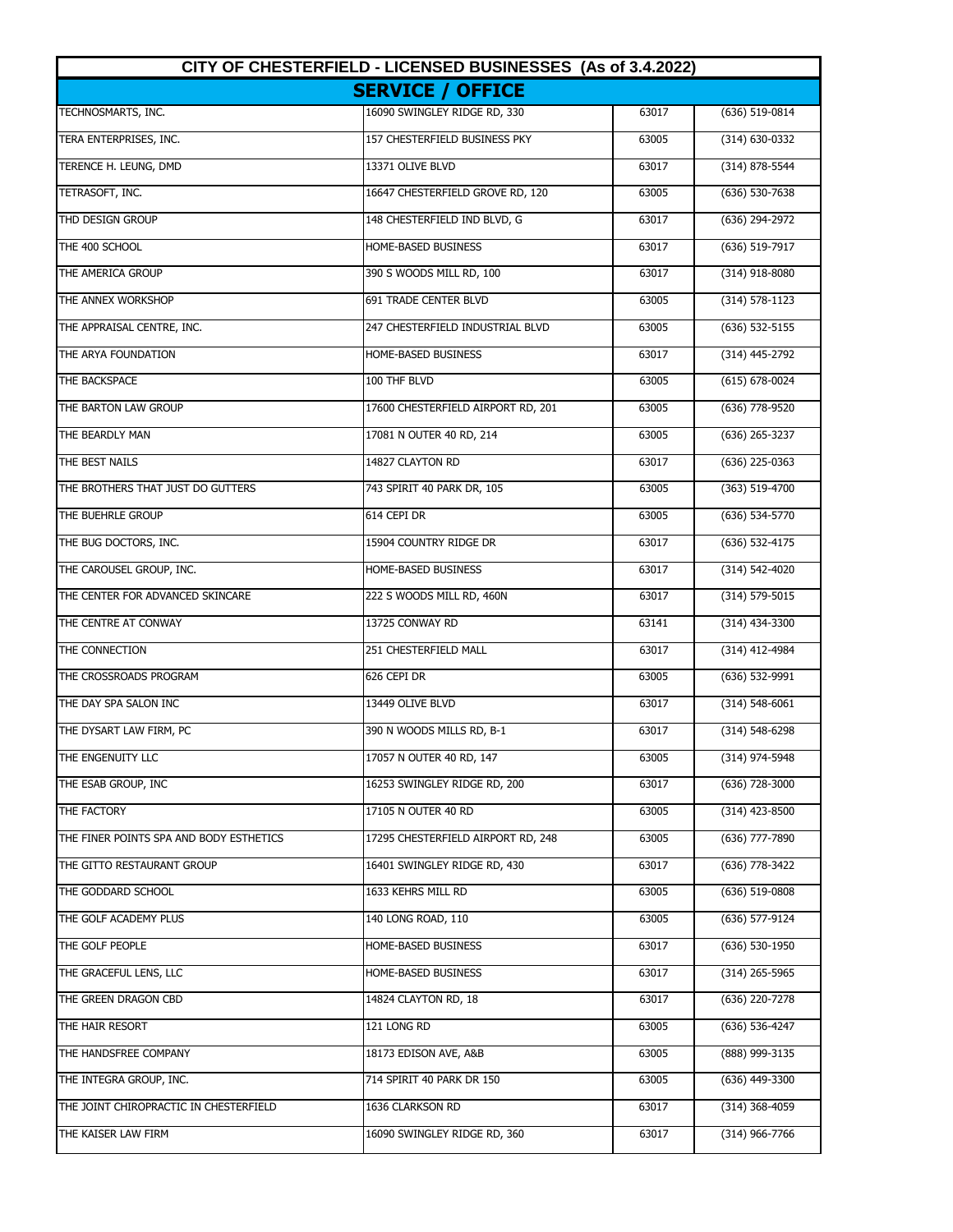| CITY OF CHESTERFIELD - LICENSED BUSINESSES (As of 3.4.2022) | | | |
|---|---|---|---|
| **SERVICE / OFFICE** | | | |
| TECHNOSMARTS, INC. | 16090 SWINGLEY RIDGE RD, 330 | 63017 | (636) 519-0814 |
| TERA ENTERPRISES, INC. | 157 CHESTERFIELD BUSINESS PKY | 63005 | (314) 630-0332 |
| TERENCE H. LEUNG, DMD | 13371 OLIVE BLVD | 63017 | (314) 878-5544 |
| TETRASOFT, INC. | 16647 CHESTERFIELD GROVE RD, 120 | 63005 | (636) 530-7638 |
| THD DESIGN GROUP | 148 CHESTERFIELD IND BLVD, G | 63017 | (636) 294-2972 |
| THE 400 SCHOOL | HOME-BASED BUSINESS | 63017 | (636) 519-7917 |
| THE AMERICA GROUP | 390 S WOODS MILL RD, 100 | 63017 | (314) 918-8080 |
| THE ANNEX WORKSHOP | 691 TRADE CENTER BLVD | 63005 | (314) 578-1123 |
| THE APPRAISAL CENTRE, INC. | 247 CHESTERFIELD INDUSTRIAL BLVD | 63005 | (636) 532-5155 |
| THE ARYA FOUNDATION | HOME-BASED BUSINESS | 63017 | (314) 445-2792 |
| THE BACKSPACE | 100 THF BLVD | 63005 | (615) 678-0024 |
| THE BARTON LAW GROUP | 17600 CHESTERFIELD AIRPORT RD, 201 | 63005 | (636) 778-9520 |
| THE BEARDLY MAN | 17081 N OUTER 40 RD, 214 | 63005 | (636) 265-3237 |
| THE BEST NAILS | 14827 CLAYTON RD | 63017 | (636) 225-0363 |
| THE BROTHERS THAT JUST DO GUTTERS | 743 SPIRIT 40 PARK DR, 105 | 63005 | (363) 519-4700 |
| THE BUEHRLE GROUP | 614 CEPI DR | 63005 | (636) 534-5770 |
| THE BUG DOCTORS, INC. | 15904 COUNTRY RIDGE DR | 63017 | (636) 532-4175 |
| THE CAROUSEL GROUP, INC. | HOME-BASED BUSINESS | 63017 | (314) 542-4020 |
| THE CENTER FOR ADVANCED SKINCARE | 222 S WOODS MILL RD, 460N | 63017 | (314) 579-5015 |
| THE CENTRE AT CONWAY | 13725 CONWAY RD | 63141 | (314) 434-3300 |
| THE CONNECTION | 251 CHESTERFIELD MALL | 63017 | (314) 412-4984 |
| THE CROSSROADS PROGRAM | 626 CEPI DR | 63005 | (636) 532-9991 |
| THE DAY SPA SALON INC | 13449 OLIVE BLVD | 63017 | (314) 548-6061 |
| THE DYSART LAW FIRM, PC | 390 N WOODS MILLS RD, B-1 | 63017 | (314) 548-6298 |
| THE ENGENUITY LLC | 17057 N OUTER 40 RD, 147 | 63005 | (314) 974-5948 |
| THE ESAB GROUP, INC | 16253 SWINGLEY RIDGE RD, 200 | 63017 | (636) 728-3000 |
| THE FACTORY | 17105 N OUTER 40 RD | 63005 | (314) 423-8500 |
| THE FINER POINTS SPA AND BODY ESTHETICS | 17295 CHESTERFIELD AIRPORT RD, 248 | 63005 | (636) 777-7890 |
| THE GITTO RESTAURANT GROUP | 16401 SWINGLEY RIDGE RD, 430 | 63017 | (636) 778-3422 |
| THE GODDARD SCHOOL | 1633 KEHRS MILL RD | 63005 | (636) 519-0808 |
| THE GOLF ACADEMY PLUS | 140 LONG ROAD, 110 | 63005 | (636) 577-9124 |
| THE GOLF PEOPLE | HOME-BASED BUSINESS | 63017 | (636) 530-1950 |
| THE GRACEFUL LENS, LLC | HOME-BASED BUSINESS | 63017 | (314) 265-5965 |
| THE GREEN DRAGON CBD | 14824 CLAYTON RD, 18 | 63017 | (636) 220-7278 |
| THE HAIR RESORT | 121 LONG RD | 63005 | (636) 536-4247 |
| THE HANDSFREE COMPANY | 18173 EDISON AVE, A&B | 63005 | (888) 999-3135 |
| THE INTEGRA GROUP, INC. | 714 SPIRIT 40 PARK DR 150 | 63005 | (636) 449-3300 |
| THE JOINT CHIROPRACTIC IN CHESTERFIELD | 1636 CLARKSON RD | 63017 | (314) 368-4059 |
| THE KAISER LAW FIRM | 16090 SWINGLEY RIDGE RD, 360 | 63017 | (314) 966-7766 |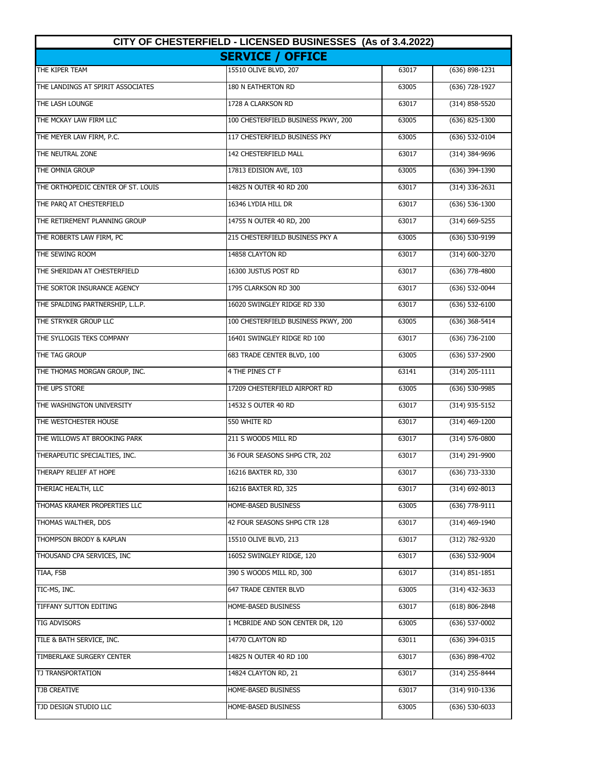| CITY OF CHESTERFIELD - LICENSED BUSINESSES (As of 3.4.2022) | | | |
|---|---|---|---|
| **SERVICE / OFFICE** | | | |
| THE KIPER TEAM | 15510 OLIVE BLVD, 207 | 63017 | (636) 898-1231 |
| THE LANDINGS AT SPIRIT ASSOCIATES | 180 N EATHERTON RD | 63005 | (636) 728-1927 |
| THE LASH LOUNGE | 1728 A CLARKSON RD | 63017 | (314) 858-5520 |
| THE MCKAY LAW FIRM LLC | 100 CHESTERFIELD BUSINESS PKWY, 200 | 63005 | (636) 825-1300 |
| THE MEYER LAW FIRM, P.C. | 117 CHESTERFIELD BUSINESS PKY | 63005 | (636) 532-0104 |
| THE NEUTRAL ZONE | 142 CHESTERFIELD MALL | 63017 | (314) 384-9696 |
| THE OMNIA GROUP | 17813 EDISION AVE, 103 | 63005 | (636) 394-1390 |
| THE ORTHOPEDIC CENTER OF ST. LOUIS | 14825 N OUTER 40 RD 200 | 63017 | (314) 336-2631 |
| THE PARQ AT CHESTERFIELD | 16346 LYDIA HILL DR | 63017 | (636) 536-1300 |
| THE RETIREMENT PLANNING GROUP | 14755 N OUTER 40 RD, 200 | 63017 | (314) 669-5255 |
| THE ROBERTS LAW FIRM, PC | 215 CHESTERFIELD BUSINESS PKY A | 63005 | (636) 530-9199 |
| THE SEWING ROOM | 14858 CLAYTON RD | 63017 | (314) 600-3270 |
| THE SHERIDAN AT CHESTERFIELD | 16300 JUSTUS POST RD | 63017 | (636) 778-4800 |
| THE SORTOR INSURANCE AGENCY | 1795 CLARKSON RD 300 | 63017 | (636) 532-0044 |
| THE SPALDING PARTNERSHIP, L.L.P. | 16020 SWINGLEY RIDGE RD 330 | 63017 | (636) 532-6100 |
| THE STRYKER GROUP LLC | 100 CHESTERFIELD BUSINESS PKWY, 200 | 63005 | (636) 368-5414 |
| THE SYLLOGIS TEKS COMPANY | 16401 SWINGLEY RIDGE RD 100 | 63017 | (636) 736-2100 |
| THE TAG GROUP | 683 TRADE CENTER BLVD, 100 | 63005 | (636) 537-2900 |
| THE THOMAS MORGAN GROUP, INC. | 4 THE PINES CT F | 63141 | (314) 205-1111 |
| THE UPS STORE | 17209 CHESTERFIELD AIRPORT RD | 63005 | (636) 530-9985 |
| THE WASHINGTON UNIVERSITY | 14532 S OUTER 40 RD | 63017 | (314) 935-5152 |
| THE WESTCHESTER HOUSE | 550 WHITE RD | 63017 | (314) 469-1200 |
| THE WILLOWS AT BROOKING PARK | 211 S WOODS MILL RD | 63017 | (314) 576-0800 |
| THERAPEUTIC SPECIALTIES, INC. | 36 FOUR SEASONS SHPG CTR, 202 | 63017 | (314) 291-9900 |
| THERAPY RELIEF AT HOPE | 16216 BAXTER RD, 330 | 63017 | (636) 733-3330 |
| THERIAC HEALTH, LLC | 16216 BAXTER RD, 325 | 63017 | (314) 692-8013 |
| THOMAS KRAMER PROPERTIES LLC | HOME-BASED BUSINESS | 63005 | (636) 778-9111 |
| THOMAS WALTHER, DDS | 42 FOUR SEASONS SHPG CTR 128 | 63017 | (314) 469-1940 |
| THOMPSON BRODY & KAPLAN | 15510 OLIVE BLVD, 213 | 63017 | (312) 782-9320 |
| THOUSAND CPA SERVICES, INC | 16052 SWINGLEY RIDGE, 120 | 63017 | (636) 532-9004 |
| TIAA, FSB | 390 S WOODS MILL RD, 300 | 63017 | (314) 851-1851 |
| TIC-MS, INC. | 647 TRADE CENTER BLVD | 63005 | (314) 432-3633 |
| TIFFANY SUTTON EDITING | HOME-BASED BUSINESS | 63017 | (618) 806-2848 |
| TIG ADVISORS | 1 MCBRIDE AND SON CENTER DR, 120 | 63005 | (636) 537-0002 |
| TILE & BATH SERVICE, INC. | 14770 CLAYTON RD | 63011 | (636) 394-0315 |
| TIMBERLAKE SURGERY CENTER | 14825 N OUTER 40 RD 100 | 63017 | (636) 898-4702 |
| TJ TRANSPORTATION | 14824 CLAYTON RD, 21 | 63017 | (314) 255-8444 |
| TJB CREATIVE | HOME-BASED BUSINESS | 63017 | (314) 910-1336 |
| TJD DESIGN STUDIO LLC | HOME-BASED BUSINESS | 63005 | (636) 530-6033 |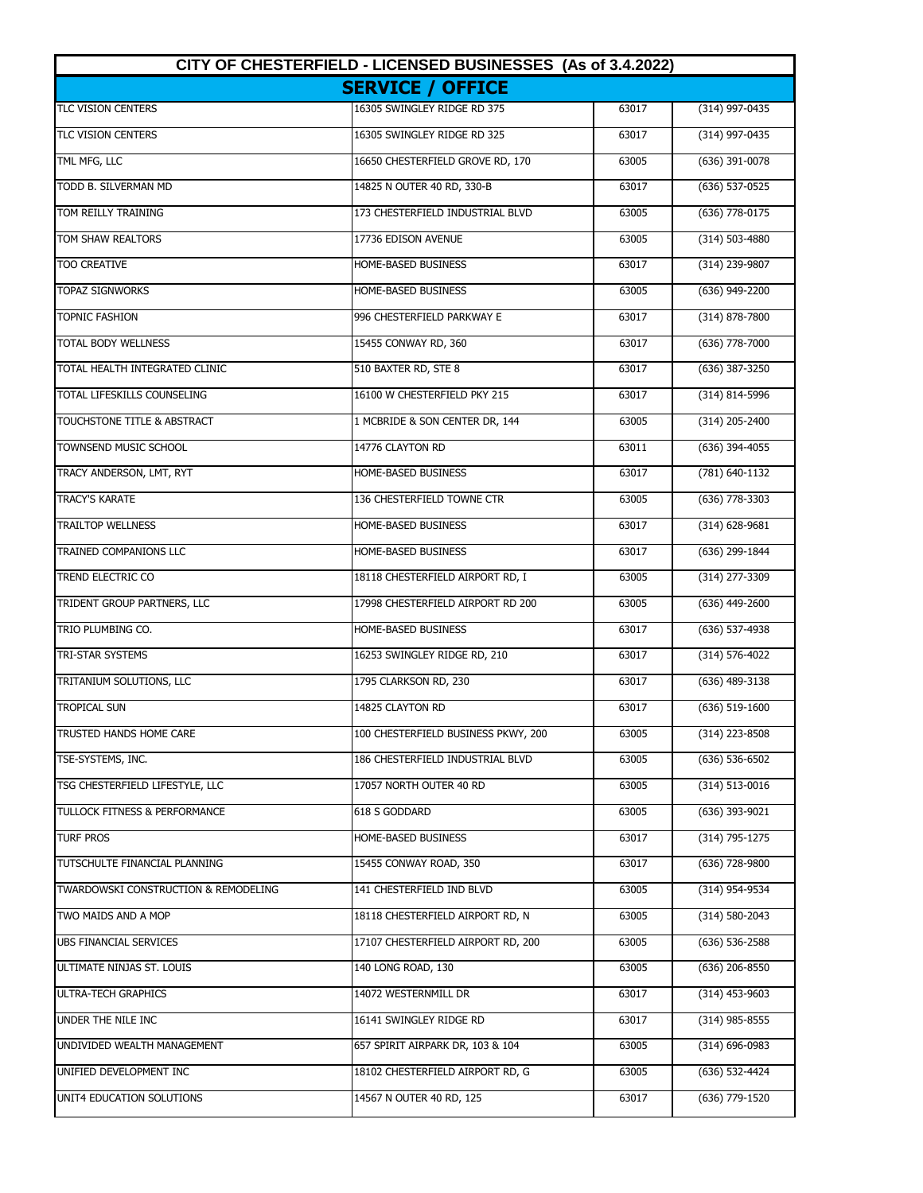| CITY OF CHESTERFIELD - LICENSED BUSINESSES (As of 3.4.2022) | | | |
|---|---|---|---|
| **SERVICE / OFFICE** | | | |
| TLC VISION CENTERS | 16305 SWINGLEY RIDGE RD 375 | 63017 | (314) 997-0435 |
| TLC VISION CENTERS | 16305 SWINGLEY RIDGE RD 325 | 63017 | (314) 997-0435 |
| TML MFG, LLC | 16650 CHESTERFIELD GROVE RD, 170 | 63005 | (636) 391-0078 |
| TODD B. SILVERMAN MD | 14825 N OUTER 40 RD, 330-B | 63017 | (636) 537-0525 |
| TOM REILLY TRAINING | 173 CHESTERFIELD INDUSTRIAL BLVD | 63005 | (636) 778-0175 |
| TOM SHAW REALTORS | 17736 EDISON AVENUE | 63005 | (314) 503-4880 |
| TOO CREATIVE | HOME-BASED BUSINESS | 63017 | (314) 239-9807 |
| TOPAZ SIGNWORKS | HOME-BASED BUSINESS | 63005 | (636) 949-2200 |
| TOPNIC FASHION | 996 CHESTERFIELD PARKWAY E | 63017 | (314) 878-7800 |
| TOTAL BODY WELLNESS | 15455 CONWAY RD, 360 | 63017 | (636) 778-7000 |
| TOTAL HEALTH INTEGRATED CLINIC | 510 BAXTER RD, STE 8 | 63017 | (636) 387-3250 |
| TOTAL LIFESKILLS COUNSELING | 16100 W CHESTERFIELD PKY 215 | 63017 | (314) 814-5996 |
| TOUCHSTONE TITLE & ABSTRACT | 1 MCBRIDE & SON CENTER DR, 144 | 63005 | (314) 205-2400 |
| TOWNSEND MUSIC SCHOOL | 14776 CLAYTON RD | 63011 | (636) 394-4055 |
| TRACY ANDERSON, LMT, RYT | HOME-BASED BUSINESS | 63017 | (781) 640-1132 |
| TRACY'S KARATE | 136 CHESTERFIELD TOWNE CTR | 63005 | (636) 778-3303 |
| TRAILTOP WELLNESS | HOME-BASED BUSINESS | 63017 | (314) 628-9681 |
| TRAINED COMPANIONS LLC | HOME-BASED BUSINESS | 63017 | (636) 299-1844 |
| TREND ELECTRIC CO | 18118 CHESTERFIELD AIRPORT RD, I | 63005 | (314) 277-3309 |
| TRIDENT GROUP PARTNERS, LLC | 17998 CHESTERFIELD AIRPORT RD 200 | 63005 | (636) 449-2600 |
| TRIO PLUMBING CO. | HOME-BASED BUSINESS | 63017 | (636) 537-4938 |
| TRI-STAR SYSTEMS | 16253 SWINGLEY RIDGE RD, 210 | 63017 | (314) 576-4022 |
| TRITANIUM SOLUTIONS, LLC | 1795 CLARKSON RD, 230 | 63017 | (636) 489-3138 |
| TROPICAL SUN | 14825 CLAYTON RD | 63017 | (636) 519-1600 |
| TRUSTED HANDS HOME CARE | 100 CHESTERFIELD BUSINESS PKWY, 200 | 63005 | (314) 223-8508 |
| TSE-SYSTEMS, INC. | 186 CHESTERFIELD INDUSTRIAL BLVD | 63005 | (636) 536-6502 |
| TSG CHESTERFIELD LIFESTYLE, LLC | 17057 NORTH OUTER 40 RD | 63005 | (314) 513-0016 |
| TULLOCK FITNESS & PERFORMANCE | 618 S GODDARD | 63005 | (636) 393-9021 |
| TURF PROS | HOME-BASED BUSINESS | 63017 | (314) 795-1275 |
| TUTSCHULTE FINANCIAL PLANNING | 15455 CONWAY ROAD, 350 | 63017 | (636) 728-9800 |
| TWARDOWSKI CONSTRUCTION & REMODELING | 141 CHESTERFIELD IND BLVD | 63005 | (314) 954-9534 |
| TWO MAIDS AND A MOP | 18118 CHESTERFIELD AIRPORT RD, N | 63005 | (314) 580-2043 |
| UBS FINANCIAL SERVICES | 17107 CHESTERFIELD AIRPORT RD, 200 | 63005 | (636) 536-2588 |
| ULTIMATE NINJAS ST. LOUIS | 140 LONG ROAD, 130 | 63005 | (636) 206-8550 |
| ULTRA-TECH GRAPHICS | 14072 WESTERNMILL DR | 63017 | (314) 453-9603 |
| UNDER THE NILE INC | 16141 SWINGLEY RIDGE RD | 63017 | (314) 985-8555 |
| UNDIVIDED WEALTH MANAGEMENT | 657 SPIRIT AIRPARK DR, 103 & 104 | 63005 | (314) 696-0983 |
| UNIFIED DEVELOPMENT INC | 18102 CHESTERFIELD AIRPORT RD, G | 63005 | (636) 532-4424 |
| UNIT4 EDUCATION SOLUTIONS | 14567 N OUTER 40 RD, 125 | 63017 | (636) 779-1520 |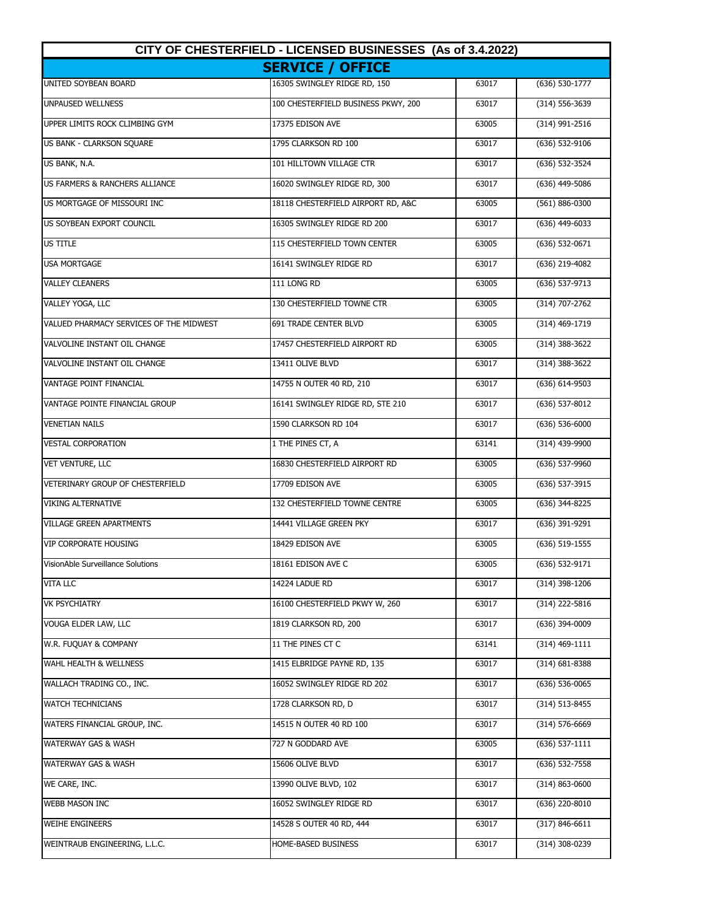## CITY OF CHESTERFIELD - LICENSED BUSINESSES (As of 3.4.2022)

### SERVICE / OFFICE

| | | | |
|---|---|---|---|
| UNITED SOYBEAN BOARD | 16305 SWINGLEY RIDGE RD, 150 | 63017 | (636) 530-1777 |
| UNPAUSED WELLNESS | 100 CHESTERFIELD BUSINESS PKWY, 200 | 63017 | (314) 556-3639 |
| UPPER LIMITS ROCK CLIMBING GYM | 17375 EDISON AVE | 63005 | (314) 991-2516 |
| US BANK - CLARKSON SQUARE | 1795 CLARKSON RD 100 | 63017 | (636) 532-9106 |
| US BANK, N.A. | 101 HILLTOWN VILLAGE CTR | 63017 | (636) 532-3524 |
| US FARMERS & RANCHERS ALLIANCE | 16020 SWINGLEY RIDGE RD, 300 | 63017 | (636) 449-5086 |
| US MORTGAGE OF MISSOURI INC | 18118 CHESTERFIELD AIRPORT RD, A&C | 63005 | (561) 886-0300 |
| US SOYBEAN EXPORT COUNCIL | 16305 SWINGLEY RIDGE RD 200 | 63017 | (636) 449-6033 |
| US TITLE | 115 CHESTERFIELD TOWN CENTER | 63005 | (636) 532-0671 |
| USA MORTGAGE | 16141 SWINGLEY RIDGE RD | 63017 | (636) 219-4082 |
| VALLEY CLEANERS | 111 LONG RD | 63005 | (636) 537-9713 |
| VALLEY YOGA, LLC | 130 CHESTERFIELD TOWNE CTR | 63005 | (314) 707-2762 |
| VALUED PHARMACY SERVICES OF THE MIDWEST | 691 TRADE CENTER BLVD | 63005 | (314) 469-1719 |
| VALVOLINE INSTANT OIL CHANGE | 17457 CHESTERFIELD AIRPORT RD | 63005 | (314) 388-3622 |
| VALVOLINE INSTANT OIL CHANGE | 13411 OLIVE BLVD | 63017 | (314) 388-3622 |
| VANTAGE POINT FINANCIAL | 14755 N OUTER 40 RD, 210 | 63017 | (636) 614-9503 |
| VANTAGE POINTE FINANCIAL GROUP | 16141 SWINGLEY RIDGE RD, STE 210 | 63017 | (636) 537-8012 |
| VENETIAN NAILS | 1590 CLARKSON RD 104 | 63017 | (636) 536-6000 |
| VESTAL CORPORATION | 1 THE PINES CT, A | 63141 | (314) 439-9900 |
| VET VENTURE, LLC | 16830 CHESTERFIELD AIRPORT RD | 63005 | (636) 537-9960 |
| VETERINARY GROUP OF CHESTERFIELD | 17709 EDISON AVE | 63005 | (636) 537-3915 |
| VIKING ALTERNATIVE | 132 CHESTERFIELD TOWNE CENTRE | 63005 | (636) 344-8225 |
| VILLAGE GREEN APARTMENTS | 14441 VILLAGE GREEN PKY | 63017 | (636) 391-9291 |
| VIP CORPORATE HOUSING | 18429 EDISON AVE | 63005 | (636) 519-1555 |
| VisionAble Surveillance Solutions | 18161 EDISON AVE C | 63005 | (636) 532-9171 |
| VITA LLC | 14224 LADUE RD | 63017 | (314) 398-1206 |
| VK PSYCHIATRY | 16100 CHESTERFIELD PKWY W, 260 | 63017 | (314) 222-5816 |
| VOUGA ELDER LAW, LLC | 1819 CLARKSON RD, 200 | 63017 | (636) 394-0009 |
| W.R. FUQUAY & COMPANY | 11 THE PINES CT C | 63141 | (314) 469-1111 |
| WAHL HEALTH & WELLNESS | 1415 ELBRIDGE PAYNE RD, 135 | 63017 | (314) 681-8388 |
| WALLACH TRADING CO., INC. | 16052 SWINGLEY RIDGE RD 202 | 63017 | (636) 536-0065 |
| WATCH TECHNICIANS | 1728 CLARKSON RD, D | 63017 | (314) 513-8455 |
| WATERS FINANCIAL GROUP, INC. | 14515 N OUTER 40 RD 100 | 63017 | (314) 576-6669 |
| WATERWAY GAS & WASH | 727 N GODDARD AVE | 63005 | (636) 537-1111 |
| WATERWAY GAS & WASH | 15606 OLIVE BLVD | 63017 | (636) 532-7558 |
| WE CARE, INC. | 13990 OLIVE BLVD, 102 | 63017 | (314) 863-0600 |
| WEBB MASON INC | 16052 SWINGLEY RIDGE RD | 63017 | (636) 220-8010 |
| WEIHE ENGINEERS | 14528 S OUTER 40 RD, 444 | 63017 | (317) 846-6611 |
| WEINTRAUB ENGINEERING, L.L.C. | HOME-BASED BUSINESS | 63017 | (314) 308-0239 |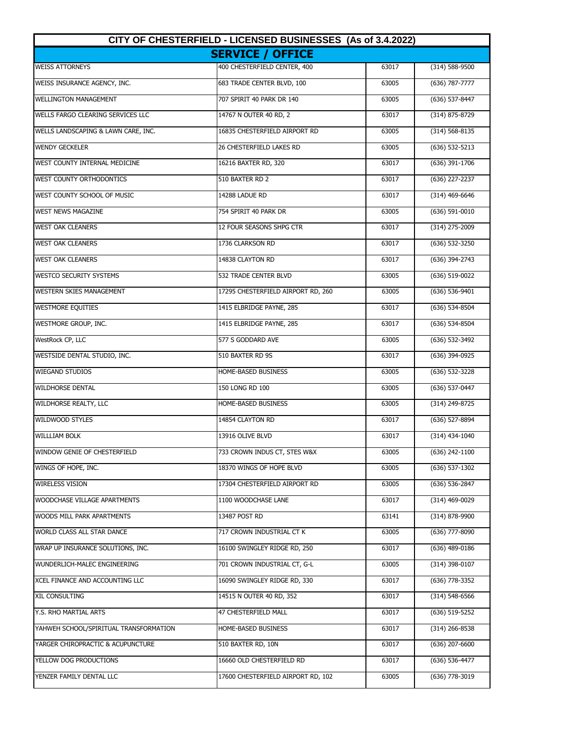| CITY OF CHESTERFIELD - LICENSED BUSINESSES (As of 3.4.2022) | | | |
|---|---|---|---|
| **SERVICE / OFFICE** | | | |
| WEISS ATTORNEYS | 400 CHESTERFIELD CENTER, 400 | 63017 | (314) 588-9500 |
| WEISS INSURANCE AGENCY, INC. | 683 TRADE CENTER BLVD, 100 | 63005 | (636) 787-7777 |
| WELLINGTON MANAGEMENT | 707 SPIRIT 40 PARK DR 140 | 63005 | (636) 537-8447 |
| WELLS FARGO CLEARING SERVICES LLC | 14767 N OUTER 40 RD, 2 | 63017 | (314) 875-8729 |
| WELLS LANDSCAPING & LAWN CARE, INC. | 16835 CHESTERFIELD AIRPORT RD | 63005 | (314) 568-8135 |
| WENDY GECKELER | 26 CHESTERFIELD LAKES RD | 63005 | (636) 532-5213 |
| WEST COUNTY INTERNAL MEDICINE | 16216 BAXTER RD, 320 | 63017 | (636) 391-1706 |
| WEST COUNTY ORTHODONTICS | 510 BAXTER RD 2 | 63017 | (636) 227-2237 |
| WEST COUNTY SCHOOL OF MUSIC | 14288 LADUE RD | 63017 | (314) 469-6646 |
| WEST NEWS MAGAZINE | 754 SPIRIT 40 PARK DR | 63005 | (636) 591-0010 |
| WEST OAK CLEANERS | 12 FOUR SEASONS SHPG CTR | 63017 | (314) 275-2009 |
| WEST OAK CLEANERS | 1736 CLARKSON RD | 63017 | (636) 532-3250 |
| WEST OAK CLEANERS | 14838 CLAYTON RD | 63017 | (636) 394-2743 |
| WESTCO SECURITY SYSTEMS | 532 TRADE CENTER BLVD | 63005 | (636) 519-0022 |
| WESTERN SKIES MANAGEMENT | 17295 CHESTERFIELD AIRPORT RD, 260 | 63005 | (636) 536-9401 |
| WESTMORE EQUITIES | 1415 ELBRIDGE PAYNE, 285 | 63017 | (636) 534-8504 |
| WESTMORE GROUP, INC. | 1415 ELBRIDGE PAYNE, 285 | 63017 | (636) 534-8504 |
| WestRock CP, LLC | 577 S GODDARD AVE | 63005 | (636) 532-3492 |
| WESTSIDE DENTAL STUDIO, INC. | 510 BAXTER RD 9S | 63017 | (636) 394-0925 |
| WIEGAND STUDIOS | HOME-BASED BUSINESS | 63005 | (636) 532-3228 |
| WILDHORSE DENTAL | 150 LONG RD 100 | 63005 | (636) 537-0447 |
| WILDHORSE REALTY, LLC | HOME-BASED BUSINESS | 63005 | (314) 249-8725 |
| WILDWOOD STYLES | 14854 CLAYTON RD | 63017 | (636) 527-8894 |
| WILLLIAM BOLK | 13916 OLIVE BLVD | 63017 | (314) 434-1040 |
| WINDOW GENIE OF CHESTERFIELD | 733 CROWN INDUS CT, STES W&X | 63005 | (636) 242-1100 |
| WINGS OF HOPE, INC. | 18370 WINGS OF HOPE BLVD | 63005 | (636) 537-1302 |
| WIRELESS VISION | 17304 CHESTERFIELD AIRPORT RD | 63005 | (636) 536-2847 |
| WOODCHASE VILLAGE APARTMENTS | 1100 WOODCHASE LANE | 63017 | (314) 469-0029 |
| WOODS MILL PARK APARTMENTS | 13487 POST RD | 63141 | (314) 878-9900 |
| WORLD CLASS ALL STAR DANCE | 717 CROWN INDUSTRIAL CT K | 63005 | (636) 777-8090 |
| WRAP UP INSURANCE SOLUTIONS, INC. | 16100 SWINGLEY RIDGE RD, 250 | 63017 | (636) 489-0186 |
| WUNDERLICH-MALEC ENGINEERING | 701 CROWN INDUSTRIAL CT, G-L | 63005 | (314) 398-0107 |
| XCEL FINANCE AND ACCOUNTING LLC | 16090 SWINGLEY RIDGE RD, 330 | 63017 | (636) 778-3352 |
| XIL CONSULTING | 14515 N OUTER 40 RD, 352 | 63017 | (314) 548-6566 |
| Y.S. RHO MARTIAL ARTS | 47 CHESTERFIELD MALL | 63017 | (636) 519-5252 |
| YAHWEH SCHOOL/SPIRITUAL TRANSFORMATION | HOME-BASED BUSINESS | 63017 | (314) 266-8538 |
| YARGER CHIROPRACTIC & ACUPUNCTURE | 510 BAXTER RD, 10N | 63017 | (636) 207-6600 |
| YELLOW DOG PRODUCTIONS | 16660 OLD CHESTERFIELD RD | 63017 | (636) 536-4477 |
| YENZER FAMILY DENTAL LLC | 17600 CHESTERFIELD AIRPORT RD, 102 | 63005 | (636) 778-3019 |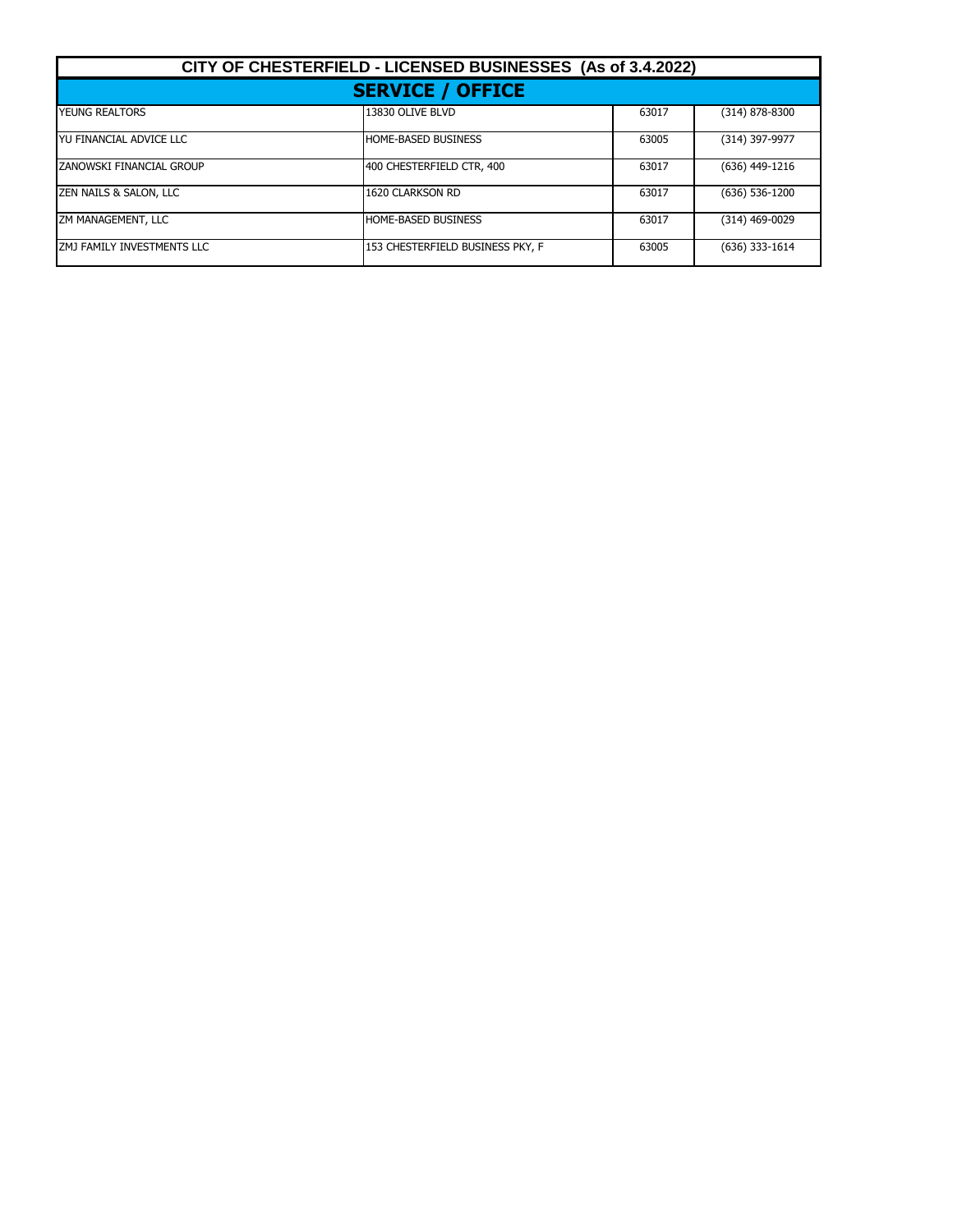# CITY OF CHESTERFIELD - LICENSED BUSINESSES (As of 3.4.2022)

## SERVICE / OFFICE

| | | | |
|---|---|---|---|
| YEUNG REALTORS | 13830 OLIVE BLVD | 63017 | (314) 878-8300 |
| YU FINANCIAL ADVICE LLC | HOME-BASED BUSINESS | 63005 | (314) 397-9977 |
| ZANOWSKI FINANCIAL GROUP | 400 CHESTERFIELD CTR, 400 | 63017 | (636) 449-1216 |
| ZEN NAILS & SALON, LLC | 1620 CLARKSON RD | 63017 | (636) 536-1200 |
| ZM MANAGEMENT, LLC | HOME-BASED BUSINESS | 63017 | (314) 469-0029 |
| ZMJ FAMILY INVESTMENTS LLC | 153 CHESTERFIELD BUSINESS PKY, F | 63005 | (636) 333-1614 |